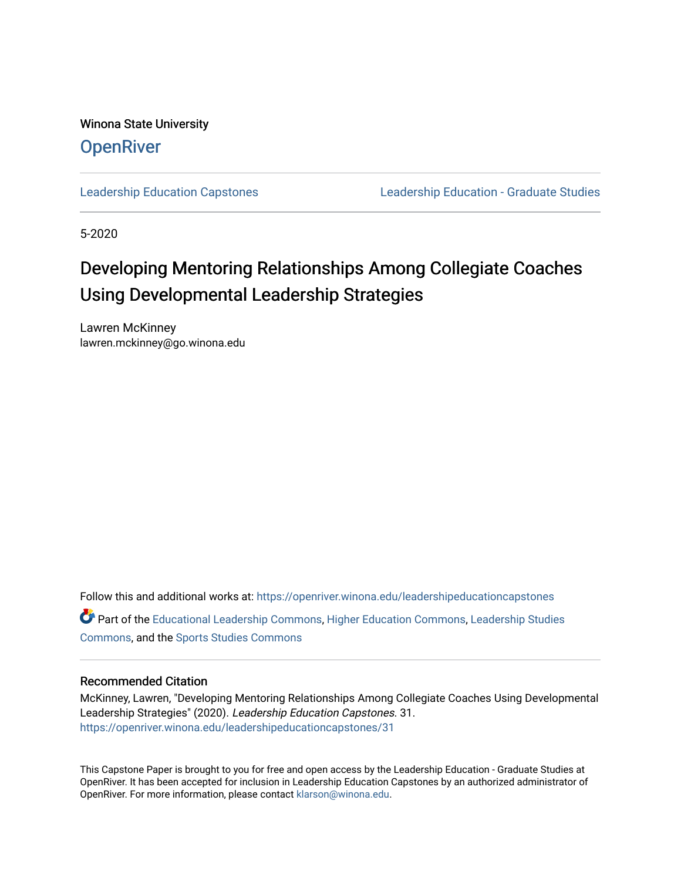Winona State University

# OpenRiver

Leadership Education Capstones | Leadership Education - Graduate Studies

5-2020

# Developing Mentoring Relationships Among Collegiate Coaches Using Developmental Leadership Strategies

Lawren McKinney
lawren.mckinney@go.winona.edu

Follow this and additional works at: https://openriver.winona.edu/leadershipeducationcapstones

Part of the Educational Leadership Commons, Higher Education Commons, Leadership Studies Commons, and the Sports Studies Commons

## Recommended Citation

McKinney, Lawren, "Developing Mentoring Relationships Among Collegiate Coaches Using Developmental Leadership Strategies" (2020). *Leadership Education Capstones*. 31.
https://openriver.winona.edu/leadershipeducationcapstones/31

This Capstone Paper is brought to you for free and open access by the Leadership Education - Graduate Studies at OpenRiver. It has been accepted for inclusion in Leadership Education Capstones by an authorized administrator of OpenRiver. For more information, please contact klarson@winona.edu.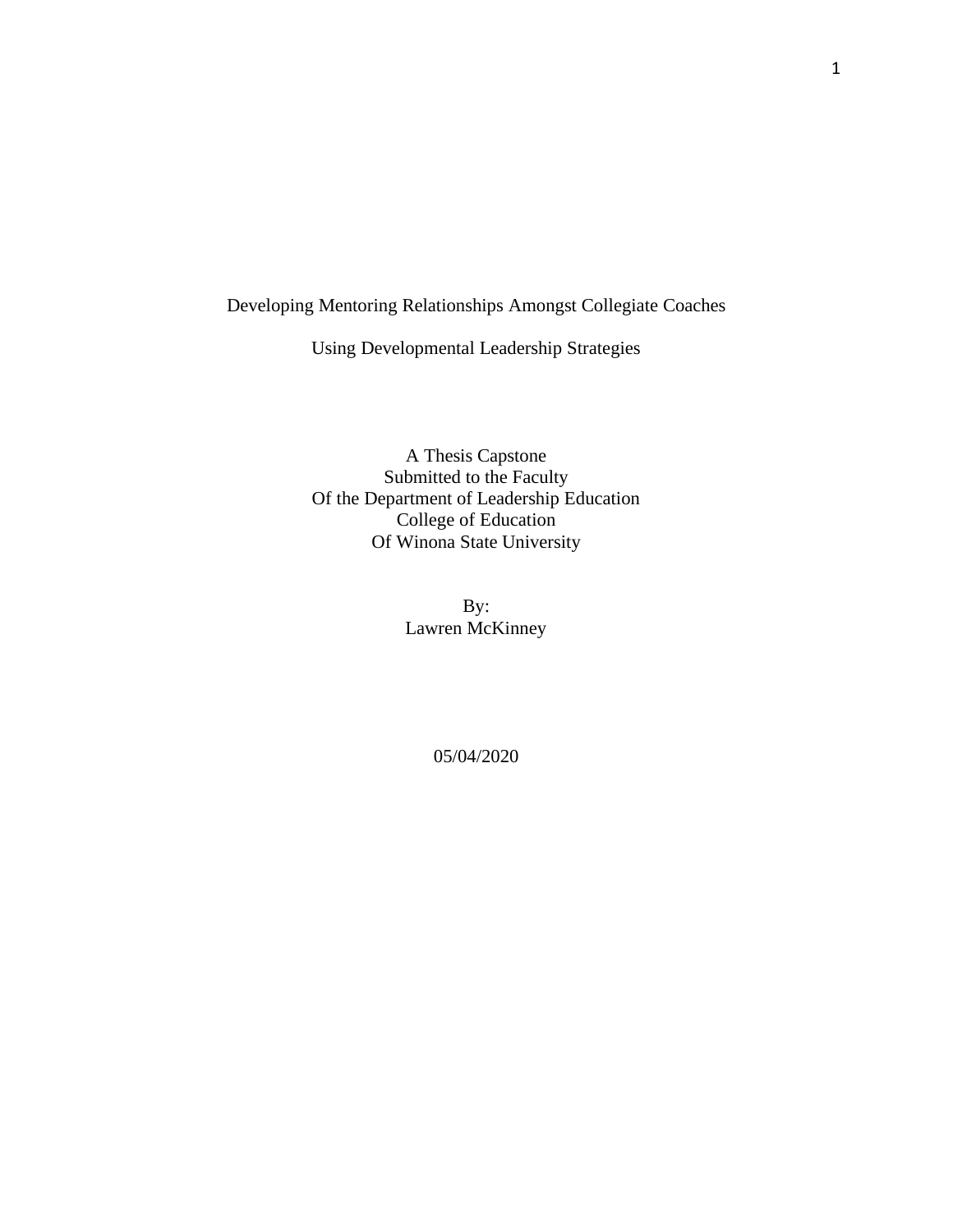Developing Mentoring Relationships Amongst Collegiate Coaches

Using Developmental Leadership Strategies

A Thesis Capstone
Submitted to the Faculty
Of the Department of Leadership Education
College of Education
Of Winona State University

By:
Lawren McKinney

05/04/2020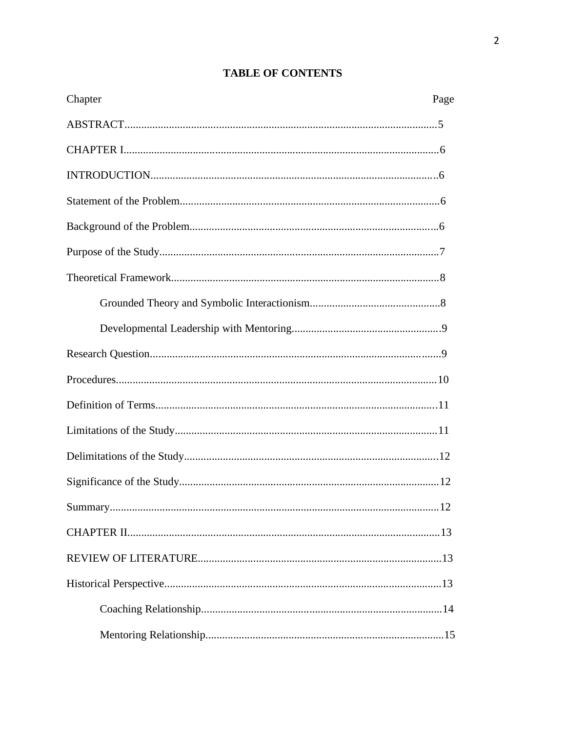# TABLE OF CONTENTS

| Chapter | Page |
|---|---|
| ABSTRACT | 5 |
| CHAPTER I | 6 |
| INTRODUCTION | 6 |
| Statement of the Problem | 6 |
| Background of the Problem | 6 |
| Purpose of the Study | 7 |
| Theoretical Framework | 8 |
| Grounded Theory and Symbolic Interactionism | 8 |
| Developmental Leadership with Mentoring | 9 |
| Research Question | 9 |
| Procedures | 10 |
| Definition of Terms | 11 |
| Limitations of the Study | 11 |
| Delimitations of the Study | 12 |
| Significance of the Study | 12 |
| Summary | 12 |
| CHAPTER II | 13 |
| REVIEW OF LITERATURE | 13 |
| Historical Perspective | 13 |
| Coaching Relationship | 14 |
| Mentoring Relationship | 15 |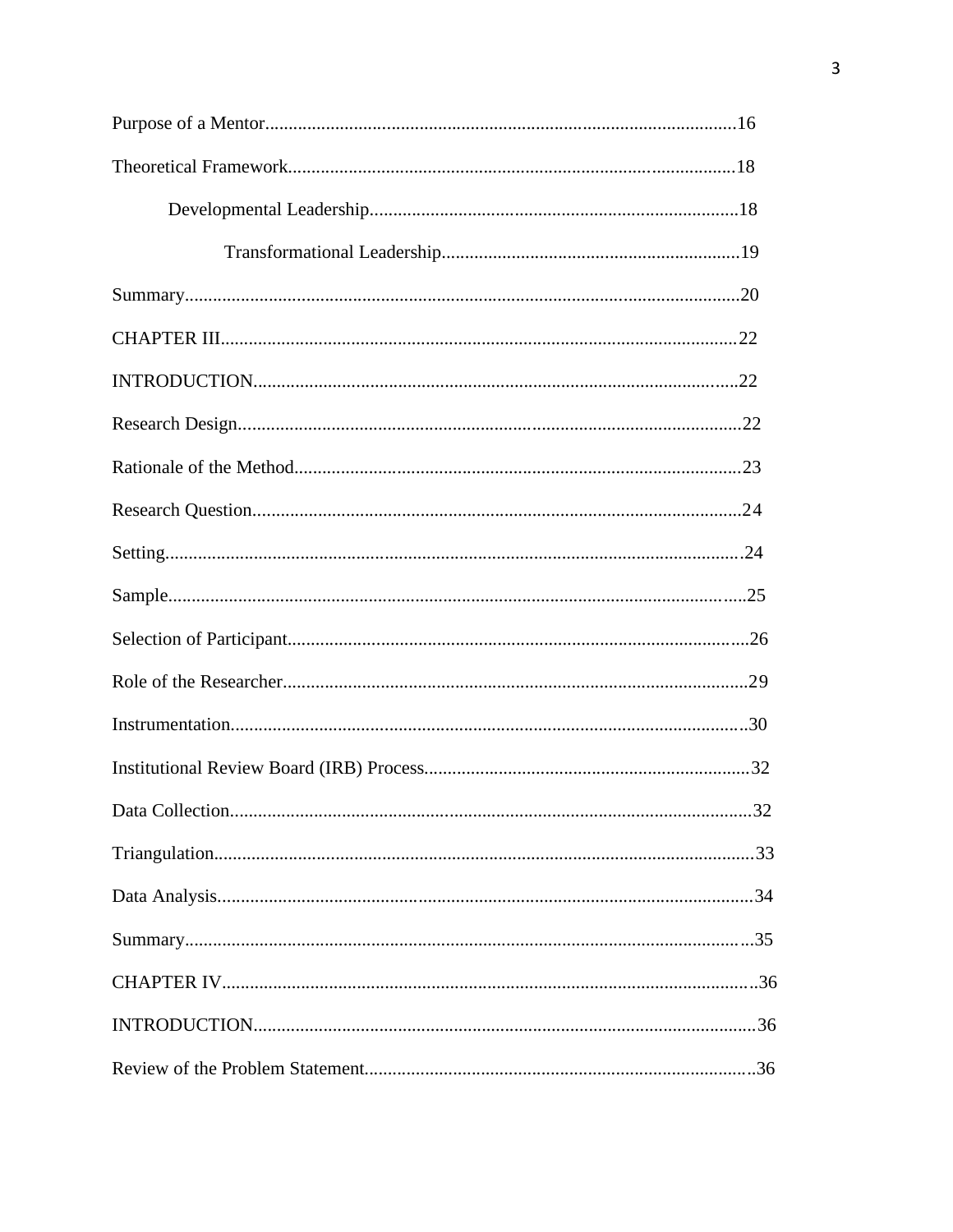Purpose of a Mentor....................................................................................................16

Theoretical Framework...............................................................................................18

Developmental Leadership..............................................................................18

Transformational Leadership................................................................19

Summary.......................................................................................................................20

CHAPTER III..............................................................................................................22

INTRODUCTION.......................................................................................................22

Research Design...........................................................................................................22

Rationale of the Method................................................................................................23

Research Question.........................................................................................................24

Setting...........................................................................................................................24

Sample...........................................................................................................................25

Selection of Participant..................................................................................................26

Role of the Researcher...................................................................................................29

Instrumentation..............................................................................................................30

Institutional Review Board (IRB) Process.....................................................................32

Data Collection...............................................................................................................32

Triangulation...................................................................................................................33

Data Analysis..................................................................................................................34

Summary........................................................................................................................35

CHAPTER IV.................................................................................................................36

INTRODUCTION..........................................................................................................36

Review of the Problem Statement..................................................................................36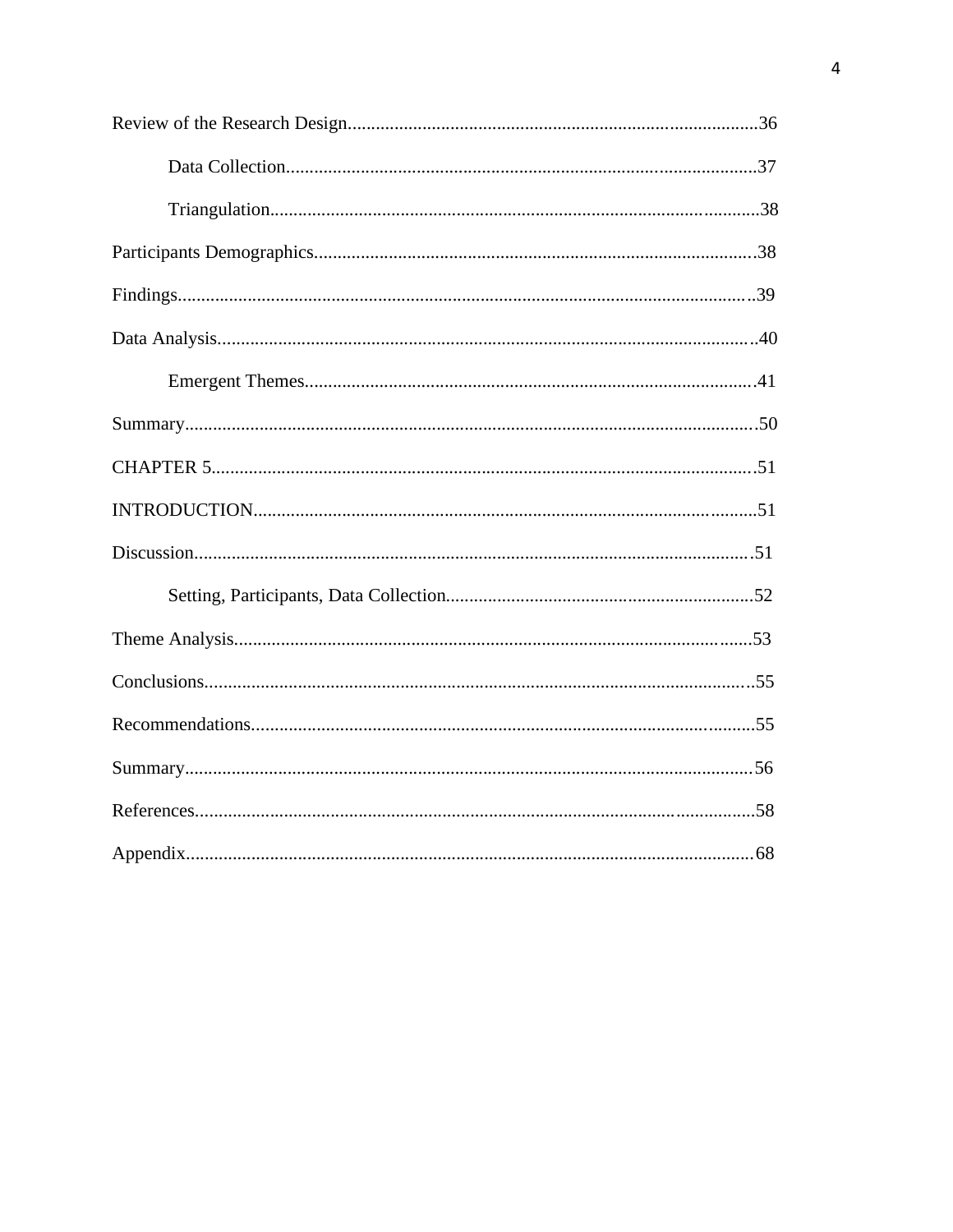Review of the Research Design........................................................................................36

    Data Collection.....................................................................................................37

    Triangulation.........................................................................................................38

Participants Demographics..............................................................................................38

Findings...........................................................................................................................39

Data Analysis...................................................................................................................40

    Emergent Themes.................................................................................................41

Summary..........................................................................................................................50

CHAPTER 5....................................................................................................................51

INTRODUCTION............................................................................................................51

Discussion.......................................................................................................................51

    Setting, Participants, Data Collection..................................................................52

Theme Analysis...............................................................................................................53

Conclusions.....................................................................................................................55

Recommendations............................................................................................................55

Summary..........................................................................................................................56

References........................................................................................................................58

Appendix.........................................................................................................................68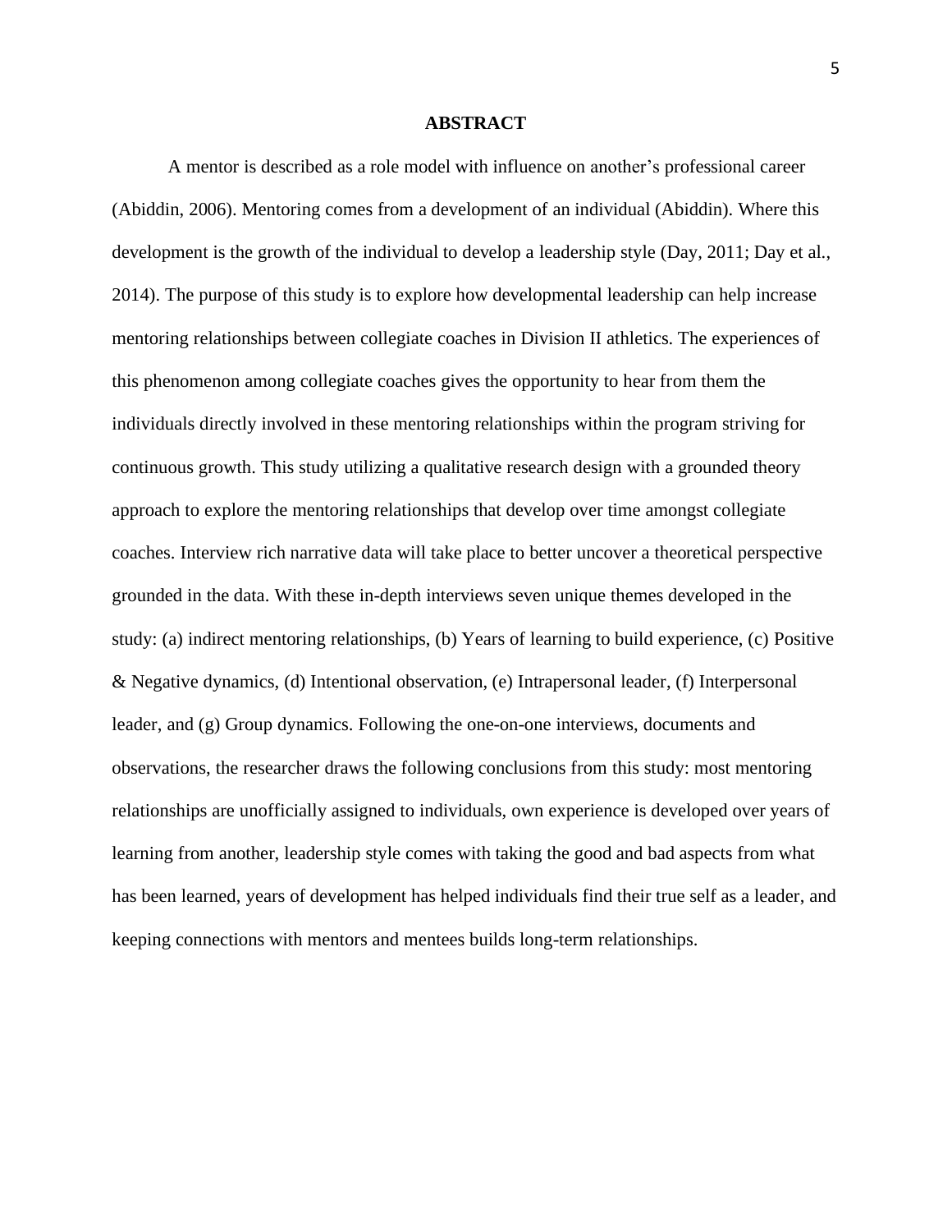# ABSTRACT

A mentor is described as a role model with influence on another's professional career (Abiddin, 2006). Mentoring comes from a development of an individual (Abiddin). Where this development is the growth of the individual to develop a leadership style (Day, 2011; Day et al., 2014). The purpose of this study is to explore how developmental leadership can help increase mentoring relationships between collegiate coaches in Division II athletics. The experiences of this phenomenon among collegiate coaches gives the opportunity to hear from them the individuals directly involved in these mentoring relationships within the program striving for continuous growth. This study utilizing a qualitative research design with a grounded theory approach to explore the mentoring relationships that develop over time amongst collegiate coaches. Interview rich narrative data will take place to better uncover a theoretical perspective grounded in the data. With these in-depth interviews seven unique themes developed in the study: (a) indirect mentoring relationships, (b) Years of learning to build experience, (c) Positive & Negative dynamics, (d) Intentional observation, (e) Intrapersonal leader, (f) Interpersonal leader, and (g) Group dynamics. Following the one-on-one interviews, documents and observations, the researcher draws the following conclusions from this study: most mentoring relationships are unofficially assigned to individuals, own experience is developed over years of learning from another, leadership style comes with taking the good and bad aspects from what has been learned, years of development has helped individuals find their true self as a leader, and keeping connections with mentors and mentees builds long-term relationships.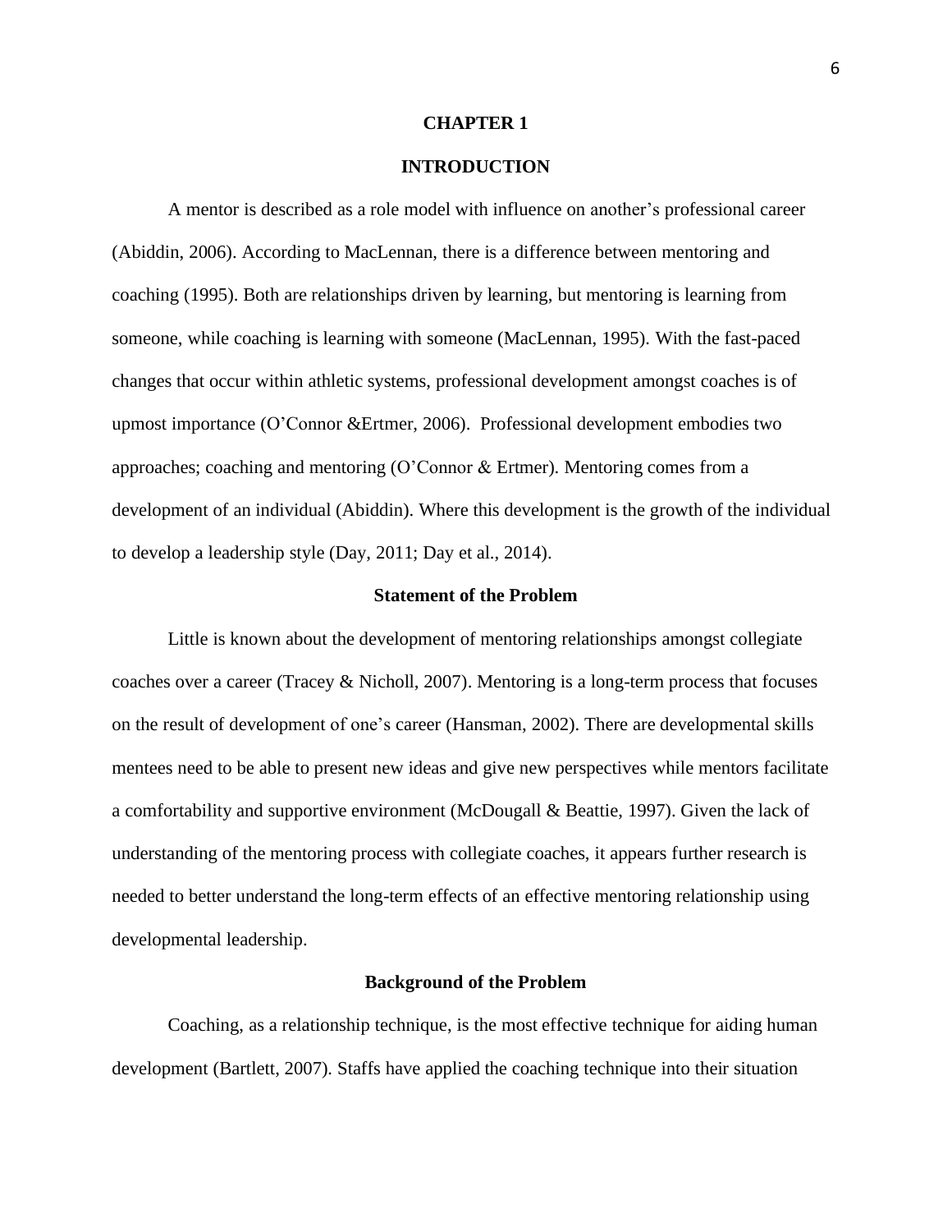# CHAPTER 1

# INTRODUCTION

A mentor is described as a role model with influence on another's professional career (Abiddin, 2006). According to MacLennan, there is a difference between mentoring and coaching (1995). Both are relationships driven by learning, but mentoring is learning from someone, while coaching is learning with someone (MacLennan, 1995). With the fast-paced changes that occur within athletic systems, professional development amongst coaches is of upmost importance (O'Connor &Ertmer, 2006). Professional development embodies two approaches; coaching and mentoring (O'Connor & Ertmer). Mentoring comes from a development of an individual (Abiddin). Where this development is the growth of the individual to develop a leadership style (Day, 2011; Day et al., 2014).

## Statement of the Problem

Little is known about the development of mentoring relationships amongst collegiate coaches over a career (Tracey & Nicholl, 2007). Mentoring is a long-term process that focuses on the result of development of one's career (Hansman, 2002). There are developmental skills mentees need to be able to present new ideas and give new perspectives while mentors facilitate a comfortability and supportive environment (McDougall & Beattie, 1997). Given the lack of understanding of the mentoring process with collegiate coaches, it appears further research is needed to better understand the long-term effects of an effective mentoring relationship using developmental leadership.

## Background of the Problem

Coaching, as a relationship technique, is the most effective technique for aiding human development (Bartlett, 2007). Staffs have applied the coaching technique into their situation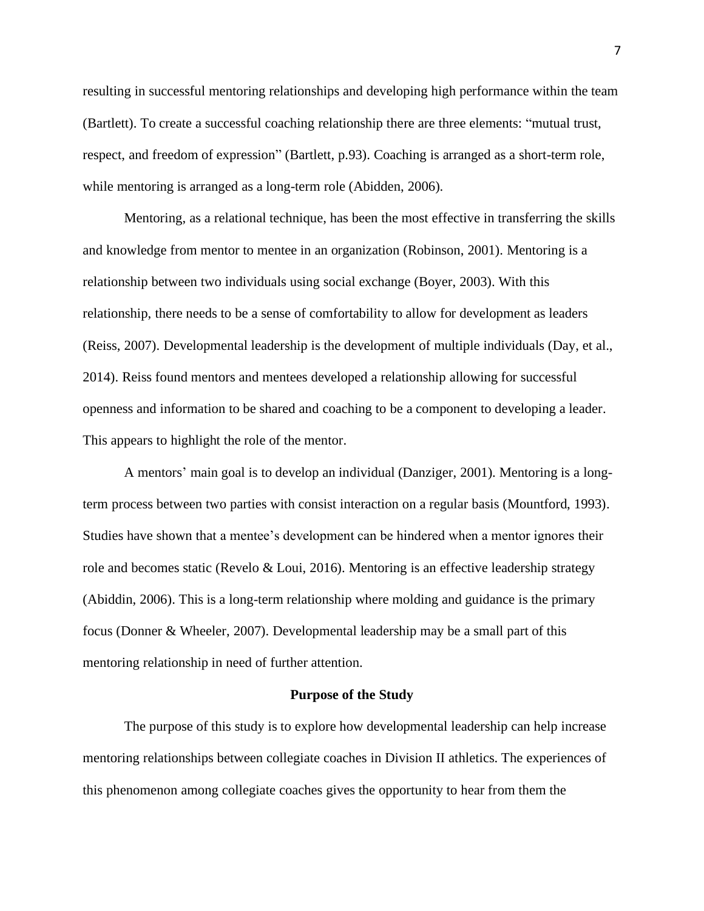resulting in successful mentoring relationships and developing high performance within the team (Bartlett). To create a successful coaching relationship there are three elements: "mutual trust, respect, and freedom of expression" (Bartlett, p.93). Coaching is arranged as a short-term role, while mentoring is arranged as a long-term role (Abidden, 2006).

Mentoring, as a relational technique, has been the most effective in transferring the skills and knowledge from mentor to mentee in an organization (Robinson, 2001). Mentoring is a relationship between two individuals using social exchange (Boyer, 2003). With this relationship, there needs to be a sense of comfortability to allow for development as leaders (Reiss, 2007). Developmental leadership is the development of multiple individuals (Day, et al., 2014). Reiss found mentors and mentees developed a relationship allowing for successful openness and information to be shared and coaching to be a component to developing a leader. This appears to highlight the role of the mentor.

A mentors' main goal is to develop an individual (Danziger, 2001). Mentoring is a long-term process between two parties with consist interaction on a regular basis (Mountford, 1993). Studies have shown that a mentee's development can be hindered when a mentor ignores their role and becomes static (Revelo & Loui, 2016). Mentoring is an effective leadership strategy (Abiddin, 2006). This is a long-term relationship where molding and guidance is the primary focus (Donner & Wheeler, 2007). Developmental leadership may be a small part of this mentoring relationship in need of further attention.

## Purpose of the Study

The purpose of this study is to explore how developmental leadership can help increase mentoring relationships between collegiate coaches in Division II athletics. The experiences of this phenomenon among collegiate coaches gives the opportunity to hear from them the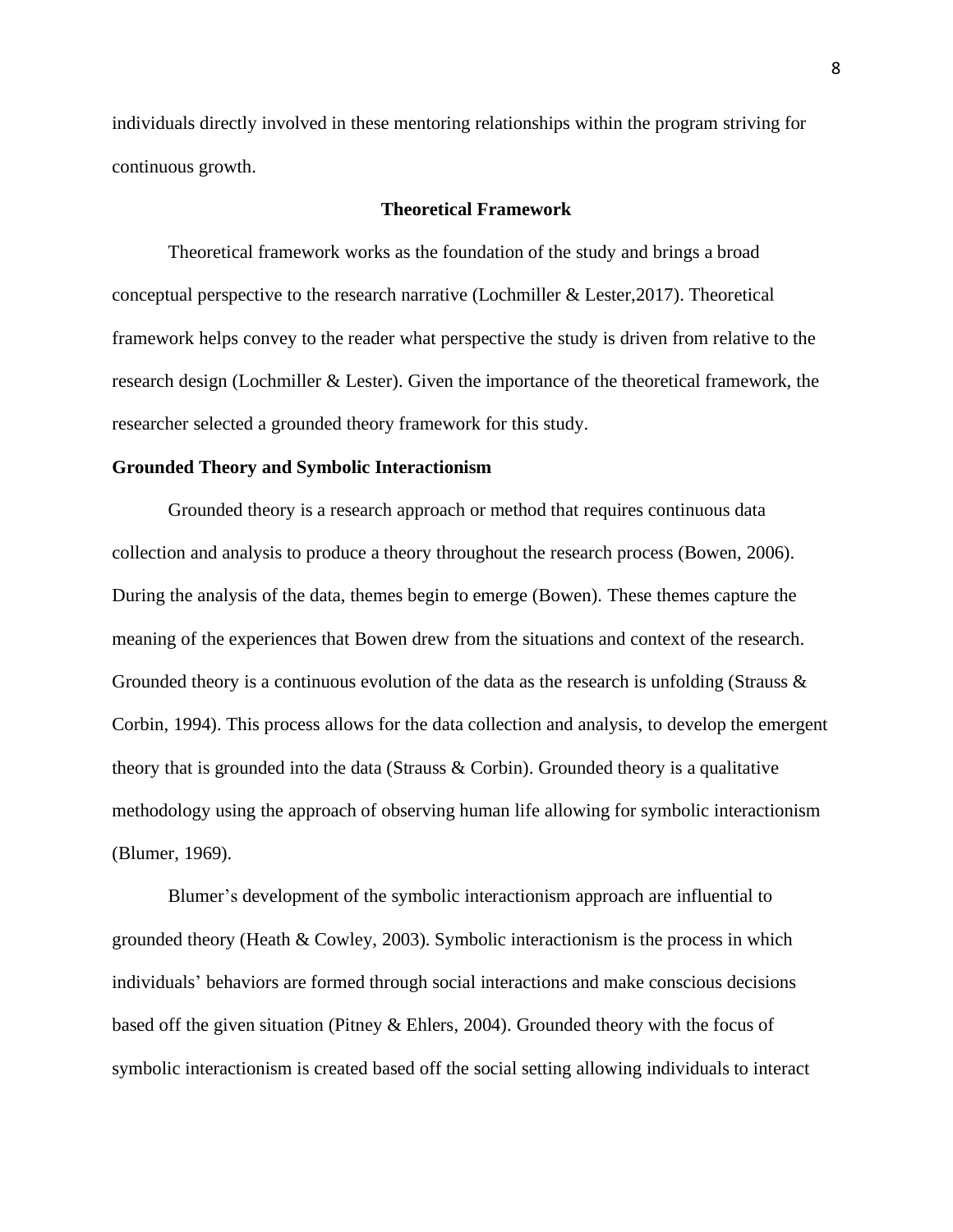individuals directly involved in these mentoring relationships within the program striving for continuous growth.

## Theoretical Framework

Theoretical framework works as the foundation of the study and brings a broad conceptual perspective to the research narrative (Lochmiller & Lester,2017). Theoretical framework helps convey to the reader what perspective the study is driven from relative to the research design (Lochmiller & Lester). Given the importance of the theoretical framework, the researcher selected a grounded theory framework for this study.

### Grounded Theory and Symbolic Interactionism

Grounded theory is a research approach or method that requires continuous data collection and analysis to produce a theory throughout the research process (Bowen, 2006). During the analysis of the data, themes begin to emerge (Bowen). These themes capture the meaning of the experiences that Bowen drew from the situations and context of the research. Grounded theory is a continuous evolution of the data as the research is unfolding (Strauss & Corbin, 1994). This process allows for the data collection and analysis, to develop the emergent theory that is grounded into the data (Strauss & Corbin). Grounded theory is a qualitative methodology using the approach of observing human life allowing for symbolic interactionism (Blumer, 1969).

Blumer's development of the symbolic interactionism approach are influential to grounded theory (Heath & Cowley, 2003). Symbolic interactionism is the process in which individuals' behaviors are formed through social interactions and make conscious decisions based off the given situation (Pitney & Ehlers, 2004). Grounded theory with the focus of symbolic interactionism is created based off the social setting allowing individuals to interact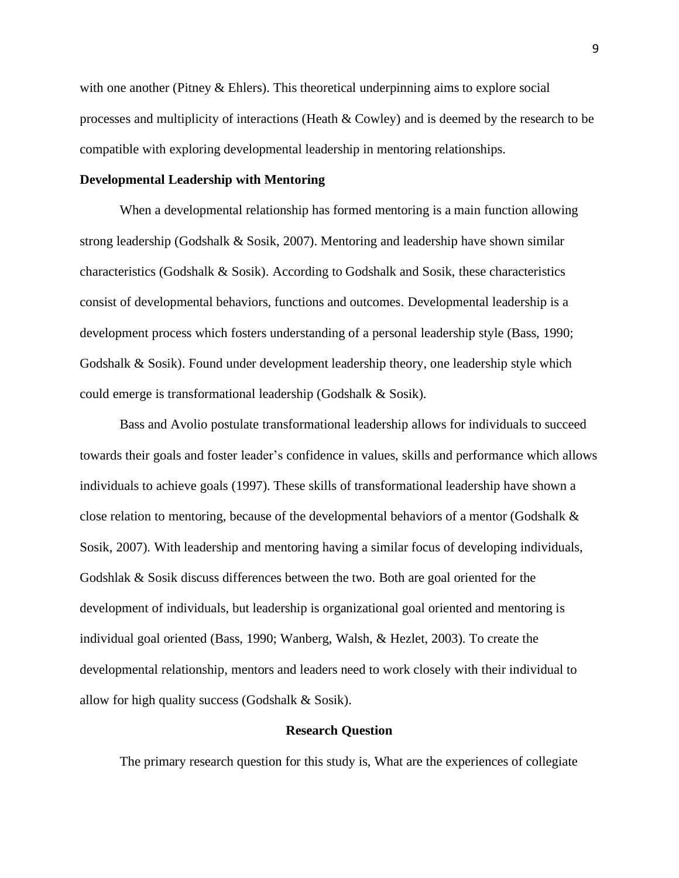with one another (Pitney & Ehlers). This theoretical underpinning aims to explore social processes and multiplicity of interactions (Heath & Cowley) and is deemed by the research to be compatible with exploring developmental leadership in mentoring relationships.

**Developmental Leadership with Mentoring**

When a developmental relationship has formed mentoring is a main function allowing strong leadership (Godshalk & Sosik, 2007). Mentoring and leadership have shown similar characteristics (Godshalk & Sosik). According to Godshalk and Sosik, these characteristics consist of developmental behaviors, functions and outcomes. Developmental leadership is a development process which fosters understanding of a personal leadership style (Bass, 1990; Godshalk & Sosik). Found under development leadership theory, one leadership style which could emerge is transformational leadership (Godshalk & Sosik).

Bass and Avolio postulate transformational leadership allows for individuals to succeed towards their goals and foster leader's confidence in values, skills and performance which allows individuals to achieve goals (1997). These skills of transformational leadership have shown a close relation to mentoring, because of the developmental behaviors of a mentor (Godshalk & Sosik, 2007). With leadership and mentoring having a similar focus of developing individuals, Godshlak & Sosik discuss differences between the two. Both are goal oriented for the development of individuals, but leadership is organizational goal oriented and mentoring is individual goal oriented (Bass, 1990; Wanberg, Walsh, & Hezlet, 2003). To create the developmental relationship, mentors and leaders need to work closely with their individual to allow for high quality success (Godshalk & Sosik).

## Research Question

The primary research question for this study is, What are the experiences of collegiate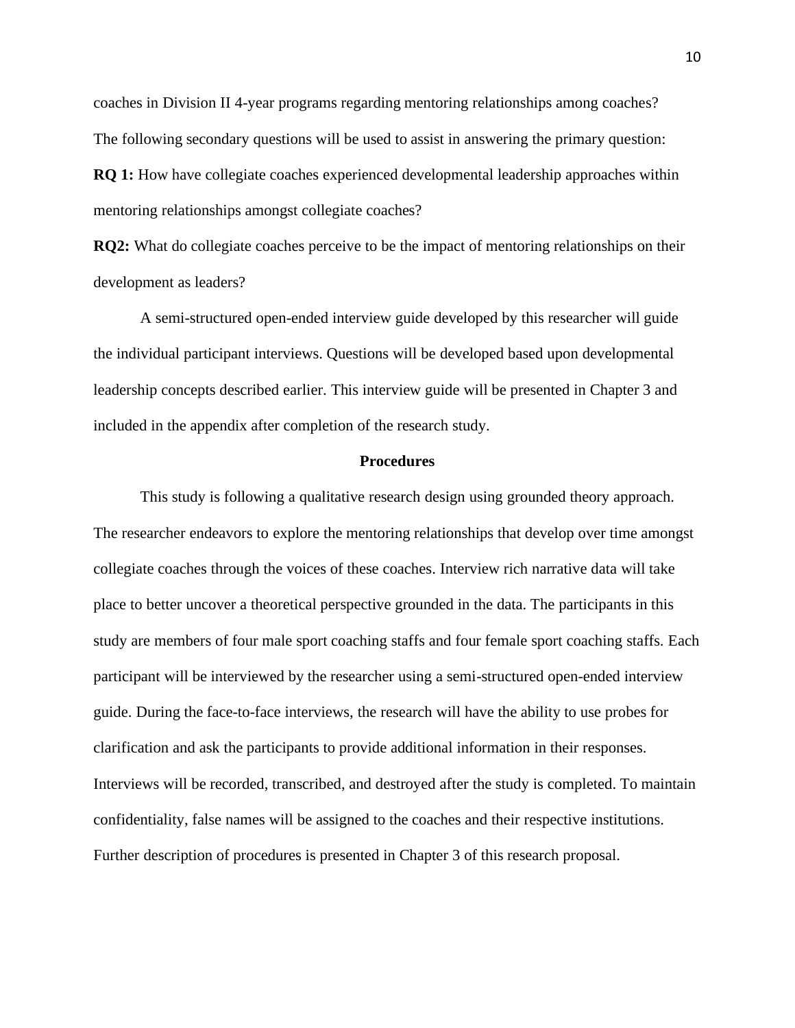coaches in Division II 4-year programs regarding mentoring relationships among coaches?

The following secondary questions will be used to assist in answering the primary question:

**RQ 1:** How have collegiate coaches experienced developmental leadership approaches within mentoring relationships amongst collegiate coaches?

**RQ2:** What do collegiate coaches perceive to be the impact of mentoring relationships on their development as leaders?

A semi-structured open-ended interview guide developed by this researcher will guide the individual participant interviews. Questions will be developed based upon developmental leadership concepts described earlier. This interview guide will be presented in Chapter 3 and included in the appendix after completion of the research study.

## Procedures

This study is following a qualitative research design using grounded theory approach. The researcher endeavors to explore the mentoring relationships that develop over time amongst collegiate coaches through the voices of these coaches. Interview rich narrative data will take place to better uncover a theoretical perspective grounded in the data. The participants in this study are members of four male sport coaching staffs and four female sport coaching staffs. Each participant will be interviewed by the researcher using a semi-structured open-ended interview guide. During the face-to-face interviews, the research will have the ability to use probes for clarification and ask the participants to provide additional information in their responses. Interviews will be recorded, transcribed, and destroyed after the study is completed. To maintain confidentiality, false names will be assigned to the coaches and their respective institutions. Further description of procedures is presented in Chapter 3 of this research proposal.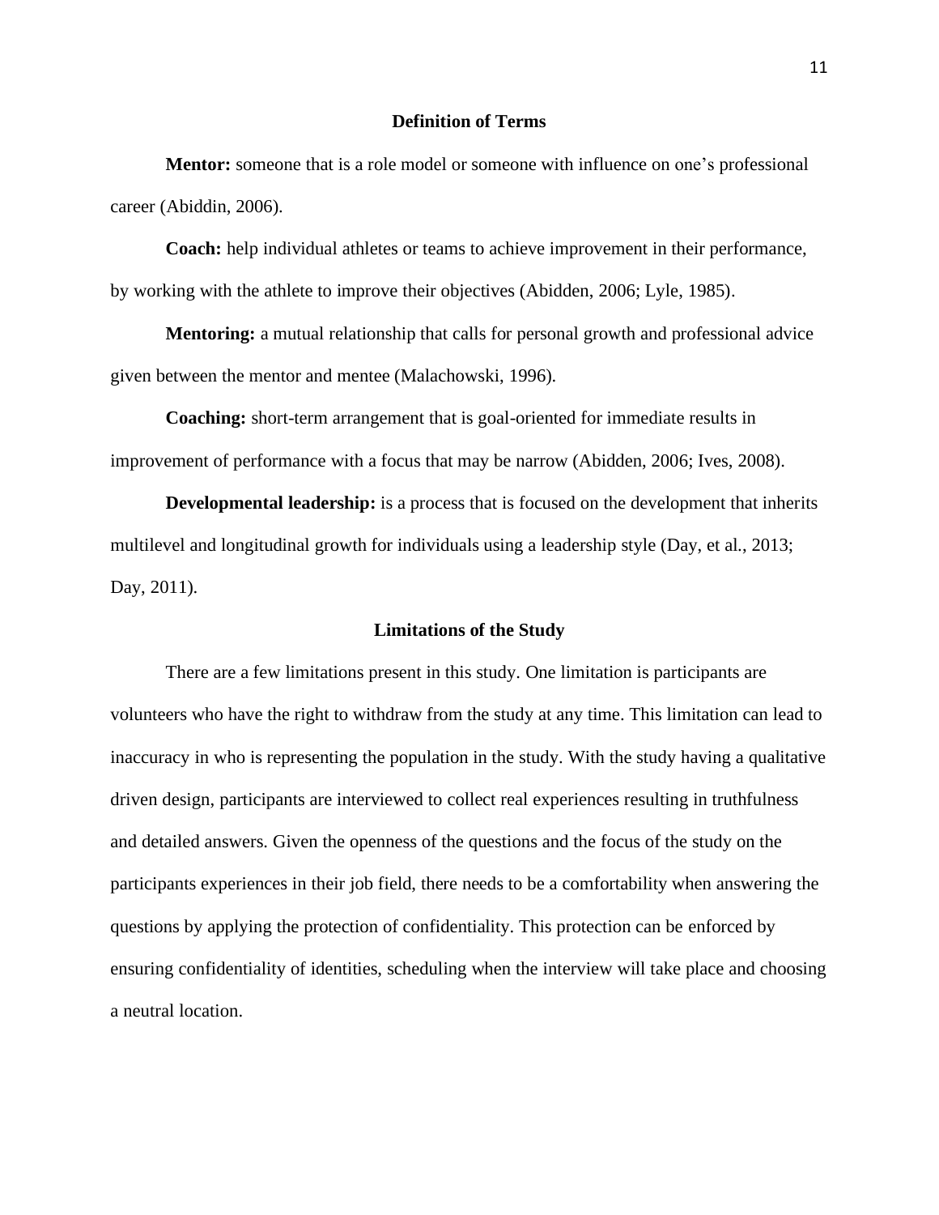## Definition of Terms

**Mentor:** someone that is a role model or someone with influence on one's professional career (Abiddin, 2006).

**Coach:** help individual athletes or teams to achieve improvement in their performance, by working with the athlete to improve their objectives (Abidden, 2006; Lyle, 1985).

**Mentoring:** a mutual relationship that calls for personal growth and professional advice given between the mentor and mentee (Malachowski, 1996).

**Coaching:** short-term arrangement that is goal-oriented for immediate results in improvement of performance with a focus that may be narrow (Abidden, 2006; Ives, 2008).

**Developmental leadership:** is a process that is focused on the development that inherits multilevel and longitudinal growth for individuals using a leadership style (Day, et al., 2013; Day, 2011).

## Limitations of the Study

There are a few limitations present in this study. One limitation is participants are volunteers who have the right to withdraw from the study at any time. This limitation can lead to inaccuracy in who is representing the population in the study. With the study having a qualitative driven design, participants are interviewed to collect real experiences resulting in truthfulness and detailed answers. Given the openness of the questions and the focus of the study on the participants experiences in their job field, there needs to be a comfortability when answering the questions by applying the protection of confidentiality. This protection can be enforced by ensuring confidentiality of identities, scheduling when the interview will take place and choosing a neutral location.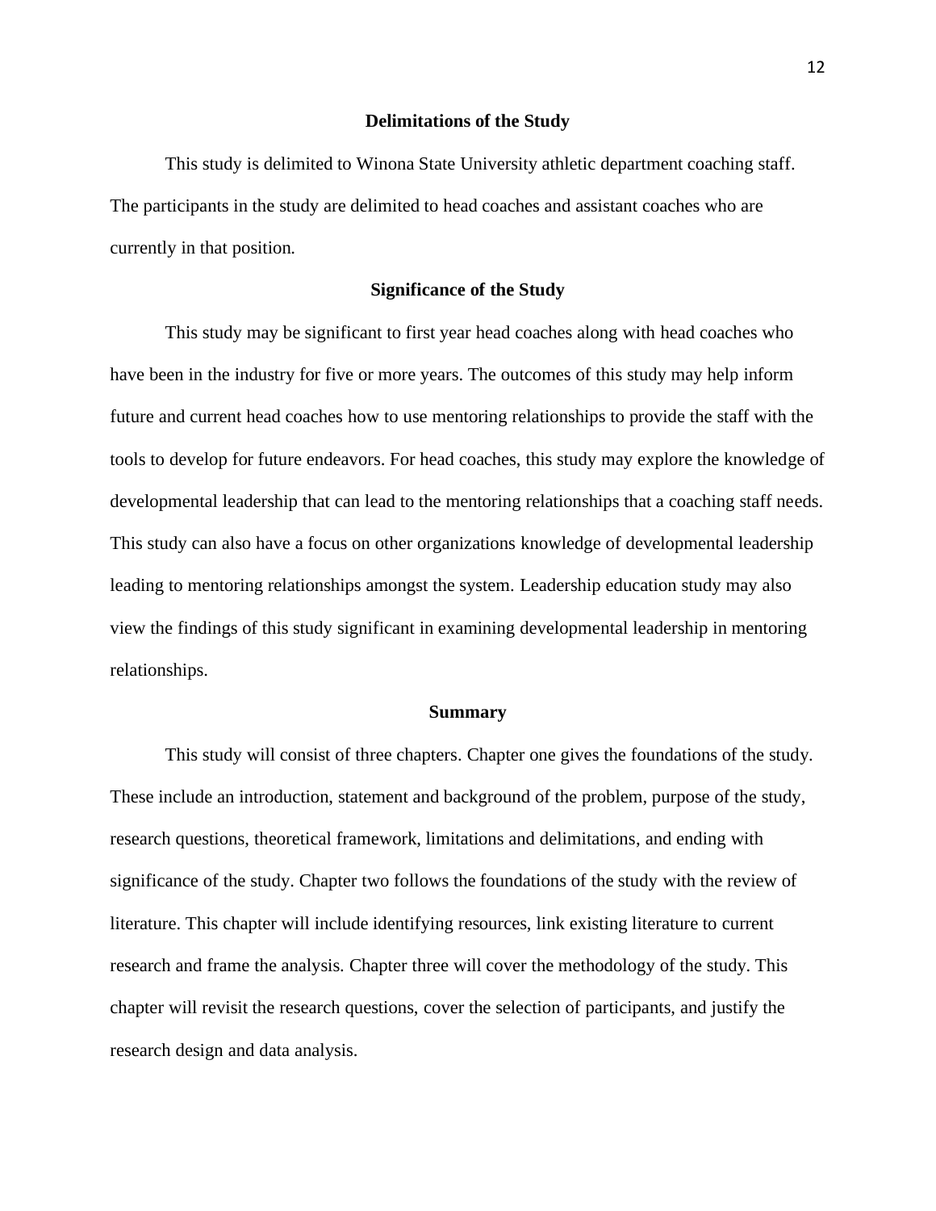## Delimitations of the Study

This study is delimited to Winona State University athletic department coaching staff. The participants in the study are delimited to head coaches and assistant coaches who are currently in that position.

## Significance of the Study

This study may be significant to first year head coaches along with head coaches who have been in the industry for five or more years. The outcomes of this study may help inform future and current head coaches how to use mentoring relationships to provide the staff with the tools to develop for future endeavors. For head coaches, this study may explore the knowledge of developmental leadership that can lead to the mentoring relationships that a coaching staff needs. This study can also have a focus on other organizations knowledge of developmental leadership leading to mentoring relationships amongst the system. Leadership education study may also view the findings of this study significant in examining developmental leadership in mentoring relationships.

## Summary

This study will consist of three chapters. Chapter one gives the foundations of the study. These include an introduction, statement and background of the problem, purpose of the study, research questions, theoretical framework, limitations and delimitations, and ending with significance of the study. Chapter two follows the foundations of the study with the review of literature. This chapter will include identifying resources, link existing literature to current research and frame the analysis. Chapter three will cover the methodology of the study. This chapter will revisit the research questions, cover the selection of participants, and justify the research design and data analysis.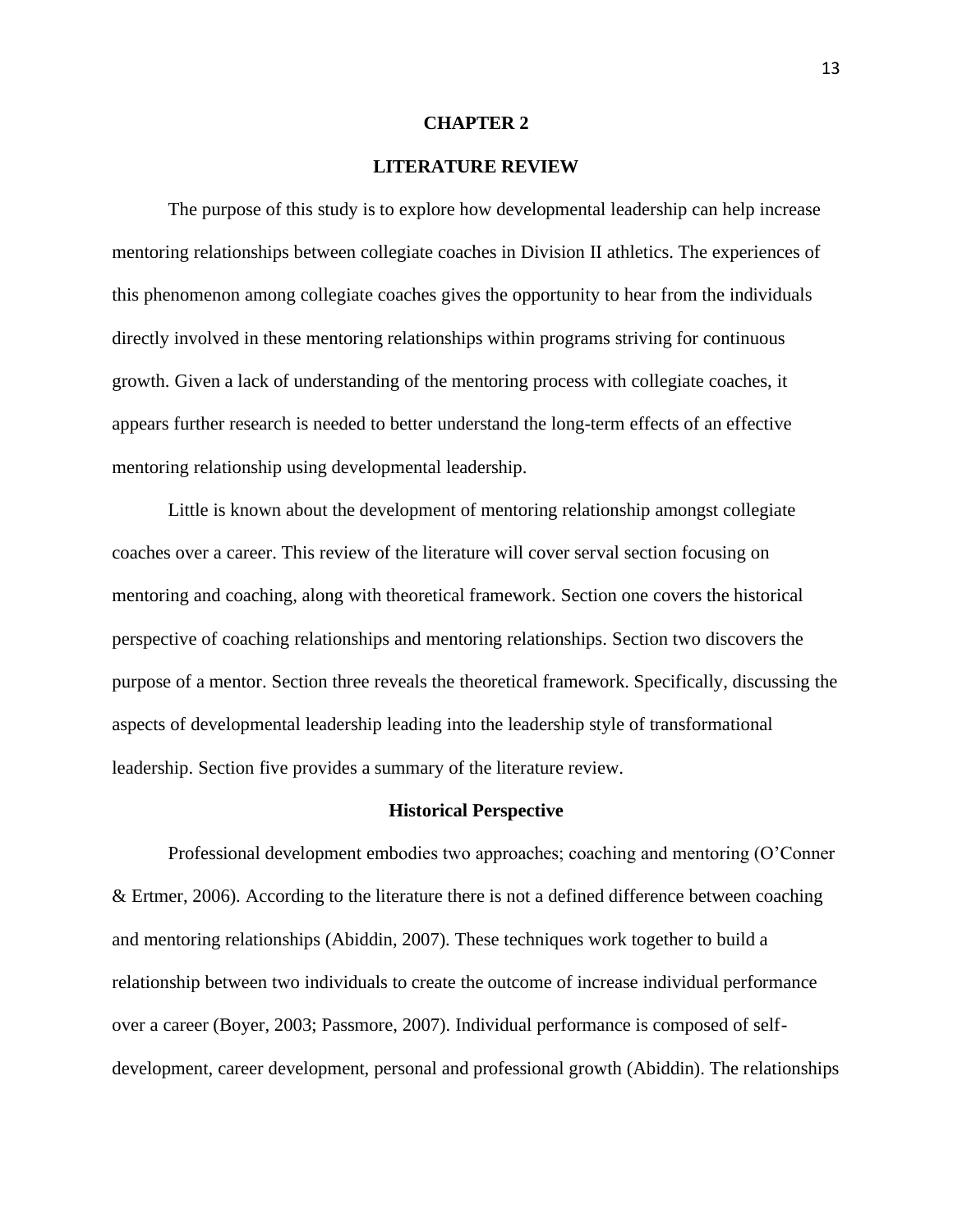# CHAPTER 2

## LITERATURE REVIEW

The purpose of this study is to explore how developmental leadership can help increase mentoring relationships between collegiate coaches in Division II athletics. The experiences of this phenomenon among collegiate coaches gives the opportunity to hear from the individuals directly involved in these mentoring relationships within programs striving for continuous growth. Given a lack of understanding of the mentoring process with collegiate coaches, it appears further research is needed to better understand the long-term effects of an effective mentoring relationship using developmental leadership.

Little is known about the development of mentoring relationship amongst collegiate coaches over a career. This review of the literature will cover serval section focusing on mentoring and coaching, along with theoretical framework. Section one covers the historical perspective of coaching relationships and mentoring relationships. Section two discovers the purpose of a mentor. Section three reveals the theoretical framework. Specifically, discussing the aspects of developmental leadership leading into the leadership style of transformational leadership. Section five provides a summary of the literature review.

### Historical Perspective

Professional development embodies two approaches; coaching and mentoring (O'Conner & Ertmer, 2006). According to the literature there is not a defined difference between coaching and mentoring relationships (Abiddin, 2007). These techniques work together to build a relationship between two individuals to create the outcome of increase individual performance over a career (Boyer, 2003; Passmore, 2007). Individual performance is composed of self-development, career development, personal and professional growth (Abiddin). The relationships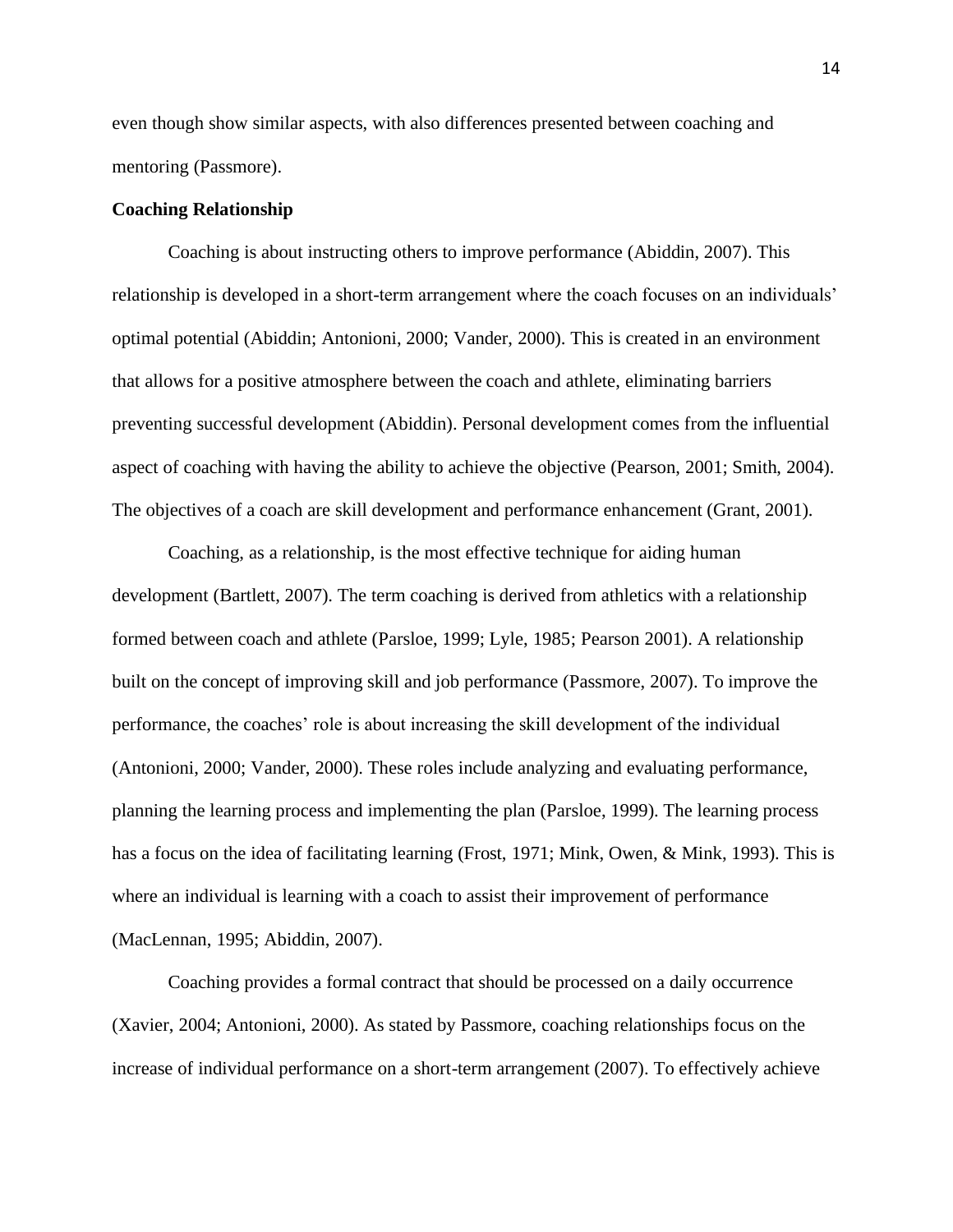even though show similar aspects, with also differences presented between coaching and mentoring (Passmore).

**Coaching Relationship**

Coaching is about instructing others to improve performance (Abiddin, 2007). This relationship is developed in a short-term arrangement where the coach focuses on an individuals' optimal potential (Abiddin; Antonioni, 2000; Vander, 2000). This is created in an environment that allows for a positive atmosphere between the coach and athlete, eliminating barriers preventing successful development (Abiddin). Personal development comes from the influential aspect of coaching with having the ability to achieve the objective (Pearson, 2001; Smith, 2004). The objectives of a coach are skill development and performance enhancement (Grant, 2001).

Coaching, as a relationship, is the most effective technique for aiding human development (Bartlett, 2007). The term coaching is derived from athletics with a relationship formed between coach and athlete (Parsloe, 1999; Lyle, 1985; Pearson 2001). A relationship built on the concept of improving skill and job performance (Passmore, 2007). To improve the performance, the coaches' role is about increasing the skill development of the individual (Antonioni, 2000; Vander, 2000). These roles include analyzing and evaluating performance, planning the learning process and implementing the plan (Parsloe, 1999). The learning process has a focus on the idea of facilitating learning (Frost, 1971; Mink, Owen, & Mink, 1993). This is where an individual is learning with a coach to assist their improvement of performance (MacLennan, 1995; Abiddin, 2007).

Coaching provides a formal contract that should be processed on a daily occurrence (Xavier, 2004; Antonioni, 2000). As stated by Passmore, coaching relationships focus on the increase of individual performance on a short-term arrangement (2007). To effectively achieve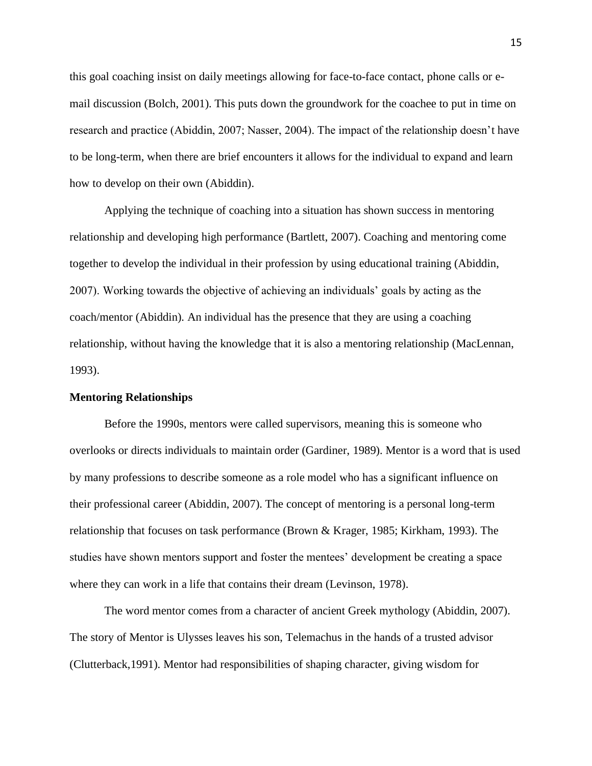this goal coaching insist on daily meetings allowing for face-to-face contact, phone calls or e-mail discussion (Bolch, 2001). This puts down the groundwork for the coachee to put in time on research and practice (Abiddin, 2007; Nasser, 2004). The impact of the relationship doesn't have to be long-term, when there are brief encounters it allows for the individual to expand and learn how to develop on their own (Abiddin).

Applying the technique of coaching into a situation has shown success in mentoring relationship and developing high performance (Bartlett, 2007). Coaching and mentoring come together to develop the individual in their profession by using educational training (Abiddin, 2007). Working towards the objective of achieving an individuals' goals by acting as the coach/mentor (Abiddin). An individual has the presence that they are using a coaching relationship, without having the knowledge that it is also a mentoring relationship (MacLennan, 1993).

**Mentoring Relationships**

Before the 1990s, mentors were called supervisors, meaning this is someone who overlooks or directs individuals to maintain order (Gardiner, 1989). Mentor is a word that is used by many professions to describe someone as a role model who has a significant influence on their professional career (Abiddin, 2007). The concept of mentoring is a personal long-term relationship that focuses on task performance (Brown & Krager, 1985; Kirkham, 1993). The studies have shown mentors support and foster the mentees' development be creating a space where they can work in a life that contains their dream (Levinson, 1978).

The word mentor comes from a character of ancient Greek mythology (Abiddin, 2007). The story of Mentor is Ulysses leaves his son, Telemachus in the hands of a trusted advisor (Clutterback,1991). Mentor had responsibilities of shaping character, giving wisdom for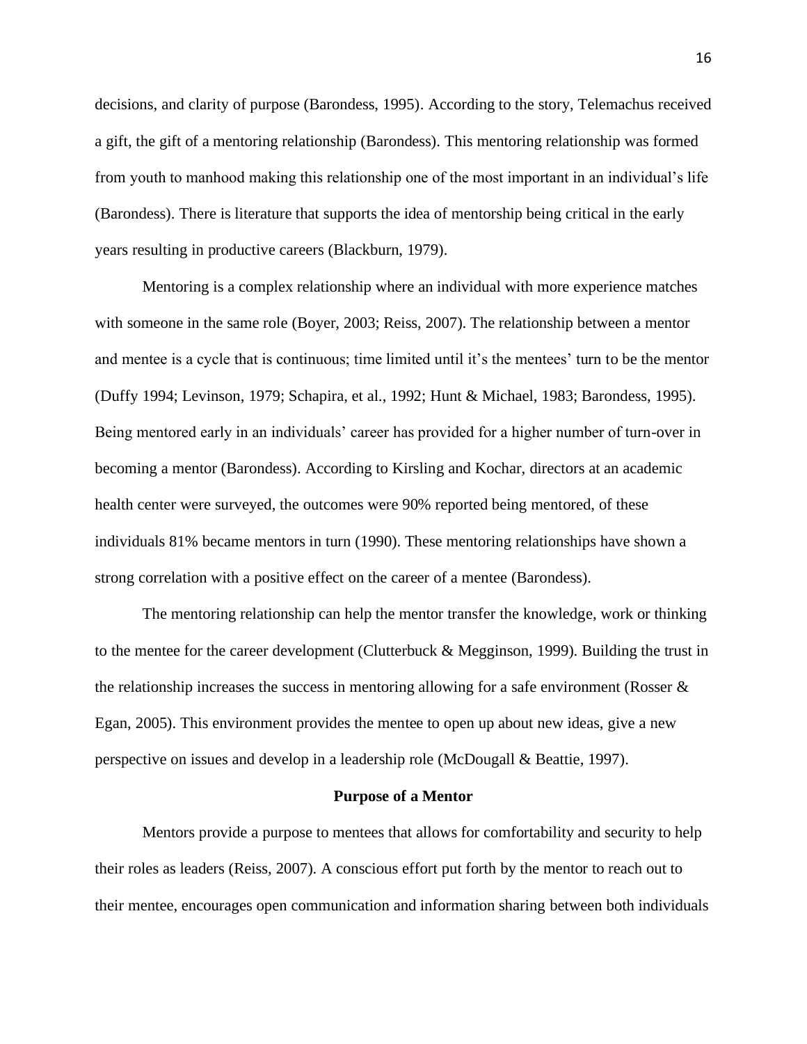decisions, and clarity of purpose (Barondess, 1995). According to the story, Telemachus received a gift, the gift of a mentoring relationship (Barondess). This mentoring relationship was formed from youth to manhood making this relationship one of the most important in an individual's life (Barondess). There is literature that supports the idea of mentorship being critical in the early years resulting in productive careers (Blackburn, 1979).

Mentoring is a complex relationship where an individual with more experience matches with someone in the same role (Boyer, 2003; Reiss, 2007). The relationship between a mentor and mentee is a cycle that is continuous; time limited until it's the mentees' turn to be the mentor (Duffy 1994; Levinson, 1979; Schapira, et al., 1992; Hunt & Michael, 1983; Barondess, 1995). Being mentored early in an individuals' career has provided for a higher number of turn-over in becoming a mentor (Barondess). According to Kirsling and Kochar, directors at an academic health center were surveyed, the outcomes were 90% reported being mentored, of these individuals 81% became mentors in turn (1990). These mentoring relationships have shown a strong correlation with a positive effect on the career of a mentee (Barondess).

The mentoring relationship can help the mentor transfer the knowledge, work or thinking to the mentee for the career development (Clutterbuck & Megginson, 1999). Building the trust in the relationship increases the success in mentoring allowing for a safe environment (Rosser & Egan, 2005). This environment provides the mentee to open up about new ideas, give a new perspective on issues and develop in a leadership role (McDougall & Beattie, 1997).

## Purpose of a Mentor

Mentors provide a purpose to mentees that allows for comfortability and security to help their roles as leaders (Reiss, 2007). A conscious effort put forth by the mentor to reach out to their mentee, encourages open communication and information sharing between both individuals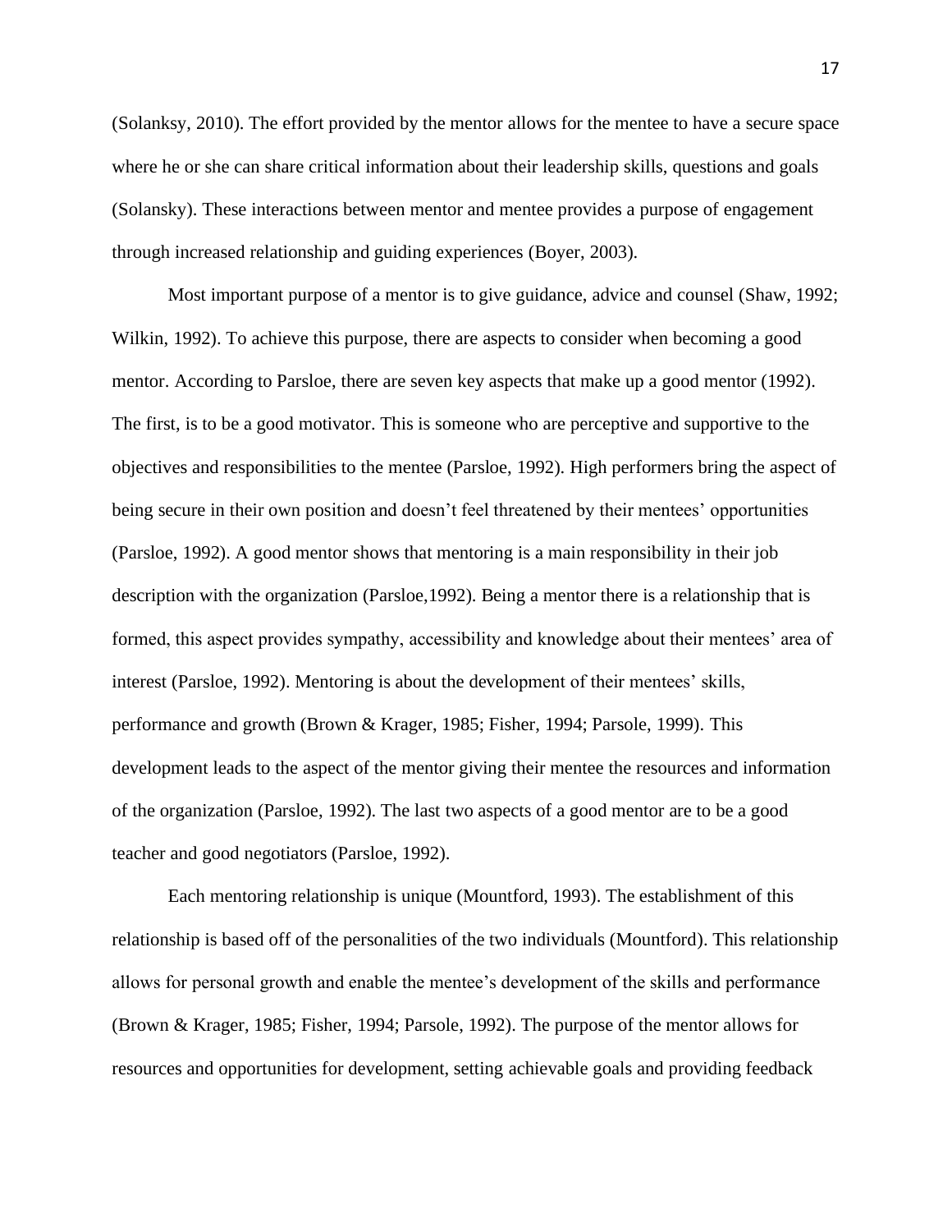(Solanksy, 2010). The effort provided by the mentor allows for the mentee to have a secure space where he or she can share critical information about their leadership skills, questions and goals (Solansky). These interactions between mentor and mentee provides a purpose of engagement through increased relationship and guiding experiences (Boyer, 2003).

Most important purpose of a mentor is to give guidance, advice and counsel (Shaw, 1992; Wilkin, 1992). To achieve this purpose, there are aspects to consider when becoming a good mentor. According to Parsloe, there are seven key aspects that make up a good mentor (1992). The first, is to be a good motivator. This is someone who are perceptive and supportive to the objectives and responsibilities to the mentee (Parsloe, 1992). High performers bring the aspect of being secure in their own position and doesn't feel threatened by their mentees' opportunities (Parsloe, 1992). A good mentor shows that mentoring is a main responsibility in their job description with the organization (Parsloe,1992). Being a mentor there is a relationship that is formed, this aspect provides sympathy, accessibility and knowledge about their mentees' area of interest (Parsloe, 1992). Mentoring is about the development of their mentees' skills, performance and growth (Brown & Krager, 1985; Fisher, 1994; Parsole, 1999). This development leads to the aspect of the mentor giving their mentee the resources and information of the organization (Parsloe, 1992). The last two aspects of a good mentor are to be a good teacher and good negotiators (Parsloe, 1992).

Each mentoring relationship is unique (Mountford, 1993). The establishment of this relationship is based off of the personalities of the two individuals (Mountford). This relationship allows for personal growth and enable the mentee's development of the skills and performance (Brown & Krager, 1985; Fisher, 1994; Parsole, 1992). The purpose of the mentor allows for resources and opportunities for development, setting achievable goals and providing feedback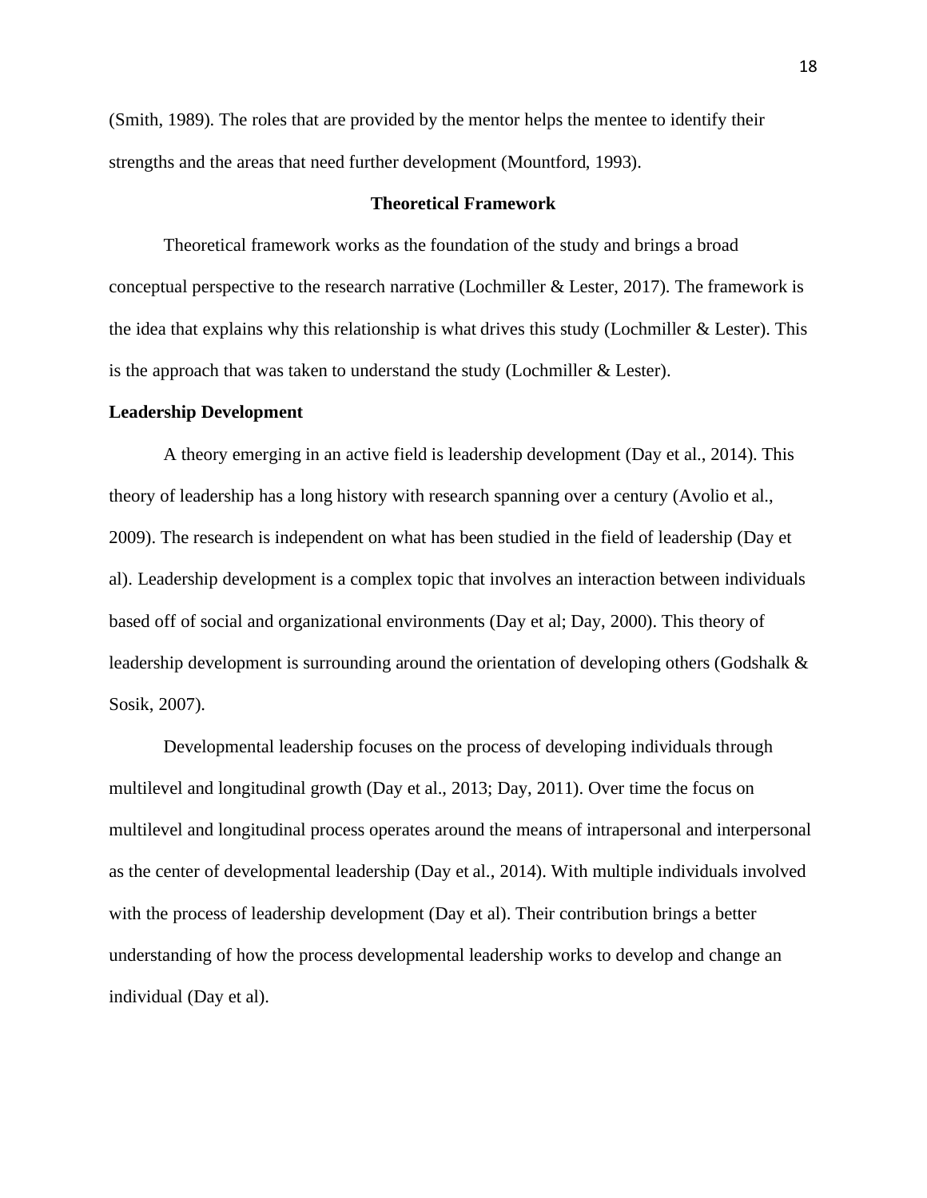(Smith, 1989). The roles that are provided by the mentor helps the mentee to identify their strengths and the areas that need further development (Mountford, 1993).

## Theoretical Framework

Theoretical framework works as the foundation of the study and brings a broad conceptual perspective to the research narrative (Lochmiller & Lester, 2017). The framework is the idea that explains why this relationship is what drives this study (Lochmiller & Lester). This is the approach that was taken to understand the study (Lochmiller & Lester).

### Leadership Development

A theory emerging in an active field is leadership development (Day et al., 2014). This theory of leadership has a long history with research spanning over a century (Avolio et al., 2009). The research is independent on what has been studied in the field of leadership (Day et al). Leadership development is a complex topic that involves an interaction between individuals based off of social and organizational environments (Day et al; Day, 2000). This theory of leadership development is surrounding around the orientation of developing others (Godshalk & Sosik, 2007).

Developmental leadership focuses on the process of developing individuals through multilevel and longitudinal growth (Day et al., 2013; Day, 2011). Over time the focus on multilevel and longitudinal process operates around the means of intrapersonal and interpersonal as the center of developmental leadership (Day et al., 2014). With multiple individuals involved with the process of leadership development (Day et al). Their contribution brings a better understanding of how the process developmental leadership works to develop and change an individual (Day et al).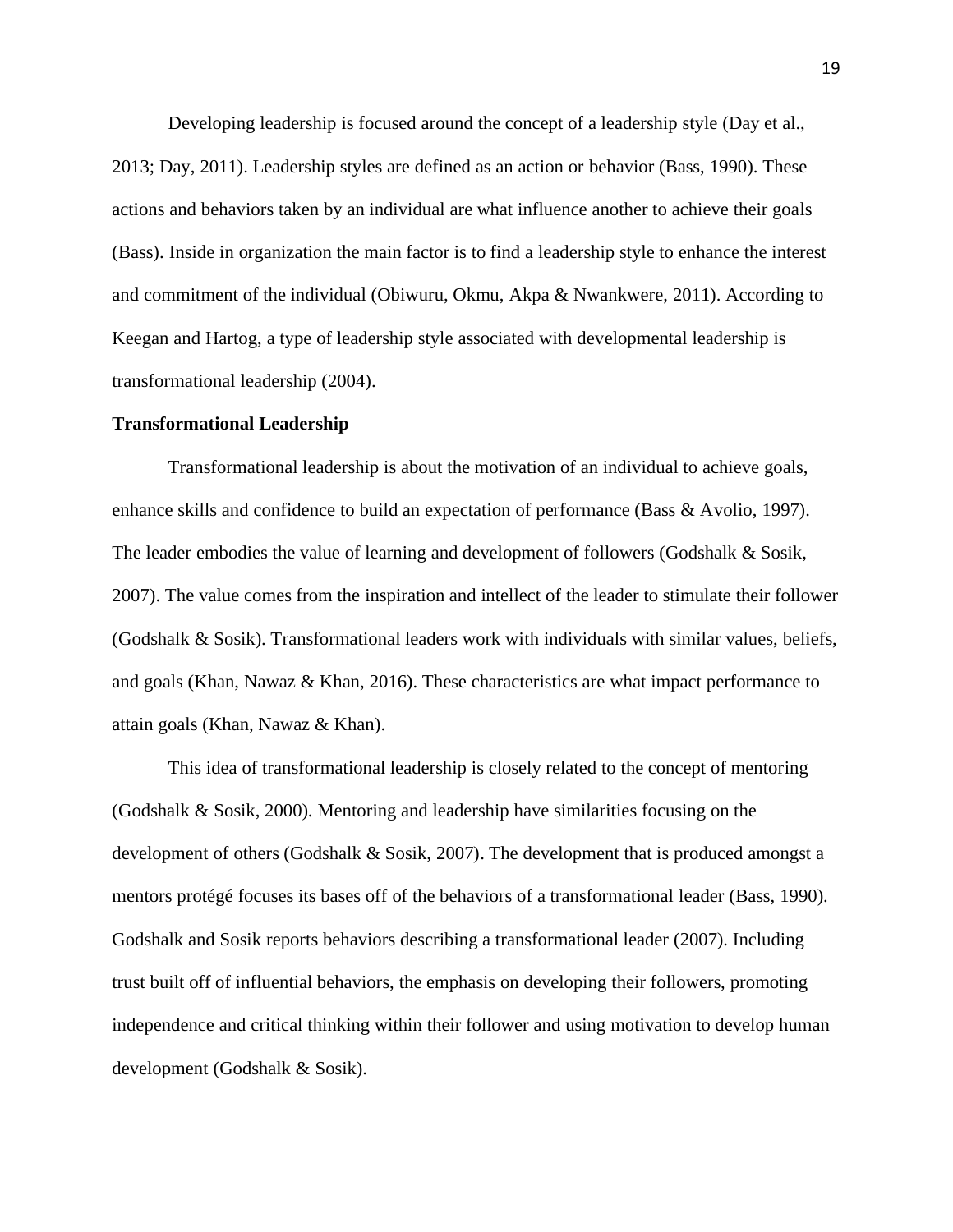Developing leadership is focused around the concept of a leadership style (Day et al., 2013; Day, 2011). Leadership styles are defined as an action or behavior (Bass, 1990). These actions and behaviors taken by an individual are what influence another to achieve their goals (Bass). Inside in organization the main factor is to find a leadership style to enhance the interest and commitment of the individual (Obiwuru, Okmu, Akpa & Nwankwere, 2011). According to Keegan and Hartog, a type of leadership style associated with developmental leadership is transformational leadership (2004).

**Transformational Leadership**

Transformational leadership is about the motivation of an individual to achieve goals, enhance skills and confidence to build an expectation of performance (Bass & Avolio, 1997). The leader embodies the value of learning and development of followers (Godshalk & Sosik, 2007). The value comes from the inspiration and intellect of the leader to stimulate their follower (Godshalk & Sosik). Transformational leaders work with individuals with similar values, beliefs, and goals (Khan, Nawaz & Khan, 2016). These characteristics are what impact performance to attain goals (Khan, Nawaz & Khan).

This idea of transformational leadership is closely related to the concept of mentoring (Godshalk & Sosik, 2000). Mentoring and leadership have similarities focusing on the development of others (Godshalk & Sosik, 2007). The development that is produced amongst a mentors protégé focuses its bases off of the behaviors of a transformational leader (Bass, 1990). Godshalk and Sosik reports behaviors describing a transformational leader (2007). Including trust built off of influential behaviors, the emphasis on developing their followers, promoting independence and critical thinking within their follower and using motivation to develop human development (Godshalk & Sosik).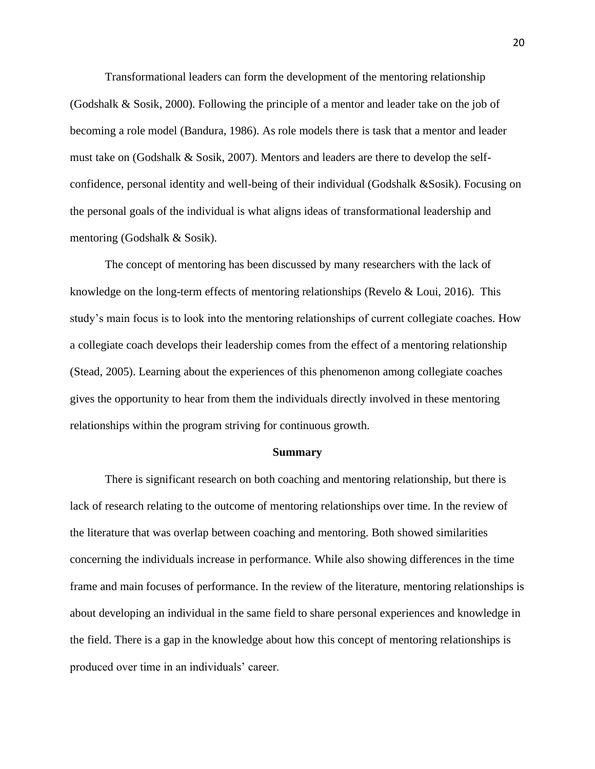Transformational leaders can form the development of the mentoring relationship (Godshalk & Sosik, 2000). Following the principle of a mentor and leader take on the job of becoming a role model (Bandura, 1986). As role models there is task that a mentor and leader must take on (Godshalk & Sosik, 2007). Mentors and leaders are there to develop the self-confidence, personal identity and well-being of their individual (Godshalk &Sosik). Focusing on the personal goals of the individual is what aligns ideas of transformational leadership and mentoring (Godshalk & Sosik).

The concept of mentoring has been discussed by many researchers with the lack of knowledge on the long-term effects of mentoring relationships (Revelo & Loui, 2016). This study's main focus is to look into the mentoring relationships of current collegiate coaches. How a collegiate coach develops their leadership comes from the effect of a mentoring relationship (Stead, 2005). Learning about the experiences of this phenomenon among collegiate coaches gives the opportunity to hear from them the individuals directly involved in these mentoring relationships within the program striving for continuous growth.

## Summary

There is significant research on both coaching and mentoring relationship, but there is lack of research relating to the outcome of mentoring relationships over time. In the review of the literature that was overlap between coaching and mentoring. Both showed similarities concerning the individuals increase in performance. While also showing differences in the time frame and main focuses of performance. In the review of the literature, mentoring relationships is about developing an individual in the same field to share personal experiences and knowledge in the field. There is a gap in the knowledge about how this concept of mentoring relationships is produced over time in an individuals' career.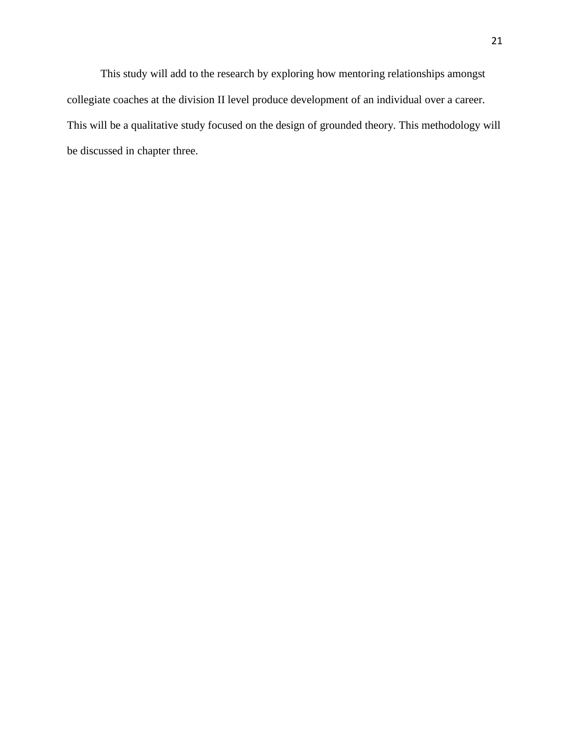This study will add to the research by exploring how mentoring relationships amongst collegiate coaches at the division II level produce development of an individual over a career. This will be a qualitative study focused on the design of grounded theory. This methodology will be discussed in chapter three.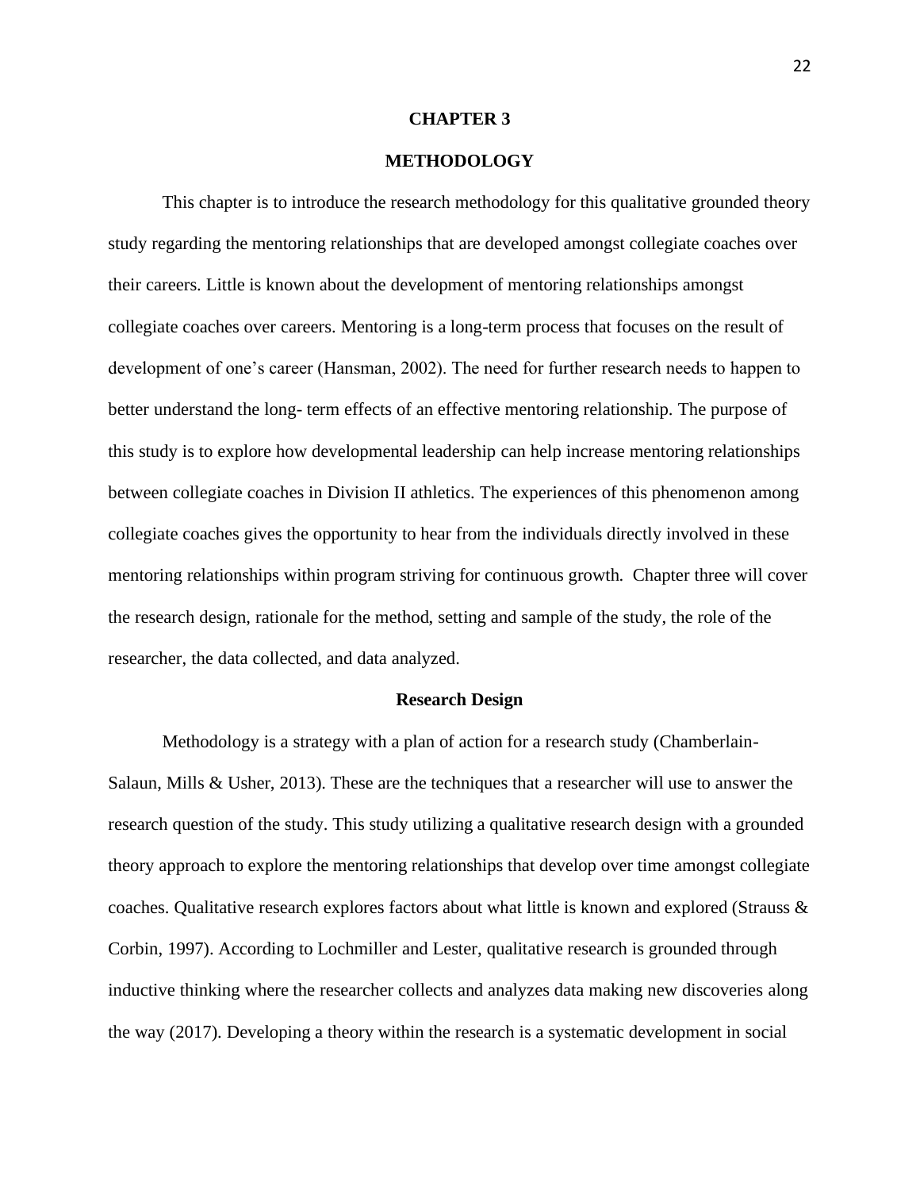# CHAPTER 3

# METHODOLOGY

This chapter is to introduce the research methodology for this qualitative grounded theory study regarding the mentoring relationships that are developed amongst collegiate coaches over their careers. Little is known about the development of mentoring relationships amongst collegiate coaches over careers. Mentoring is a long-term process that focuses on the result of development of one's career (Hansman, 2002). The need for further research needs to happen to better understand the long- term effects of an effective mentoring relationship. The purpose of this study is to explore how developmental leadership can help increase mentoring relationships between collegiate coaches in Division II athletics. The experiences of this phenomenon among collegiate coaches gives the opportunity to hear from the individuals directly involved in these mentoring relationships within program striving for continuous growth. Chapter three will cover the research design, rationale for the method, setting and sample of the study, the role of the researcher, the data collected, and data analyzed.

## Research Design

Methodology is a strategy with a plan of action for a research study (Chamberlain-Salaun, Mills & Usher, 2013). These are the techniques that a researcher will use to answer the research question of the study. This study utilizing a qualitative research design with a grounded theory approach to explore the mentoring relationships that develop over time amongst collegiate coaches. Qualitative research explores factors about what little is known and explored (Strauss & Corbin, 1997). According to Lochmiller and Lester, qualitative research is grounded through inductive thinking where the researcher collects and analyzes data making new discoveries along the way (2017). Developing a theory within the research is a systematic development in social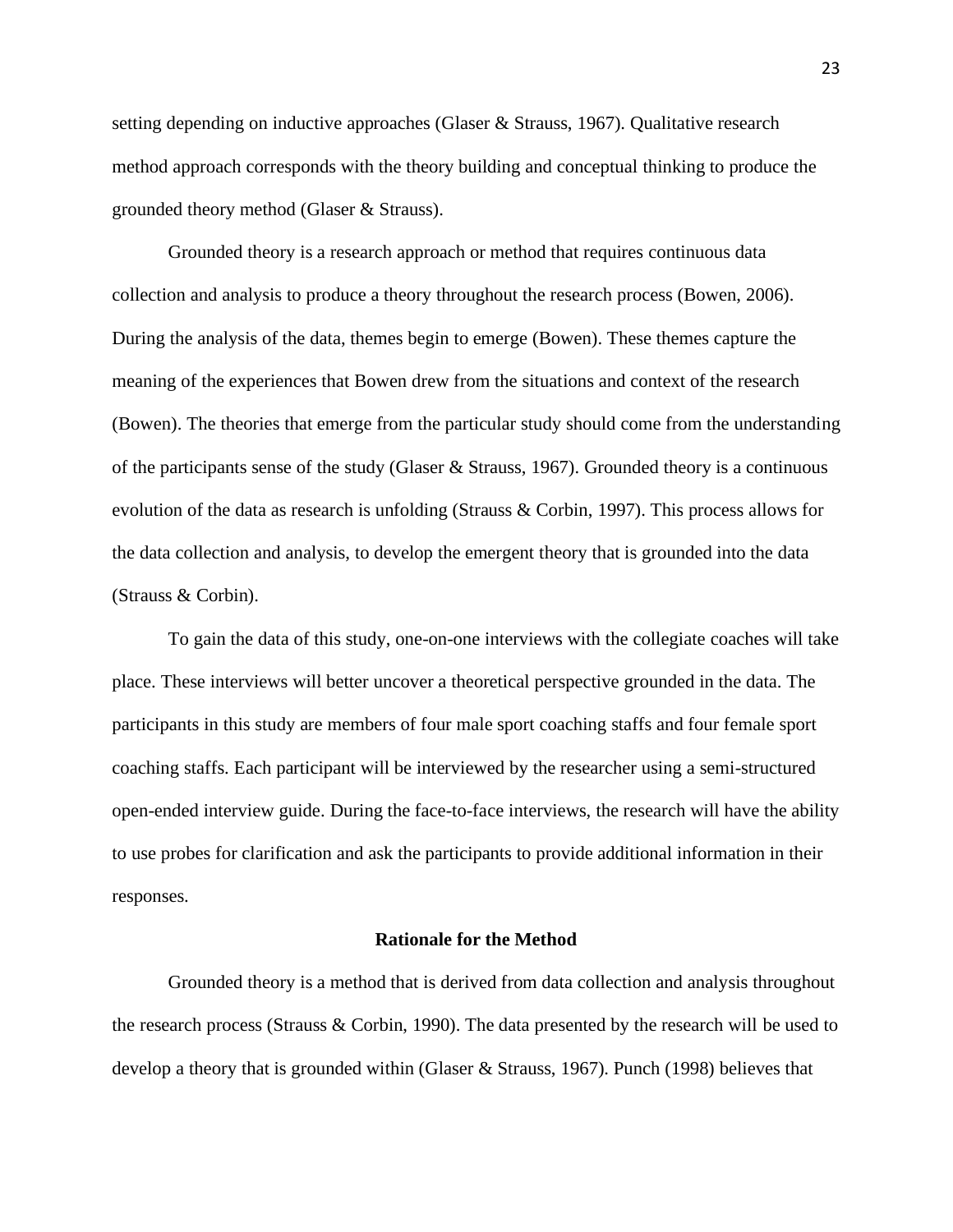setting depending on inductive approaches (Glaser & Strauss, 1967). Qualitative research method approach corresponds with the theory building and conceptual thinking to produce the grounded theory method (Glaser & Strauss).

Grounded theory is a research approach or method that requires continuous data collection and analysis to produce a theory throughout the research process (Bowen, 2006). During the analysis of the data, themes begin to emerge (Bowen). These themes capture the meaning of the experiences that Bowen drew from the situations and context of the research (Bowen). The theories that emerge from the particular study should come from the understanding of the participants sense of the study (Glaser & Strauss, 1967). Grounded theory is a continuous evolution of the data as research is unfolding (Strauss & Corbin, 1997). This process allows for the data collection and analysis, to develop the emergent theory that is grounded into the data (Strauss & Corbin).

To gain the data of this study, one-on-one interviews with the collegiate coaches will take place. These interviews will better uncover a theoretical perspective grounded in the data. The participants in this study are members of four male sport coaching staffs and four female sport coaching staffs. Each participant will be interviewed by the researcher using a semi-structured open-ended interview guide. During the face-to-face interviews, the research will have the ability to use probes for clarification and ask the participants to provide additional information in their responses.

## Rationale for the Method

Grounded theory is a method that is derived from data collection and analysis throughout the research process (Strauss & Corbin, 1990). The data presented by the research will be used to develop a theory that is grounded within (Glaser & Strauss, 1967). Punch (1998) believes that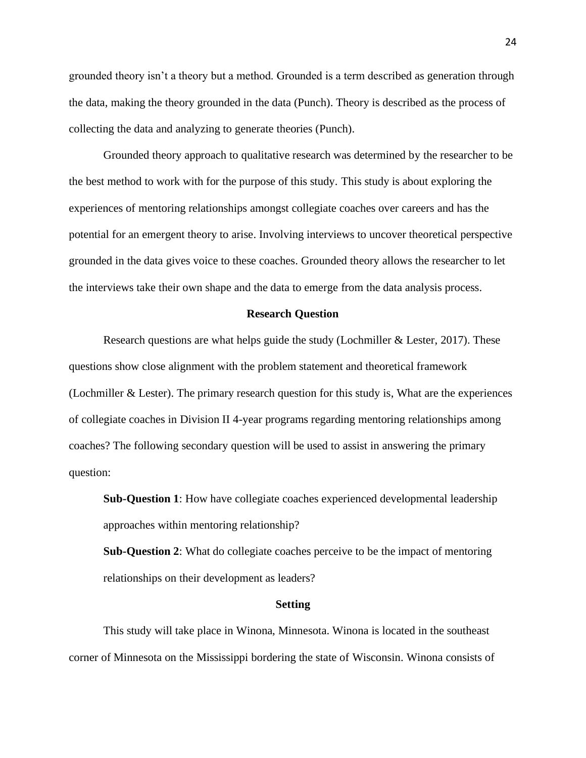grounded theory isn't a theory but a method. Grounded is a term described as generation through the data, making the theory grounded in the data (Punch). Theory is described as the process of collecting the data and analyzing to generate theories (Punch).

Grounded theory approach to qualitative research was determined by the researcher to be the best method to work with for the purpose of this study. This study is about exploring the experiences of mentoring relationships amongst collegiate coaches over careers and has the potential for an emergent theory to arise. Involving interviews to uncover theoretical perspective grounded in the data gives voice to these coaches. Grounded theory allows the researcher to let the interviews take their own shape and the data to emerge from the data analysis process.

## Research Question

Research questions are what helps guide the study (Lochmiller & Lester, 2017). These questions show close alignment with the problem statement and theoretical framework (Lochmiller & Lester). The primary research question for this study is, What are the experiences of collegiate coaches in Division II 4-year programs regarding mentoring relationships among coaches? The following secondary question will be used to assist in answering the primary question:

**Sub-Question 1**: How have collegiate coaches experienced developmental leadership approaches within mentoring relationship?

**Sub-Question 2**: What do collegiate coaches perceive to be the impact of mentoring relationships on their development as leaders?

## Setting

This study will take place in Winona, Minnesota. Winona is located in the southeast corner of Minnesota on the Mississippi bordering the state of Wisconsin. Winona consists of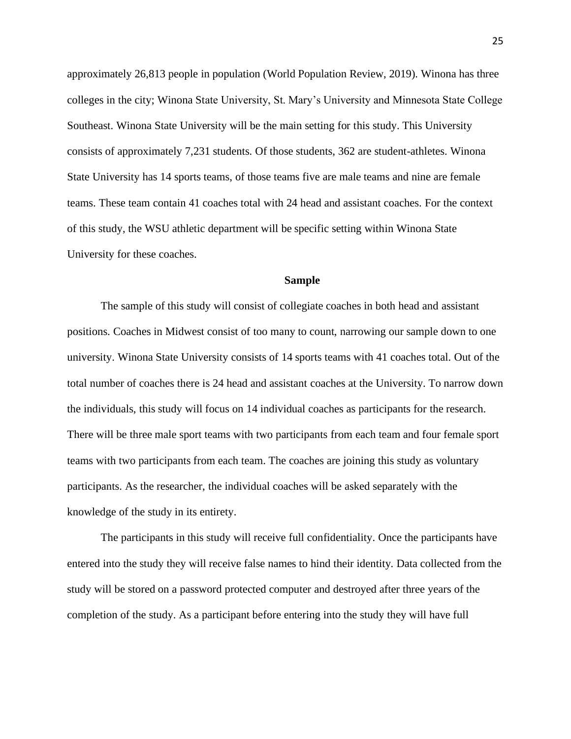approximately 26,813 people in population (World Population Review, 2019). Winona has three colleges in the city; Winona State University, St. Mary's University and Minnesota State College Southeast. Winona State University will be the main setting for this study. This University consists of approximately 7,231 students. Of those students, 362 are student-athletes. Winona State University has 14 sports teams, of those teams five are male teams and nine are female teams. These team contain 41 coaches total with 24 head and assistant coaches. For the context of this study, the WSU athletic department will be specific setting within Winona State University for these coaches.

## Sample

The sample of this study will consist of collegiate coaches in both head and assistant positions. Coaches in Midwest consist of too many to count, narrowing our sample down to one university. Winona State University consists of 14 sports teams with 41 coaches total. Out of the total number of coaches there is 24 head and assistant coaches at the University. To narrow down the individuals, this study will focus on 14 individual coaches as participants for the research. There will be three male sport teams with two participants from each team and four female sport teams with two participants from each team. The coaches are joining this study as voluntary participants. As the researcher, the individual coaches will be asked separately with the knowledge of the study in its entirety.

The participants in this study will receive full confidentiality. Once the participants have entered into the study they will receive false names to hind their identity. Data collected from the study will be stored on a password protected computer and destroyed after three years of the completion of the study. As a participant before entering into the study they will have full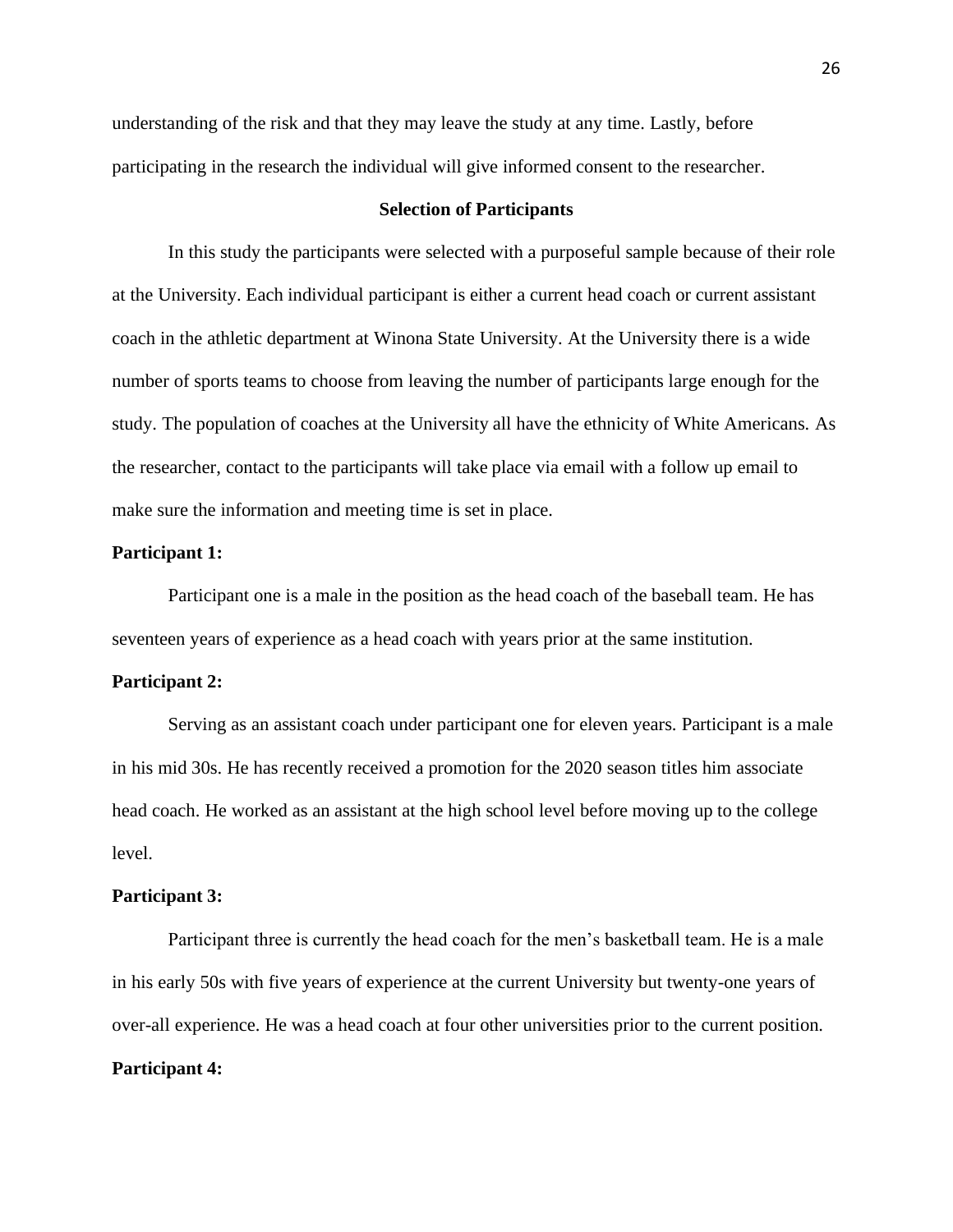understanding of the risk and that they may leave the study at any time. Lastly, before participating in the research the individual will give informed consent to the researcher.

## Selection of Participants

In this study the participants were selected with a purposeful sample because of their role at the University. Each individual participant is either a current head coach or current assistant coach in the athletic department at Winona State University. At the University there is a wide number of sports teams to choose from leaving the number of participants large enough for the study. The population of coaches at the University all have the ethnicity of White Americans. As the researcher, contact to the participants will take place via email with a follow up email to make sure the information and meeting time is set in place.

**Participant 1:**

Participant one is a male in the position as the head coach of the baseball team. He has seventeen years of experience as a head coach with years prior at the same institution.

**Participant 2:**

Serving as an assistant coach under participant one for eleven years. Participant is a male in his mid 30s. He has recently received a promotion for the 2020 season titles him associate head coach. He worked as an assistant at the high school level before moving up to the college level.

**Participant 3:**

Participant three is currently the head coach for the men's basketball team. He is a male in his early 50s with five years of experience at the current University but twenty-one years of over-all experience. He was a head coach at four other universities prior to the current position.

**Participant 4:**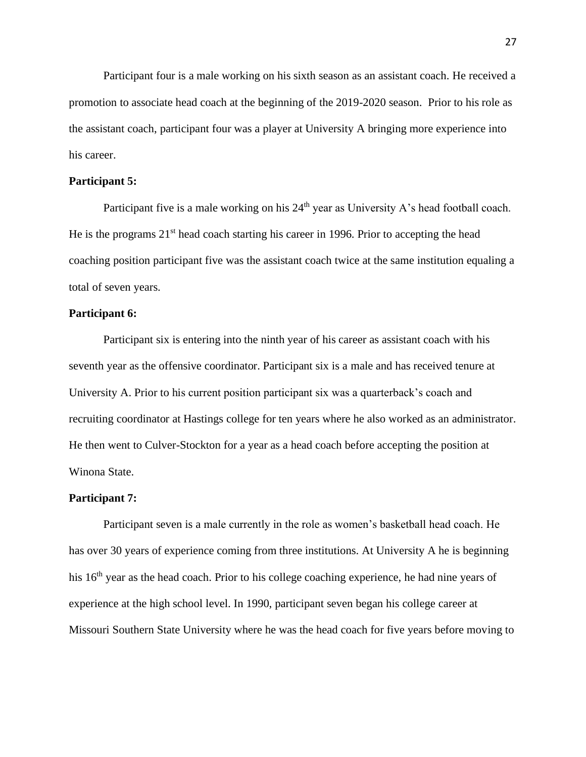Participant four is a male working on his sixth season as an assistant coach. He received a promotion to associate head coach at the beginning of the 2019-2020 season. Prior to his role as the assistant coach, participant four was a player at University A bringing more experience into his career.

**Participant 5:**

Participant five is a male working on his 24th year as University A's head football coach. He is the programs 21st head coach starting his career in 1996. Prior to accepting the head coaching position participant five was the assistant coach twice at the same institution equaling a total of seven years.

**Participant 6:**

Participant six is entering into the ninth year of his career as assistant coach with his seventh year as the offensive coordinator. Participant six is a male and has received tenure at University A. Prior to his current position participant six was a quarterback's coach and recruiting coordinator at Hastings college for ten years where he also worked as an administrator. He then went to Culver-Stockton for a year as a head coach before accepting the position at Winona State.

**Participant 7:**

Participant seven is a male currently in the role as women's basketball head coach. He has over 30 years of experience coming from three institutions. At University A he is beginning his 16th year as the head coach. Prior to his college coaching experience, he had nine years of experience at the high school level. In 1990, participant seven began his college career at Missouri Southern State University where he was the head coach for five years before moving to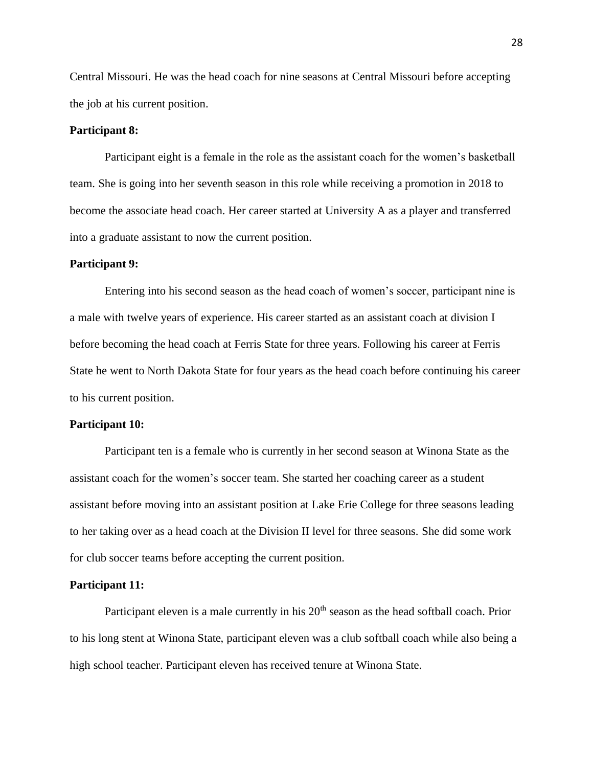Central Missouri. He was the head coach for nine seasons at Central Missouri before accepting the job at his current position.

**Participant 8:**

Participant eight is a female in the role as the assistant coach for the women's basketball team. She is going into her seventh season in this role while receiving a promotion in 2018 to become the associate head coach. Her career started at University A as a player and transferred into a graduate assistant to now the current position.

**Participant 9:**

Entering into his second season as the head coach of women's soccer, participant nine is a male with twelve years of experience. His career started as an assistant coach at division I before becoming the head coach at Ferris State for three years. Following his career at Ferris State he went to North Dakota State for four years as the head coach before continuing his career to his current position.

**Participant 10:**

Participant ten is a female who is currently in her second season at Winona State as the assistant coach for the women's soccer team. She started her coaching career as a student assistant before moving into an assistant position at Lake Erie College for three seasons leading to her taking over as a head coach at the Division II level for three seasons. She did some work for club soccer teams before accepting the current position.

**Participant 11:**

Participant eleven is a male currently in his 20th season as the head softball coach. Prior to his long stent at Winona State, participant eleven was a club softball coach while also being a high school teacher. Participant eleven has received tenure at Winona State.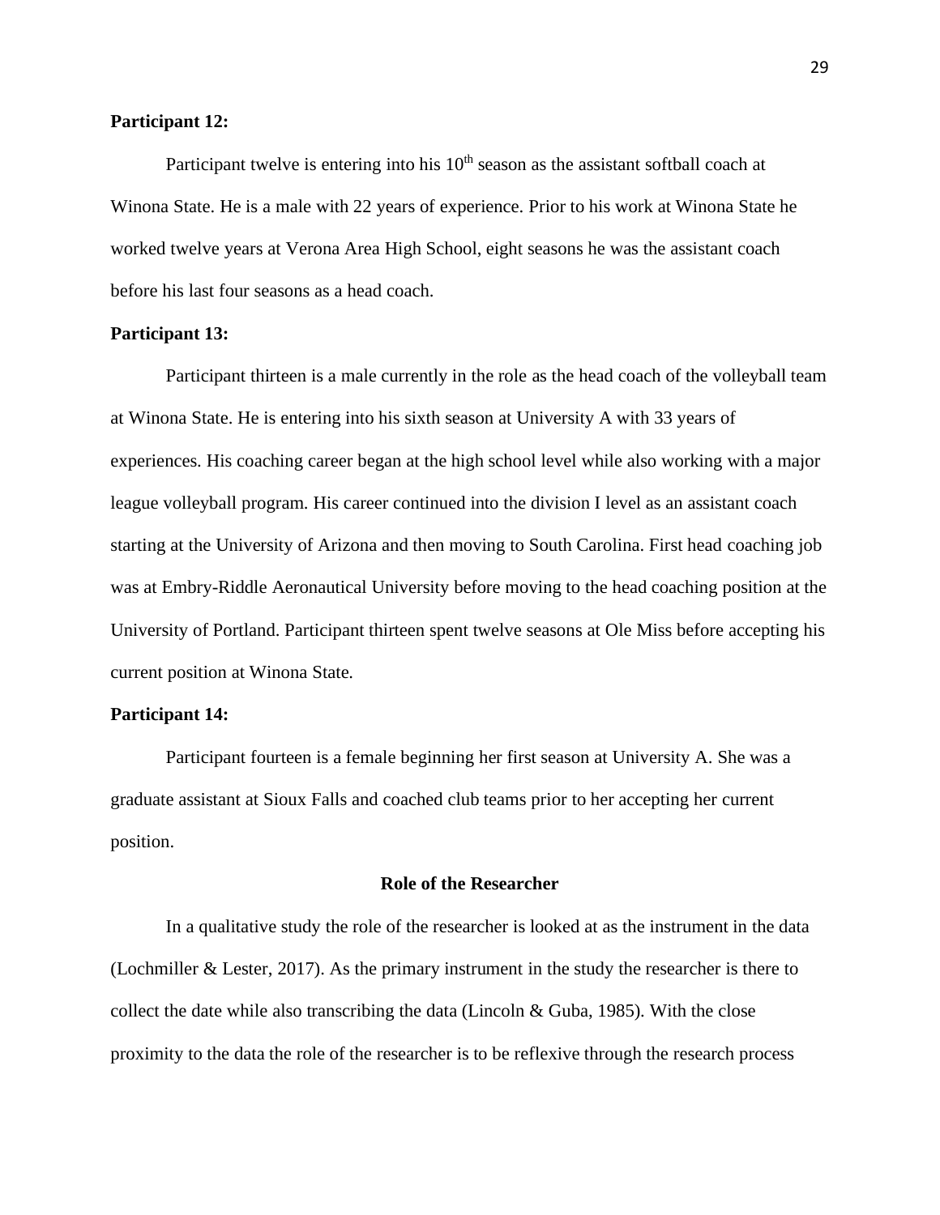**Participant 12:**

Participant twelve is entering into his 10th season as the assistant softball coach at Winona State. He is a male with 22 years of experience. Prior to his work at Winona State he worked twelve years at Verona Area High School, eight seasons he was the assistant coach before his last four seasons as a head coach.

**Participant 13:**

Participant thirteen is a male currently in the role as the head coach of the volleyball team at Winona State. He is entering into his sixth season at University A with 33 years of experiences. His coaching career began at the high school level while also working with a major league volleyball program. His career continued into the division I level as an assistant coach starting at the University of Arizona and then moving to South Carolina. First head coaching job was at Embry-Riddle Aeronautical University before moving to the head coaching position at the University of Portland. Participant thirteen spent twelve seasons at Ole Miss before accepting his current position at Winona State.

**Participant 14:**

Participant fourteen is a female beginning her first season at University A. She was a graduate assistant at Sioux Falls and coached club teams prior to her accepting her current position.

## Role of the Researcher

In a qualitative study the role of the researcher is looked at as the instrument in the data (Lochmiller & Lester, 2017). As the primary instrument in the study the researcher is there to collect the date while also transcribing the data (Lincoln & Guba, 1985). With the close proximity to the data the role of the researcher is to be reflexive through the research process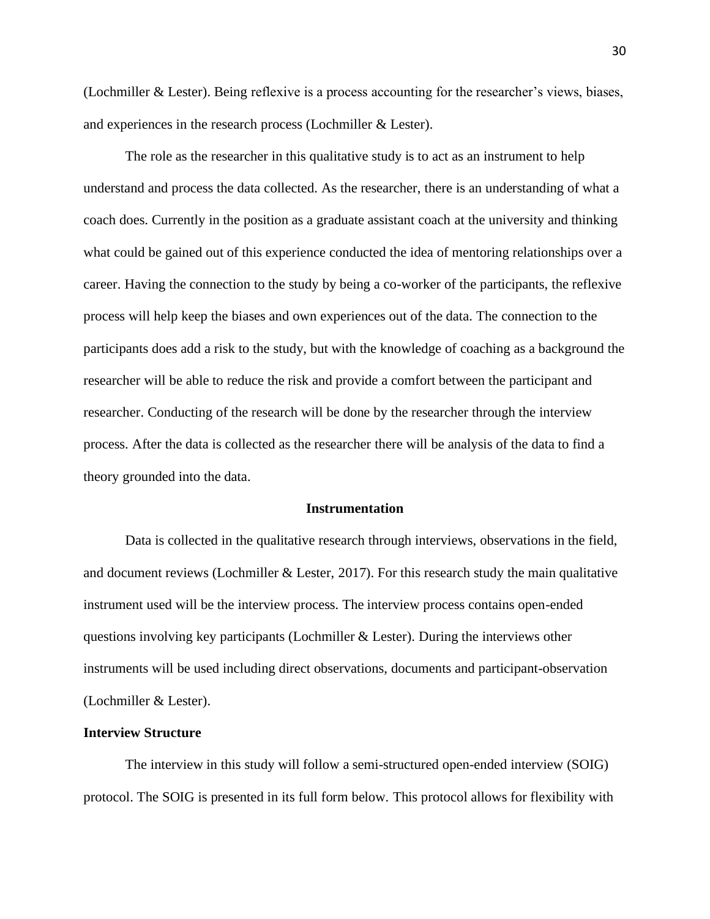(Lochmiller & Lester). Being reflexive is a process accounting for the researcher's views, biases, and experiences in the research process (Lochmiller & Lester).

The role as the researcher in this qualitative study is to act as an instrument to help understand and process the data collected. As the researcher, there is an understanding of what a coach does. Currently in the position as a graduate assistant coach at the university and thinking what could be gained out of this experience conducted the idea of mentoring relationships over a career. Having the connection to the study by being a co-worker of the participants, the reflexive process will help keep the biases and own experiences out of the data. The connection to the participants does add a risk to the study, but with the knowledge of coaching as a background the researcher will be able to reduce the risk and provide a comfort between the participant and researcher. Conducting of the research will be done by the researcher through the interview process. After the data is collected as the researcher there will be analysis of the data to find a theory grounded into the data.

## Instrumentation

Data is collected in the qualitative research through interviews, observations in the field, and document reviews (Lochmiller & Lester, 2017). For this research study the main qualitative instrument used will be the interview process. The interview process contains open-ended questions involving key participants (Lochmiller & Lester). During the interviews other instruments will be used including direct observations, documents and participant-observation (Lochmiller & Lester).

### Interview Structure

The interview in this study will follow a semi-structured open-ended interview (SOIG) protocol. The SOIG is presented in its full form below. This protocol allows for flexibility with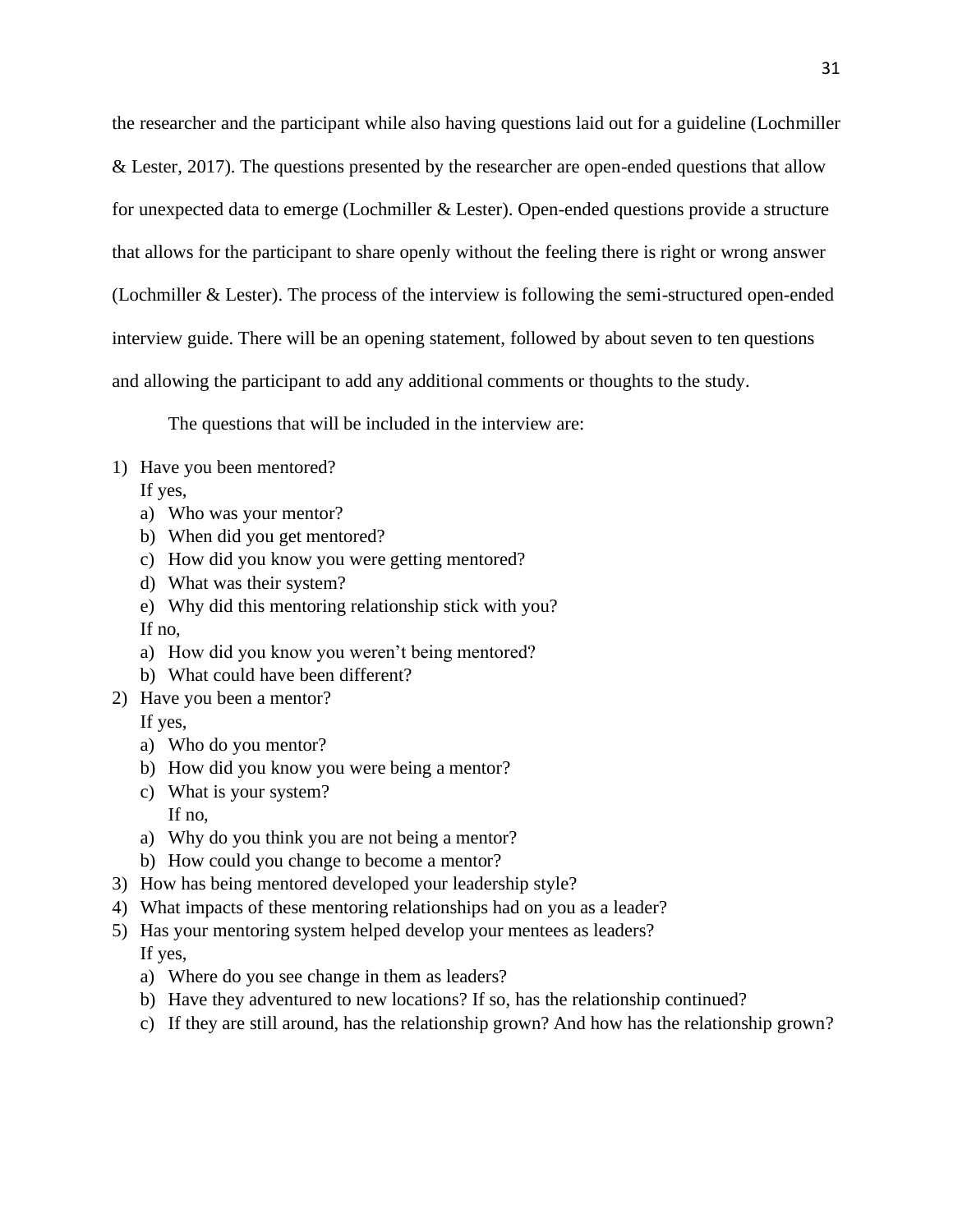the researcher and the participant while also having questions laid out for a guideline (Lochmiller & Lester, 2017). The questions presented by the researcher are open-ended questions that allow for unexpected data to emerge (Lochmiller & Lester). Open-ended questions provide a structure that allows for the participant to share openly without the feeling there is right or wrong answer (Lochmiller & Lester). The process of the interview is following the semi-structured open-ended interview guide. There will be an opening statement, followed by about seven to ten questions and allowing the participant to add any additional comments or thoughts to the study.

The questions that will be included in the interview are:

1) Have you been mentored?
   If yes,
   a) Who was your mentor?
   b) When did you get mentored?
   c) How did you know you were getting mentored?
   d) What was their system?
   e) Why did this mentoring relationship stick with you?
   
   If no,
   a) How did you know you weren't being mentored?
   b) What could have been different?
2) Have you been a mentor?
   If yes,
   a) Who do you mentor?
   b) How did you know you were being a mentor?
   c) What is your system?
   
   If no,
   a) Why do you think you are not being a mentor?
   b) How could you change to become a mentor?
3) How has being mentored developed your leadership style?
4) What impacts of these mentoring relationships had on you as a leader?
5) Has your mentoring system helped develop your mentees as leaders?
   If yes,
   a) Where do you see change in them as leaders?
   b) Have they adventured to new locations? If so, has the relationship continued?
   c) If they are still around, has the relationship grown? And how has the relationship grown?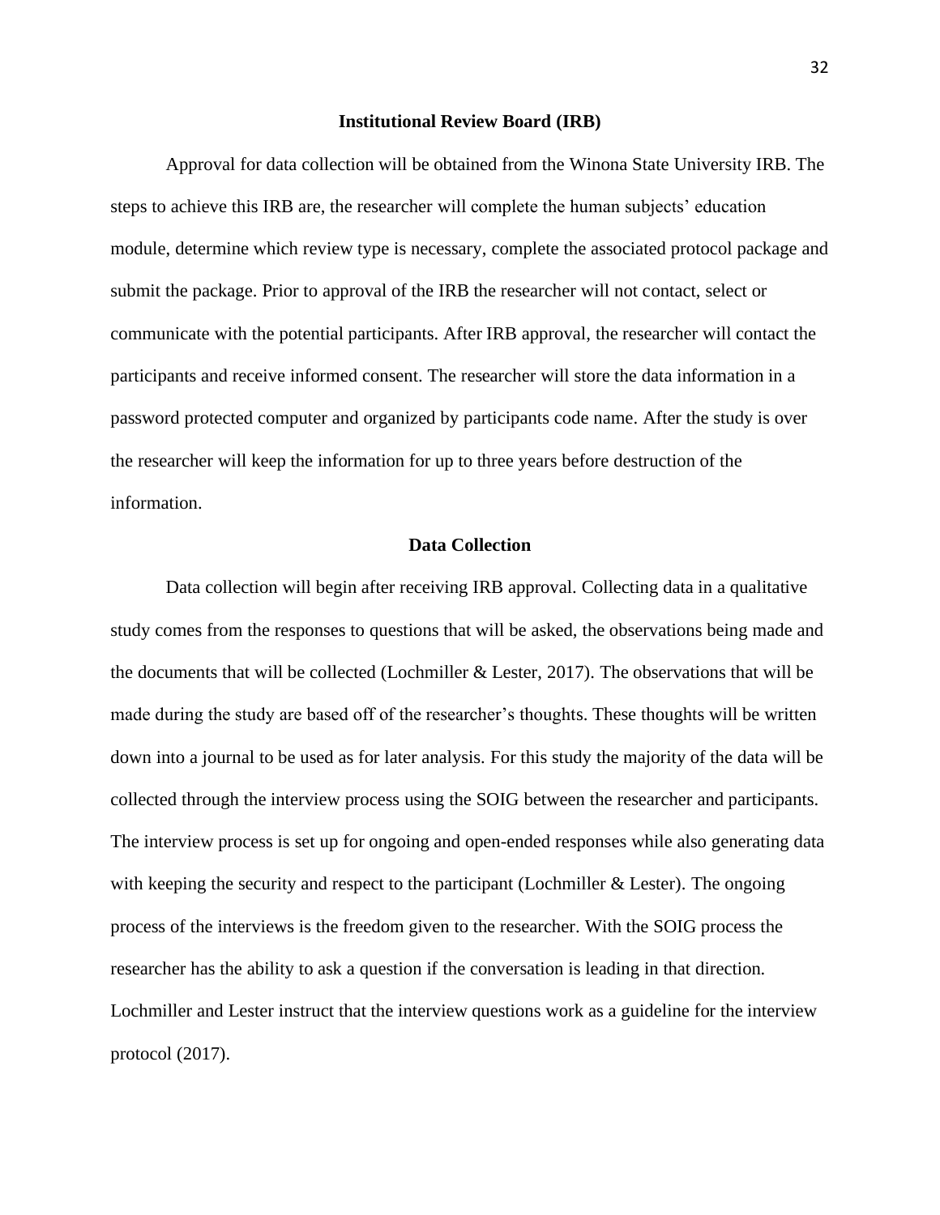## Institutional Review Board (IRB)

Approval for data collection will be obtained from the Winona State University IRB. The steps to achieve this IRB are, the researcher will complete the human subjects' education module, determine which review type is necessary, complete the associated protocol package and submit the package. Prior to approval of the IRB the researcher will not contact, select or communicate with the potential participants. After IRB approval, the researcher will contact the participants and receive informed consent. The researcher will store the data information in a password protected computer and organized by participants code name. After the study is over the researcher will keep the information for up to three years before destruction of the information.

## Data Collection

Data collection will begin after receiving IRB approval. Collecting data in a qualitative study comes from the responses to questions that will be asked, the observations being made and the documents that will be collected (Lochmiller & Lester, 2017). The observations that will be made during the study are based off of the researcher's thoughts. These thoughts will be written down into a journal to be used as for later analysis. For this study the majority of the data will be collected through the interview process using the SOIG between the researcher and participants. The interview process is set up for ongoing and open-ended responses while also generating data with keeping the security and respect to the participant (Lochmiller & Lester). The ongoing process of the interviews is the freedom given to the researcher. With the SOIG process the researcher has the ability to ask a question if the conversation is leading in that direction. Lochmiller and Lester instruct that the interview questions work as a guideline for the interview protocol (2017).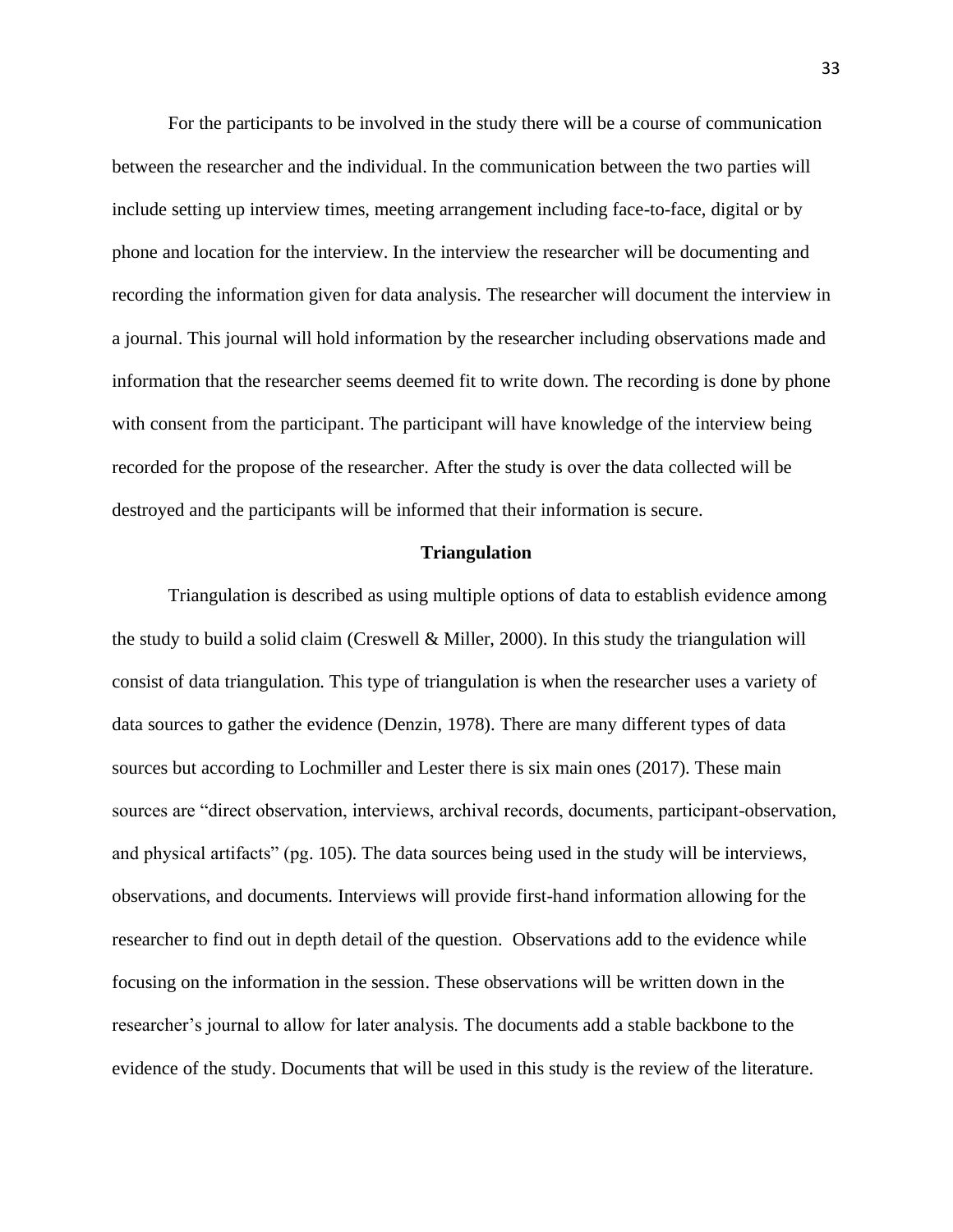For the participants to be involved in the study there will be a course of communication between the researcher and the individual. In the communication between the two parties will include setting up interview times, meeting arrangement including face-to-face, digital or by phone and location for the interview. In the interview the researcher will be documenting and recording the information given for data analysis. The researcher will document the interview in a journal. This journal will hold information by the researcher including observations made and information that the researcher seems deemed fit to write down. The recording is done by phone with consent from the participant. The participant will have knowledge of the interview being recorded for the propose of the researcher. After the study is over the data collected will be destroyed and the participants will be informed that their information is secure.

**Triangulation**

Triangulation is described as using multiple options of data to establish evidence among the study to build a solid claim (Creswell & Miller, 2000). In this study the triangulation will consist of data triangulation. This type of triangulation is when the researcher uses a variety of data sources to gather the evidence (Denzin, 1978). There are many different types of data sources but according to Lochmiller and Lester there is six main ones (2017). These main sources are "direct observation, interviews, archival records, documents, participant-observation, and physical artifacts" (pg. 105). The data sources being used in the study will be interviews, observations, and documents. Interviews will provide first-hand information allowing for the researcher to find out in depth detail of the question. Observations add to the evidence while focusing on the information in the session. These observations will be written down in the researcher's journal to allow for later analysis. The documents add a stable backbone to the evidence of the study. Documents that will be used in this study is the review of the literature.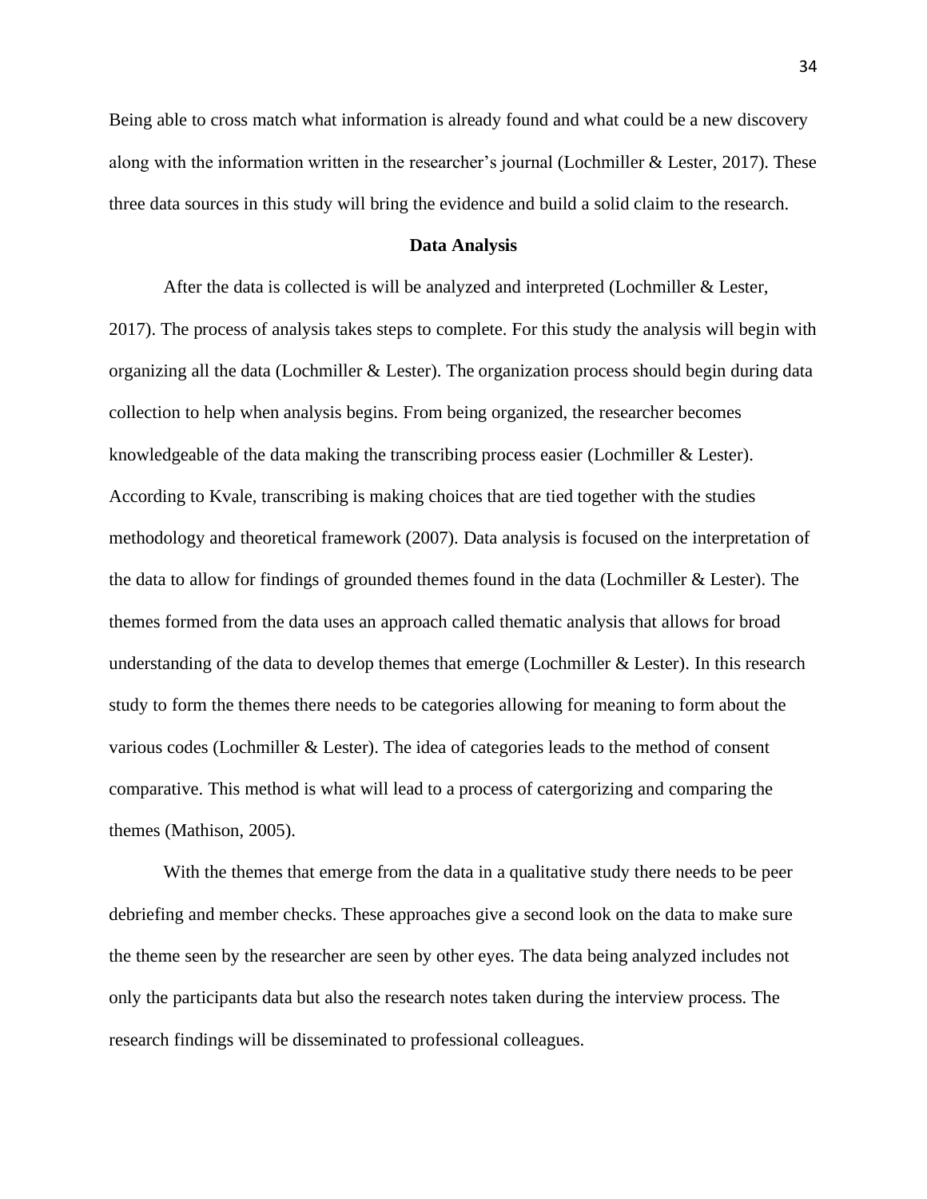Being able to cross match what information is already found and what could be a new discovery along with the information written in the researcher's journal (Lochmiller & Lester, 2017). These three data sources in this study will bring the evidence and build a solid claim to the research.

## Data Analysis

After the data is collected is will be analyzed and interpreted (Lochmiller & Lester, 2017). The process of analysis takes steps to complete. For this study the analysis will begin with organizing all the data (Lochmiller & Lester). The organization process should begin during data collection to help when analysis begins. From being organized, the researcher becomes knowledgeable of the data making the transcribing process easier (Lochmiller & Lester). According to Kvale, transcribing is making choices that are tied together with the studies methodology and theoretical framework (2007). Data analysis is focused on the interpretation of the data to allow for findings of grounded themes found in the data (Lochmiller & Lester). The themes formed from the data uses an approach called thematic analysis that allows for broad understanding of the data to develop themes that emerge (Lochmiller & Lester). In this research study to form the themes there needs to be categories allowing for meaning to form about the various codes (Lochmiller & Lester). The idea of categories leads to the method of consent comparative. This method is what will lead to a process of catergorizing and comparing the themes (Mathison, 2005).

With the themes that emerge from the data in a qualitative study there needs to be peer debriefing and member checks. These approaches give a second look on the data to make sure the theme seen by the researcher are seen by other eyes. The data being analyzed includes not only the participants data but also the research notes taken during the interview process. The research findings will be disseminated to professional colleagues.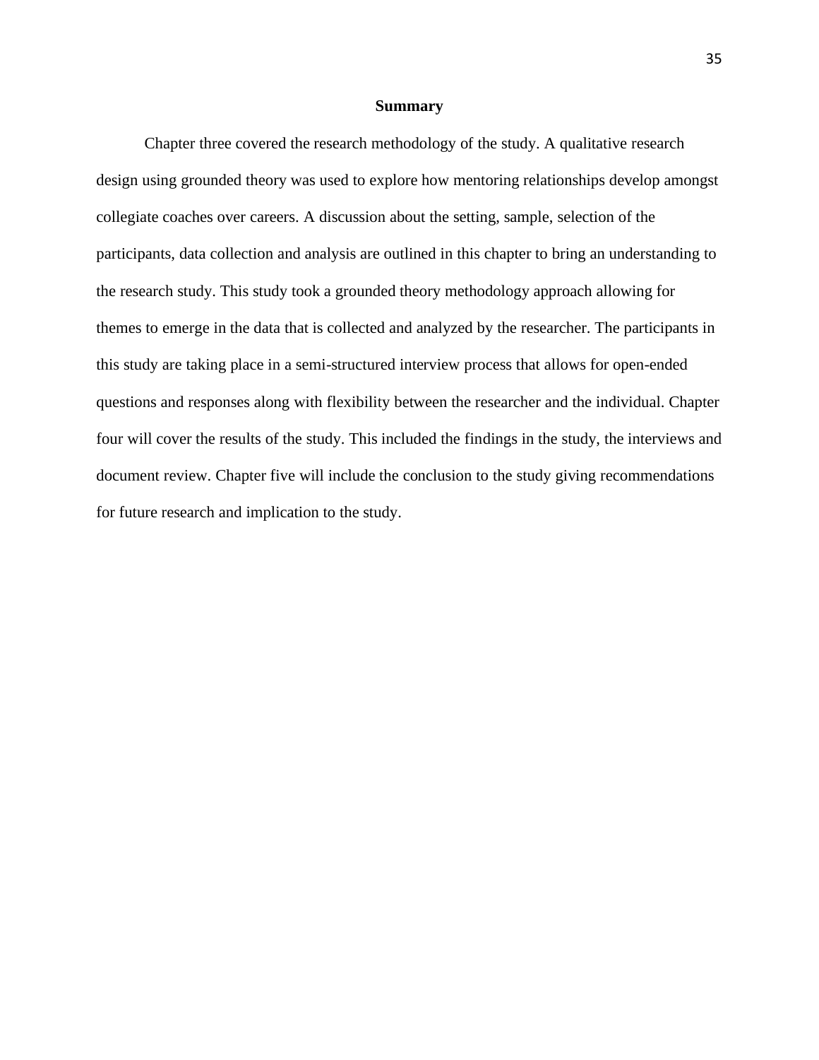## Summary

Chapter three covered the research methodology of the study. A qualitative research design using grounded theory was used to explore how mentoring relationships develop amongst collegiate coaches over careers. A discussion about the setting, sample, selection of the participants, data collection and analysis are outlined in this chapter to bring an understanding to the research study. This study took a grounded theory methodology approach allowing for themes to emerge in the data that is collected and analyzed by the researcher. The participants in this study are taking place in a semi-structured interview process that allows for open-ended questions and responses along with flexibility between the researcher and the individual. Chapter four will cover the results of the study. This included the findings in the study, the interviews and document review. Chapter five will include the conclusion to the study giving recommendations for future research and implication to the study.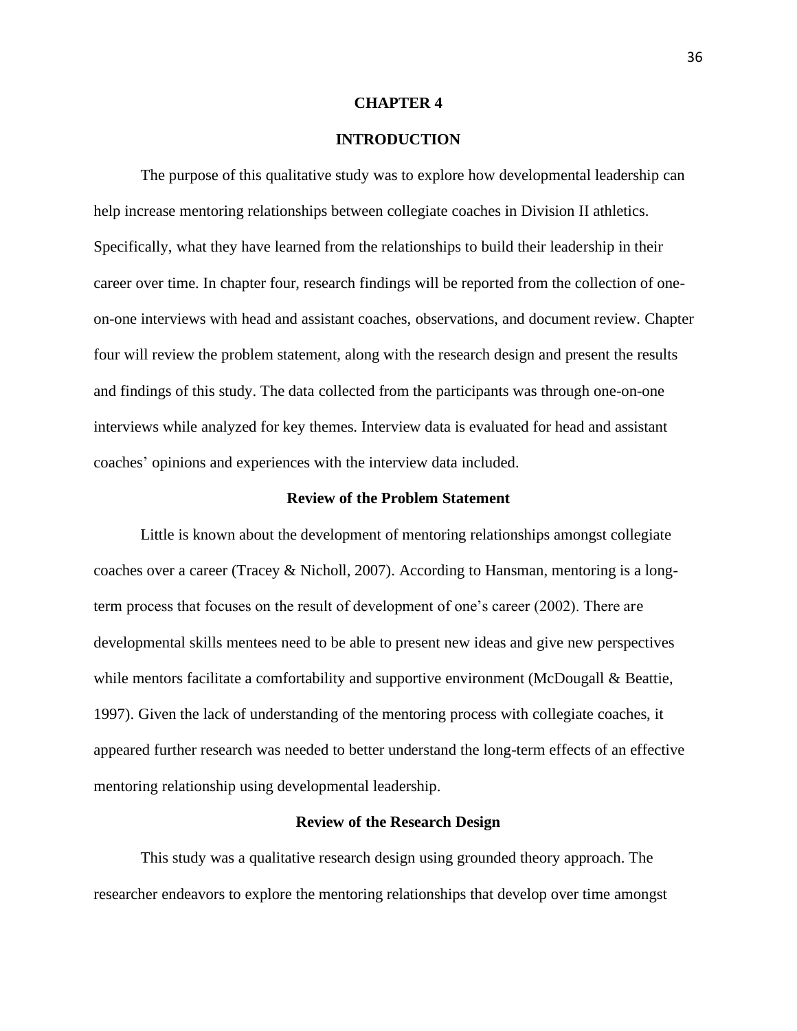# CHAPTER 4

## INTRODUCTION

The purpose of this qualitative study was to explore how developmental leadership can help increase mentoring relationships between collegiate coaches in Division II athletics. Specifically, what they have learned from the relationships to build their leadership in their career over time. In chapter four, research findings will be reported from the collection of one-on-one interviews with head and assistant coaches, observations, and document review. Chapter four will review the problem statement, along with the research design and present the results and findings of this study. The data collected from the participants was through one-on-one interviews while analyzed for key themes. Interview data is evaluated for head and assistant coaches' opinions and experiences with the interview data included.

### Review of the Problem Statement

Little is known about the development of mentoring relationships amongst collegiate coaches over a career (Tracey & Nicholl, 2007). According to Hansman, mentoring is a long-term process that focuses on the result of development of one's career (2002). There are developmental skills mentees need to be able to present new ideas and give new perspectives while mentors facilitate a comfortability and supportive environment (McDougall & Beattie, 1997). Given the lack of understanding of the mentoring process with collegiate coaches, it appeared further research was needed to better understand the long-term effects of an effective mentoring relationship using developmental leadership.

### Review of the Research Design

This study was a qualitative research design using grounded theory approach. The researcher endeavors to explore the mentoring relationships that develop over time amongst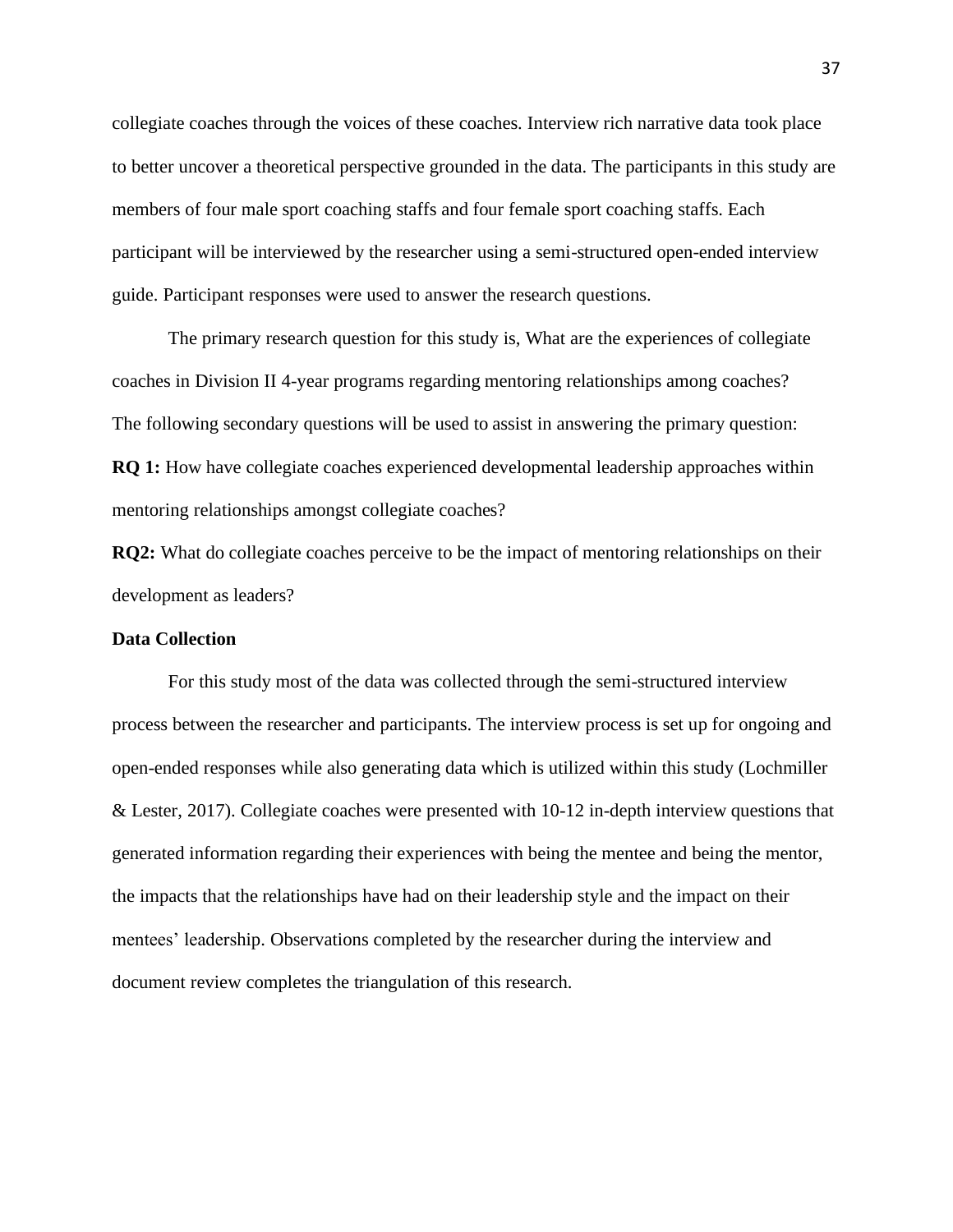collegiate coaches through the voices of these coaches. Interview rich narrative data took place to better uncover a theoretical perspective grounded in the data. The participants in this study are members of four male sport coaching staffs and four female sport coaching staffs. Each participant will be interviewed by the researcher using a semi-structured open-ended interview guide. Participant responses were used to answer the research questions.

The primary research question for this study is, What are the experiences of collegiate coaches in Division II 4-year programs regarding mentoring relationships among coaches? The following secondary questions will be used to assist in answering the primary question:

**RQ 1:** How have collegiate coaches experienced developmental leadership approaches within mentoring relationships amongst collegiate coaches?

**RQ2:** What do collegiate coaches perceive to be the impact of mentoring relationships on their development as leaders?

### Data Collection

For this study most of the data was collected through the semi-structured interview process between the researcher and participants. The interview process is set up for ongoing and open-ended responses while also generating data which is utilized within this study (Lochmiller & Lester, 2017). Collegiate coaches were presented with 10-12 in-depth interview questions that generated information regarding their experiences with being the mentee and being the mentor, the impacts that the relationships have had on their leadership style and the impact on their mentees' leadership. Observations completed by the researcher during the interview and document review completes the triangulation of this research.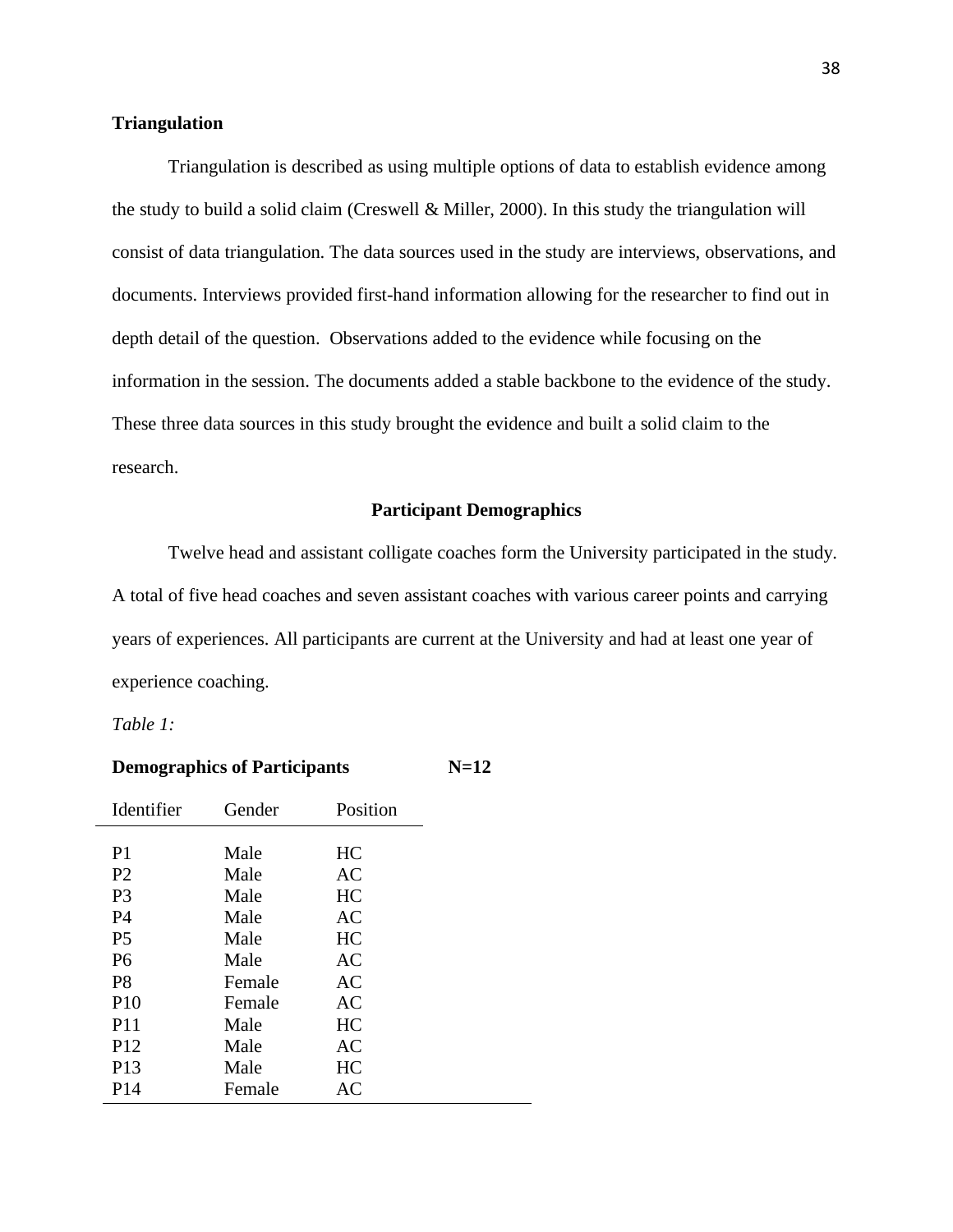**Triangulation**

Triangulation is described as using multiple options of data to establish evidence among the study to build a solid claim (Creswell & Miller, 2000). In this study the triangulation will consist of data triangulation. The data sources used in the study are interviews, observations, and documents. Interviews provided first-hand information allowing for the researcher to find out in depth detail of the question. Observations added to the evidence while focusing on the information in the session. The documents added a stable backbone to the evidence of the study. These three data sources in this study brought the evidence and built a solid claim to the research.

## Participant Demographics

Twelve head and assistant colligate coaches form the University participated in the study. A total of five head coaches and seven assistant coaches with various career points and carrying years of experiences. All participants are current at the University and had at least one year of experience coaching.

*Table 1:*

**Demographics of Participants N=12**

| Identifier | Gender | Position |
|---|---|---|
| P1 | Male | HC |
| P2 | Male | AC |
| P3 | Male | HC |
| P4 | Male | AC |
| P5 | Male | HC |
| P6 | Male | AC |
| P8 | Female | AC |
| P10 | Female | AC |
| P11 | Male | HC |
| P12 | Male | AC |
| P13 | Male | HC |
| P14 | Female | AC |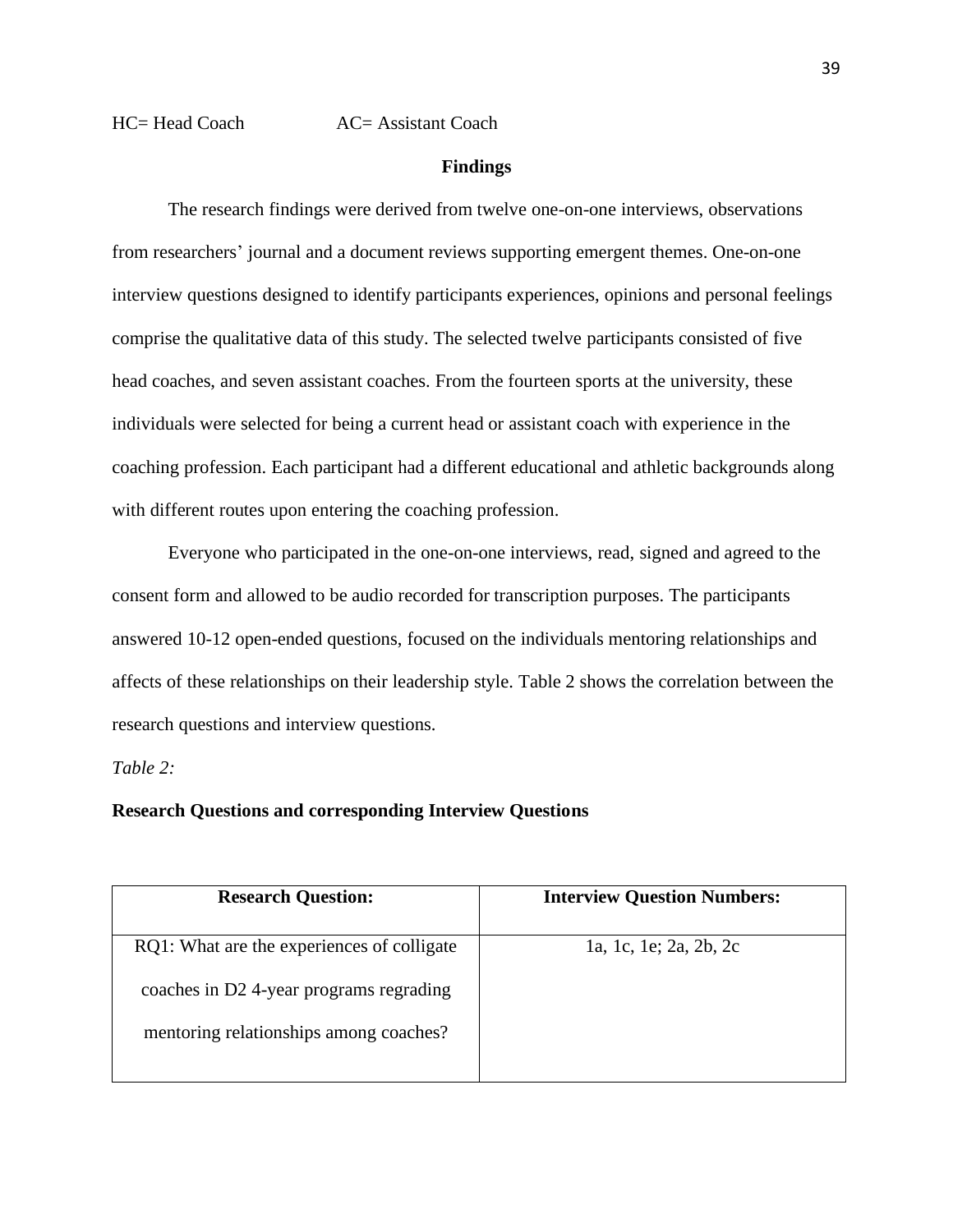HC= Head Coach AC= Assistant Coach

## Findings

The research findings were derived from twelve one-on-one interviews, observations from researchers' journal and a document reviews supporting emergent themes. One-on-one interview questions designed to identify participants experiences, opinions and personal feelings comprise the qualitative data of this study. The selected twelve participants consisted of five head coaches, and seven assistant coaches. From the fourteen sports at the university, these individuals were selected for being a current head or assistant coach with experience in the coaching profession. Each participant had a different educational and athletic backgrounds along with different routes upon entering the coaching profession.

Everyone who participated in the one-on-one interviews, read, signed and agreed to the consent form and allowed to be audio recorded for transcription purposes. The participants answered 10-12 open-ended questions, focused on the individuals mentoring relationships and affects of these relationships on their leadership style. Table 2 shows the correlation between the research questions and interview questions.

*Table 2:*

**Research Questions and corresponding Interview Questions**

| Research Question: | Interview Question Numbers: |
|---|---|
| RQ1: What are the experiences of colligate coaches in D2 4-year programs regrading mentoring relationships among coaches? | 1a, 1c, 1e; 2a, 2b, 2c |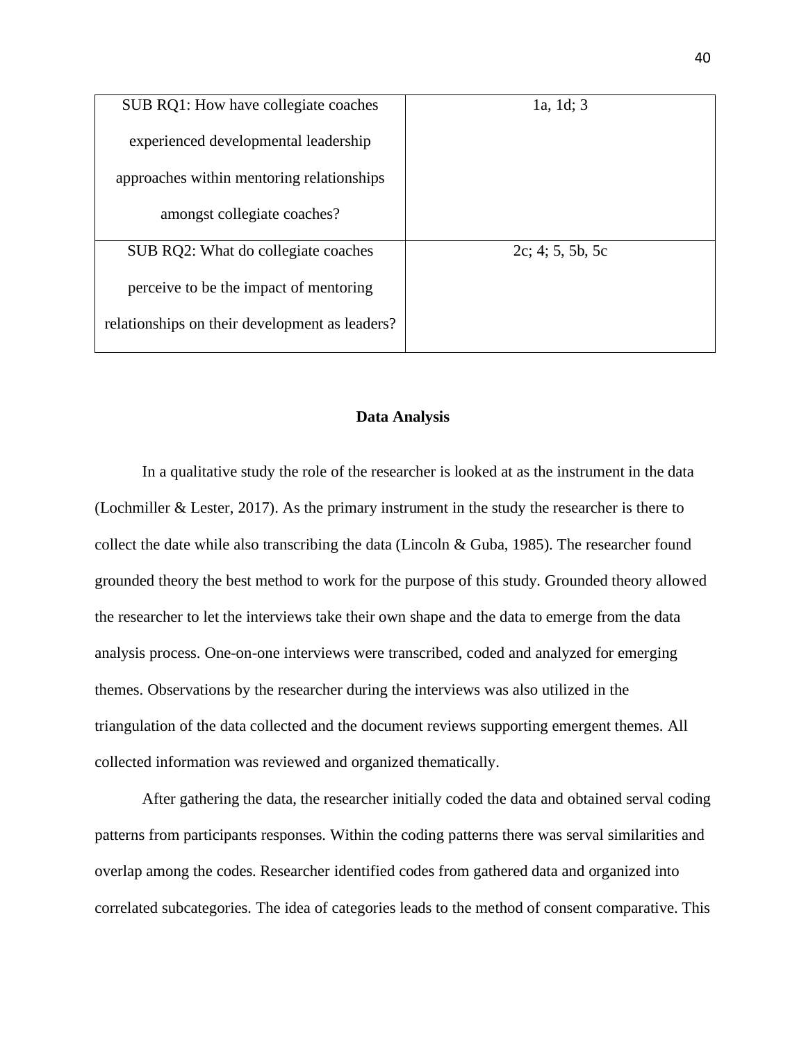| | |
|---|---|
| SUB RQ1: How have collegiate coaches experienced developmental leadership approaches within mentoring relationships amongst collegiate coaches? | 1a, 1d; 3 |
| SUB RQ2: What do collegiate coaches perceive to be the impact of mentoring relationships on their development as leaders? | 2c; 4; 5, 5b, 5c |

## Data Analysis

In a qualitative study the role of the researcher is looked at as the instrument in the data (Lochmiller & Lester, 2017). As the primary instrument in the study the researcher is there to collect the date while also transcribing the data (Lincoln & Guba, 1985). The researcher found grounded theory the best method to work for the purpose of this study. Grounded theory allowed the researcher to let the interviews take their own shape and the data to emerge from the data analysis process. One-on-one interviews were transcribed, coded and analyzed for emerging themes. Observations by the researcher during the interviews was also utilized in the triangulation of the data collected and the document reviews supporting emergent themes. All collected information was reviewed and organized thematically.

After gathering the data, the researcher initially coded the data and obtained serval coding patterns from participants responses. Within the coding patterns there was serval similarities and overlap among the codes. Researcher identified codes from gathered data and organized into correlated subcategories. The idea of categories leads to the method of consent comparative. This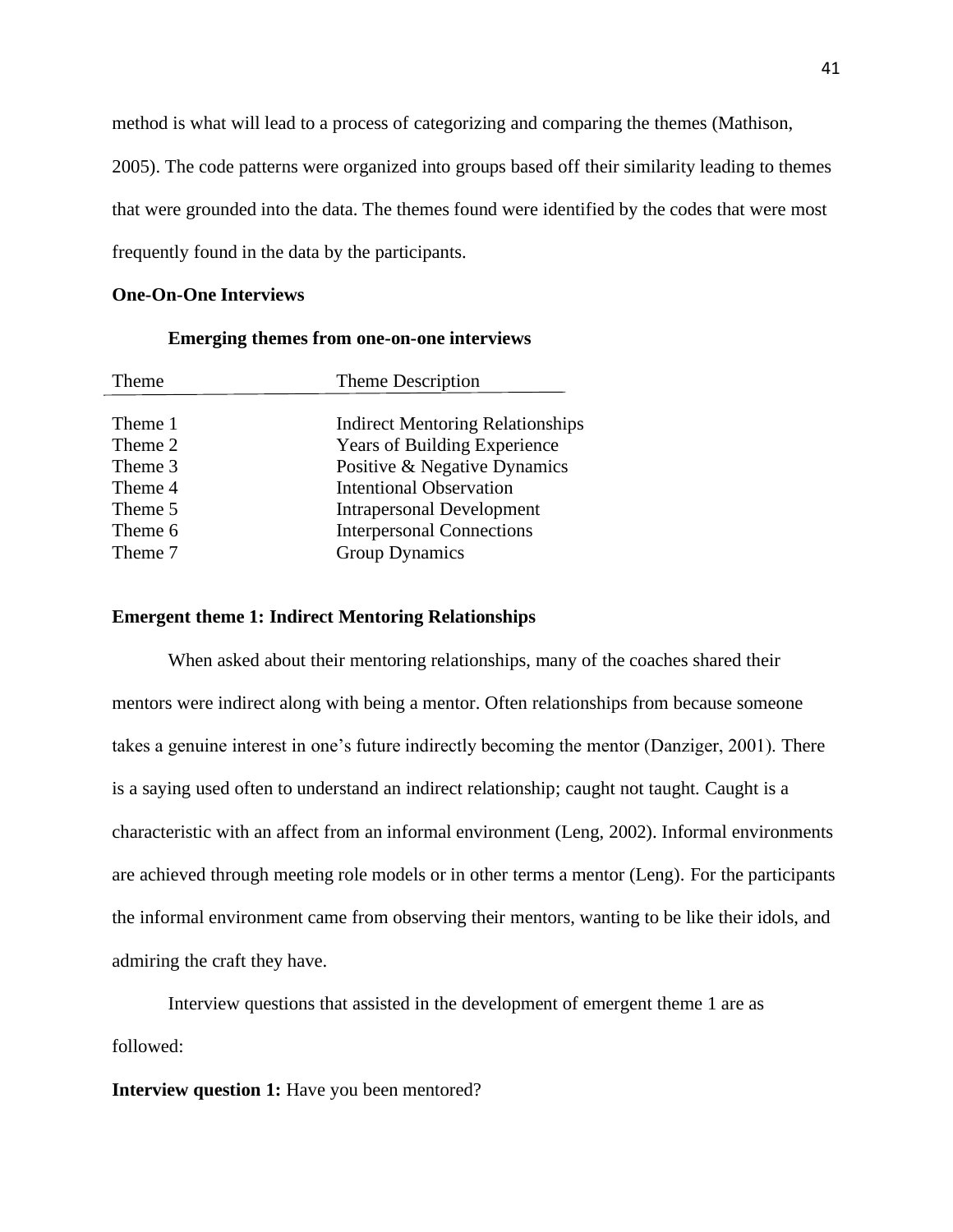method is what will lead to a process of categorizing and comparing the themes (Mathison, 2005). The code patterns were organized into groups based off their similarity leading to themes that were grounded into the data. The themes found were identified by the codes that were most frequently found in the data by the participants.

**One-On-One Interviews**

**Emerging themes from one-on-one interviews**

| Theme | Theme Description |
|---|---|
| Theme 1 | Indirect Mentoring Relationships |
| Theme 2 | Years of Building Experience |
| Theme 3 | Positive & Negative Dynamics |
| Theme 4 | Intentional Observation |
| Theme 5 | Intrapersonal Development |
| Theme 6 | Interpersonal Connections |
| Theme 7 | Group Dynamics |

**Emergent theme 1: Indirect Mentoring Relationships**

When asked about their mentoring relationships, many of the coaches shared their mentors were indirect along with being a mentor. Often relationships from because someone takes a genuine interest in one's future indirectly becoming the mentor (Danziger, 2001). There is a saying used often to understand an indirect relationship; caught not taught. Caught is a characteristic with an affect from an informal environment (Leng, 2002). Informal environments are achieved through meeting role models or in other terms a mentor (Leng). For the participants the informal environment came from observing their mentors, wanting to be like their idols, and admiring the craft they have.

Interview questions that assisted in the development of emergent theme 1 are as followed:

**Interview question 1:** Have you been mentored?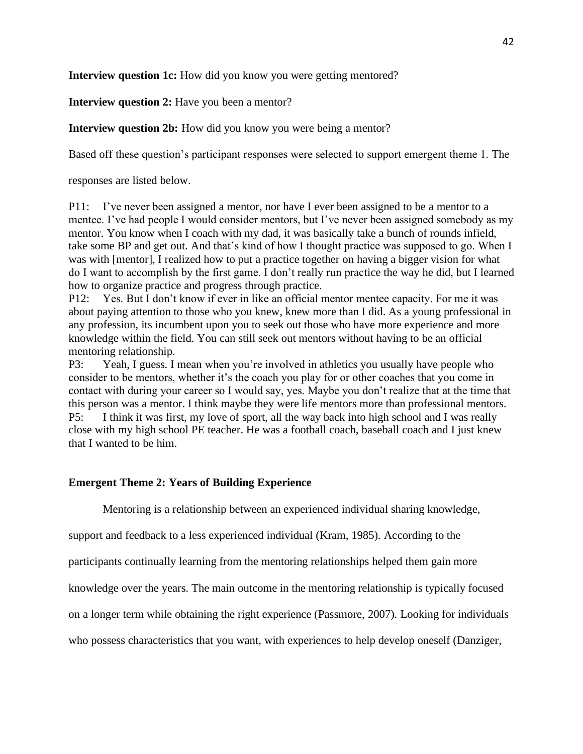**Interview question 1c:** How did you know you were getting mentored?

**Interview question 2:** Have you been a mentor?

**Interview question 2b:** How did you know you were being a mentor?

Based off these question's participant responses were selected to support emergent theme 1. The responses are listed below.

P11: I've never been assigned a mentor, nor have I ever been assigned to be a mentor to a mentee. I've had people I would consider mentors, but I've never been assigned somebody as my mentor. You know when I coach with my dad, it was basically take a bunch of rounds infield, take some BP and get out. And that's kind of how I thought practice was supposed to go. When I was with [mentor], I realized how to put a practice together on having a bigger vision for what do I want to accomplish by the first game. I don't really run practice the way he did, but I learned how to organize practice and progress through practice.

P12: Yes. But I don't know if ever in like an official mentor mentee capacity. For me it was about paying attention to those who you knew, knew more than I did. As a young professional in any profession, its incumbent upon you to seek out those who have more experience and more knowledge within the field. You can still seek out mentors without having to be an official mentoring relationship.

P3: Yeah, I guess. I mean when you're involved in athletics you usually have people who consider to be mentors, whether it's the coach you play for or other coaches that you come in contact with during your career so I would say, yes. Maybe you don't realize that at the time that this person was a mentor. I think maybe they were life mentors more than professional mentors.

P5: I think it was first, my love of sport, all the way back into high school and I was really close with my high school PE teacher. He was a football coach, baseball coach and I just knew that I wanted to be him.

### Emergent Theme 2: Years of Building Experience

Mentoring is a relationship between an experienced individual sharing knowledge, support and feedback to a less experienced individual (Kram, 1985). According to the participants continually learning from the mentoring relationships helped them gain more knowledge over the years. The main outcome in the mentoring relationship is typically focused on a longer term while obtaining the right experience (Passmore, 2007). Looking for individuals who possess characteristics that you want, with experiences to help develop oneself (Danziger,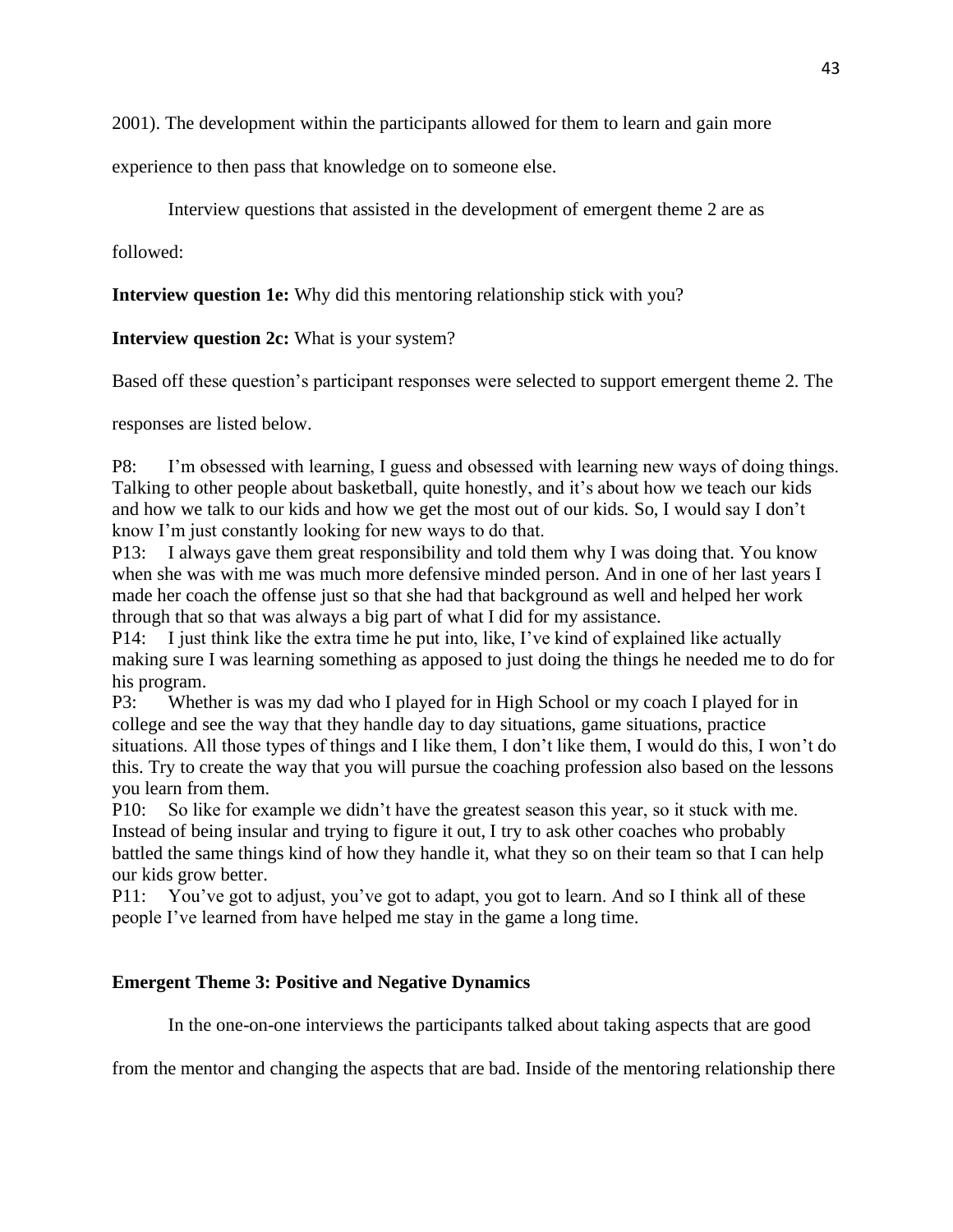2001). The development within the participants allowed for them to learn and gain more experience to then pass that knowledge on to someone else.

Interview questions that assisted in the development of emergent theme 2 are as followed:

**Interview question 1e:** Why did this mentoring relationship stick with you?

**Interview question 2c:** What is your system?

Based off these question's participant responses were selected to support emergent theme 2. The responses are listed below.

P8: I'm obsessed with learning, I guess and obsessed with learning new ways of doing things. Talking to other people about basketball, quite honestly, and it's about how we teach our kids and how we talk to our kids and how we get the most out of our kids. So, I would say I don't know I'm just constantly looking for new ways to do that.

P13: I always gave them great responsibility and told them why I was doing that. You know when she was with me was much more defensive minded person. And in one of her last years I made her coach the offense just so that she had that background as well and helped her work through that so that was always a big part of what I did for my assistance.

P14: I just think like the extra time he put into, like, I've kind of explained like actually making sure I was learning something as apposed to just doing the things he needed me to do for his program.

P3: Whether is was my dad who I played for in High School or my coach I played for in college and see the way that they handle day to day situations, game situations, practice situations. All those types of things and I like them, I don't like them, I would do this, I won't do this. Try to create the way that you will pursue the coaching profession also based on the lessons you learn from them.

P10: So like for example we didn't have the greatest season this year, so it stuck with me. Instead of being insular and trying to figure it out, I try to ask other coaches who probably battled the same things kind of how they handle it, what they so on their team so that I can help our kids grow better.

P11: You've got to adjust, you've got to adapt, you got to learn. And so I think all of these people I've learned from have helped me stay in the game a long time.

**Emergent Theme 3: Positive and Negative Dynamics**

In the one-on-one interviews the participants talked about taking aspects that are good from the mentor and changing the aspects that are bad. Inside of the mentoring relationship there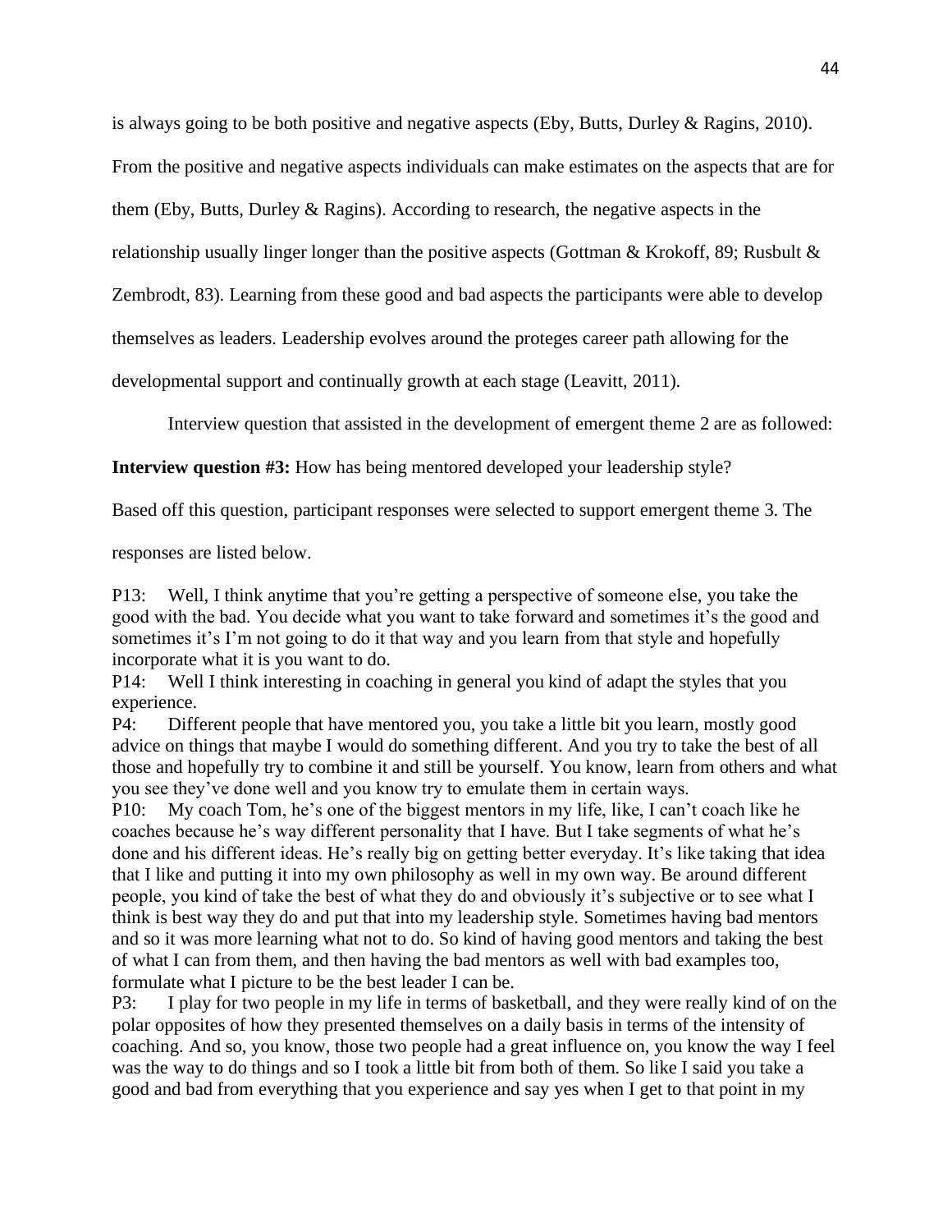is always going to be both positive and negative aspects (Eby, Butts, Durley & Ragins, 2010). From the positive and negative aspects individuals can make estimates on the aspects that are for them (Eby, Butts, Durley & Ragins). According to research, the negative aspects in the relationship usually linger longer than the positive aspects (Gottman & Krokoff, 89; Rusbult & Zembrodt, 83). Learning from these good and bad aspects the participants were able to develop themselves as leaders. Leadership evolves around the proteges career path allowing for the developmental support and continually growth at each stage (Leavitt, 2011).

Interview question that assisted in the development of emergent theme 2 are as followed:

**Interview question #3:** How has being mentored developed your leadership style?

Based off this question, participant responses were selected to support emergent theme 3. The responses are listed below.

P13: Well, I think anytime that you're getting a perspective of someone else, you take the good with the bad. You decide what you want to take forward and sometimes it's the good and sometimes it's I'm not going to do it that way and you learn from that style and hopefully incorporate what it is you want to do.

P14: Well I think interesting in coaching in general you kind of adapt the styles that you experience.

P4: Different people that have mentored you, you take a little bit you learn, mostly good advice on things that maybe I would do something different. And you try to take the best of all those and hopefully try to combine it and still be yourself. You know, learn from others and what you see they've done well and you know try to emulate them in certain ways.

P10: My coach Tom, he's one of the biggest mentors in my life, like, I can't coach like he coaches because he's way different personality that I have. But I take segments of what he's done and his different ideas. He's really big on getting better everyday. It's like taking that idea that I like and putting it into my own philosophy as well in my own way. Be around different people, you kind of take the best of what they do and obviously it's subjective or to see what I think is best way they do and put that into my leadership style. Sometimes having bad mentors and so it was more learning what not to do. So kind of having good mentors and taking the best of what I can from them, and then having the bad mentors as well with bad examples too, formulate what I picture to be the best leader I can be.

P3: I play for two people in my life in terms of basketball, and they were really kind of on the polar opposites of how they presented themselves on a daily basis in terms of the intensity of coaching. And so, you know, those two people had a great influence on, you know the way I feel was the way to do things and so I took a little bit from both of them. So like I said you take a good and bad from everything that you experience and say yes when I get to that point in my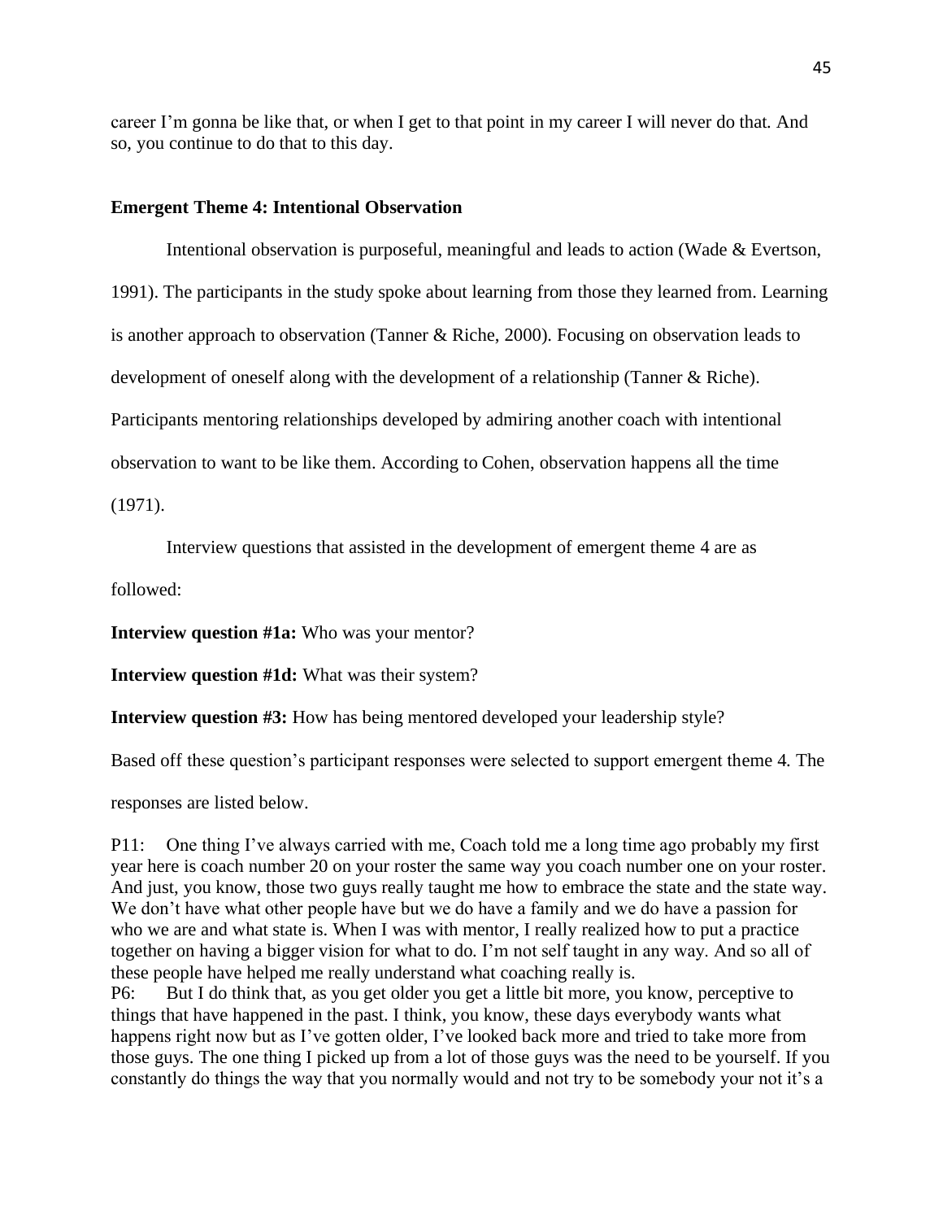career I'm gonna be like that, or when I get to that point in my career I will never do that. And so, you continue to do that to this day.

**Emergent Theme 4: Intentional Observation**

Intentional observation is purposeful, meaningful and leads to action (Wade & Evertson, 1991). The participants in the study spoke about learning from those they learned from. Learning is another approach to observation (Tanner & Riche, 2000). Focusing on observation leads to development of oneself along with the development of a relationship (Tanner & Riche). Participants mentoring relationships developed by admiring another coach with intentional observation to want to be like them. According to Cohen, observation happens all the time (1971).

Interview questions that assisted in the development of emergent theme 4 are as followed:

**Interview question #1a:** Who was your mentor?

**Interview question #1d:** What was their system?

**Interview question #3:** How has being mentored developed your leadership style?

Based off these question's participant responses were selected to support emergent theme 4. The responses are listed below.

P11: One thing I've always carried with me, Coach told me a long time ago probably my first year here is coach number 20 on your roster the same way you coach number one on your roster. And just, you know, those two guys really taught me how to embrace the state and the state way. We don't have what other people have but we do have a family and we do have a passion for who we are and what state is. When I was with mentor, I really realized how to put a practice together on having a bigger vision for what to do. I'm not self taught in any way. And so all of these people have helped me really understand what coaching really is.

P6: But I do think that, as you get older you get a little bit more, you know, perceptive to things that have happened in the past. I think, you know, these days everybody wants what happens right now but as I've gotten older, I've looked back more and tried to take more from those guys. The one thing I picked up from a lot of those guys was the need to be yourself. If you constantly do things the way that you normally would and not try to be somebody your not it's a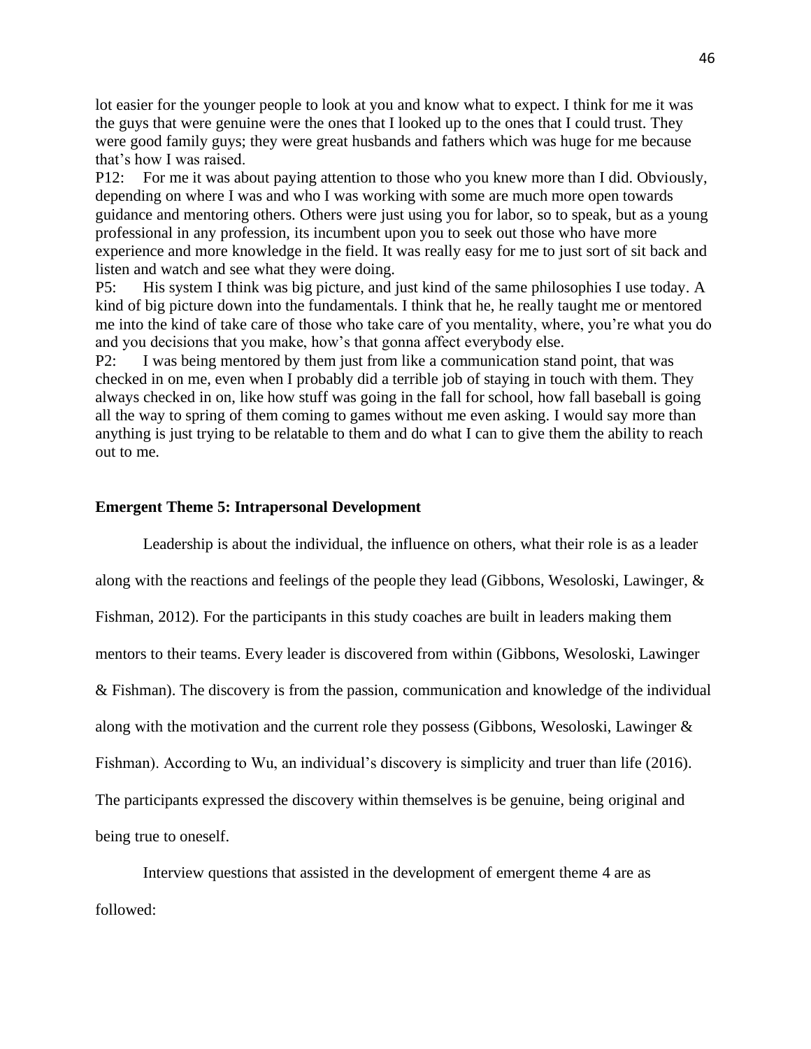lot easier for the younger people to look at you and know what to expect. I think for me it was the guys that were genuine were the ones that I looked up to the ones that I could trust. They were good family guys; they were great husbands and fathers which was huge for me because that's how I was raised.

P12: For me it was about paying attention to those who you knew more than I did. Obviously, depending on where I was and who I was working with some are much more open towards guidance and mentoring others. Others were just using you for labor, so to speak, but as a young professional in any profession, its incumbent upon you to seek out those who have more experience and more knowledge in the field. It was really easy for me to just sort of sit back and listen and watch and see what they were doing.

P5: His system I think was big picture, and just kind of the same philosophies I use today. A kind of big picture down into the fundamentals. I think that he, he really taught me or mentored me into the kind of take care of those who take care of you mentality, where, you're what you do and you decisions that you make, how's that gonna affect everybody else.

P2: I was being mentored by them just from like a communication stand point, that was checked in on me, even when I probably did a terrible job of staying in touch with them. They always checked in on, like how stuff was going in the fall for school, how fall baseball is going all the way to spring of them coming to games without me even asking. I would say more than anything is just trying to be relatable to them and do what I can to give them the ability to reach out to me.

### Emergent Theme 5: Intrapersonal Development

Leadership is about the individual, the influence on others, what their role is as a leader along with the reactions and feelings of the people they lead (Gibbons, Wesoloski, Lawinger, & Fishman, 2012). For the participants in this study coaches are built in leaders making them mentors to their teams. Every leader is discovered from within (Gibbons, Wesoloski, Lawinger & Fishman). The discovery is from the passion, communication and knowledge of the individual along with the motivation and the current role they possess (Gibbons, Wesoloski, Lawinger & Fishman). According to Wu, an individual's discovery is simplicity and truer than life (2016). The participants expressed the discovery within themselves is be genuine, being original and being true to oneself.

Interview questions that assisted in the development of emergent theme 4 are as followed: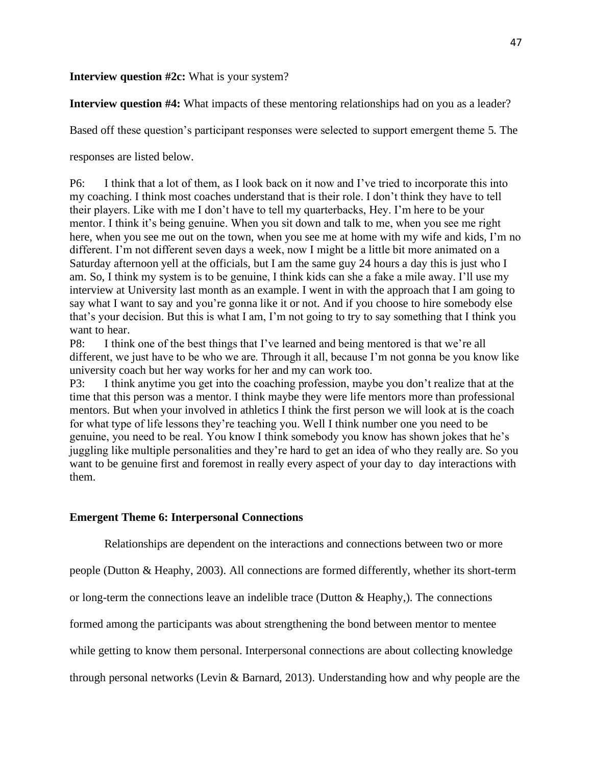**Interview question #2c:** What is your system?

**Interview question #4:** What impacts of these mentoring relationships had on you as a leader?

Based off these question's participant responses were selected to support emergent theme 5. The responses are listed below.

P6: I think that a lot of them, as I look back on it now and I've tried to incorporate this into my coaching. I think most coaches understand that is their role. I don't think they have to tell their players. Like with me I don't have to tell my quarterbacks, Hey. I'm here to be your mentor. I think it's being genuine. When you sit down and talk to me, when you see me right here, when you see me out on the town, when you see me at home with my wife and kids, I'm no different. I'm not different seven days a week, now I might be a little bit more animated on a Saturday afternoon yell at the officials, but I am the same guy 24 hours a day this is just who I am. So, I think my system is to be genuine, I think kids can she a fake a mile away. I'll use my interview at University last month as an example. I went in with the approach that I am going to say what I want to say and you're gonna like it or not. And if you choose to hire somebody else that's your decision. But this is what I am, I'm not going to try to say something that I think you want to hear.

P8: I think one of the best things that I've learned and being mentored is that we're all different, we just have to be who we are. Through it all, because I'm not gonna be you know like university coach but her way works for her and my can work too.

P3: I think anytime you get into the coaching profession, maybe you don't realize that at the time that this person was a mentor. I think maybe they were life mentors more than professional mentors. But when your involved in athletics I think the first person we will look at is the coach for what type of life lessons they're teaching you. Well I think number one you need to be genuine, you need to be real. You know I think somebody you know has shown jokes that he's juggling like multiple personalities and they're hard to get an idea of who they really are. So you want to be genuine first and foremost in really every aspect of your day to day interactions with them.

**Emergent Theme 6: Interpersonal Connections**

Relationships are dependent on the interactions and connections between two or more people (Dutton & Heaphy, 2003). All connections are formed differently, whether its short-term or long-term the connections leave an indelible trace (Dutton & Heaphy,). The connections formed among the participants was about strengthening the bond between mentor to mentee while getting to know them personal. Interpersonal connections are about collecting knowledge through personal networks (Levin & Barnard, 2013). Understanding how and why people are the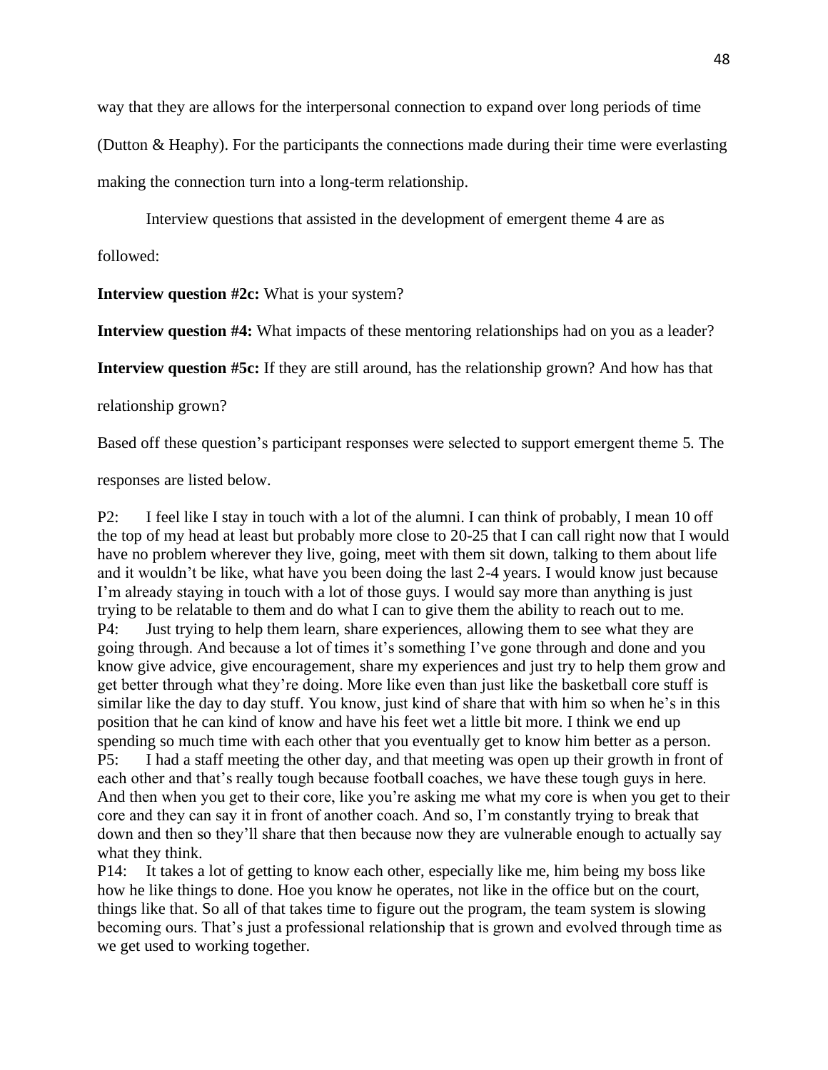way that they are allows for the interpersonal connection to expand over long periods of time (Dutton & Heaphy). For the participants the connections made during their time were everlasting making the connection turn into a long-term relationship.

Interview questions that assisted in the development of emergent theme 4 are as followed:

**Interview question #2c:** What is your system?

**Interview question #4:** What impacts of these mentoring relationships had on you as a leader?

**Interview question #5c:** If they are still around, has the relationship grown? And how has that relationship grown?

Based off these question's participant responses were selected to support emergent theme 5. The responses are listed below.

P2: I feel like I stay in touch with a lot of the alumni. I can think of probably, I mean 10 off the top of my head at least but probably more close to 20-25 that I can call right now that I would have no problem wherever they live, going, meet with them sit down, talking to them about life and it wouldn't be like, what have you been doing the last 2-4 years. I would know just because I'm already staying in touch with a lot of those guys. I would say more than anything is just trying to be relatable to them and do what I can to give them the ability to reach out to me.

P4: Just trying to help them learn, share experiences, allowing them to see what they are going through. And because a lot of times it's something I've gone through and done and you know give advice, give encouragement, share my experiences and just try to help them grow and get better through what they're doing. More like even than just like the basketball core stuff is similar like the day to day stuff. You know, just kind of share that with him so when he's in this position that he can kind of know and have his feet wet a little bit more. I think we end up spending so much time with each other that you eventually get to know him better as a person.

P5: I had a staff meeting the other day, and that meeting was open up their growth in front of each other and that's really tough because football coaches, we have these tough guys in here. And then when you get to their core, like you're asking me what my core is when you get to their core and they can say it in front of another coach. And so, I'm constantly trying to break that down and then so they'll share that then because now they are vulnerable enough to actually say what they think.

P14: It takes a lot of getting to know each other, especially like me, him being my boss like how he like things to done. Hoe you know he operates, not like in the office but on the court, things like that. So all of that takes time to figure out the program, the team system is slowing becoming ours. That's just a professional relationship that is grown and evolved through time as we get used to working together.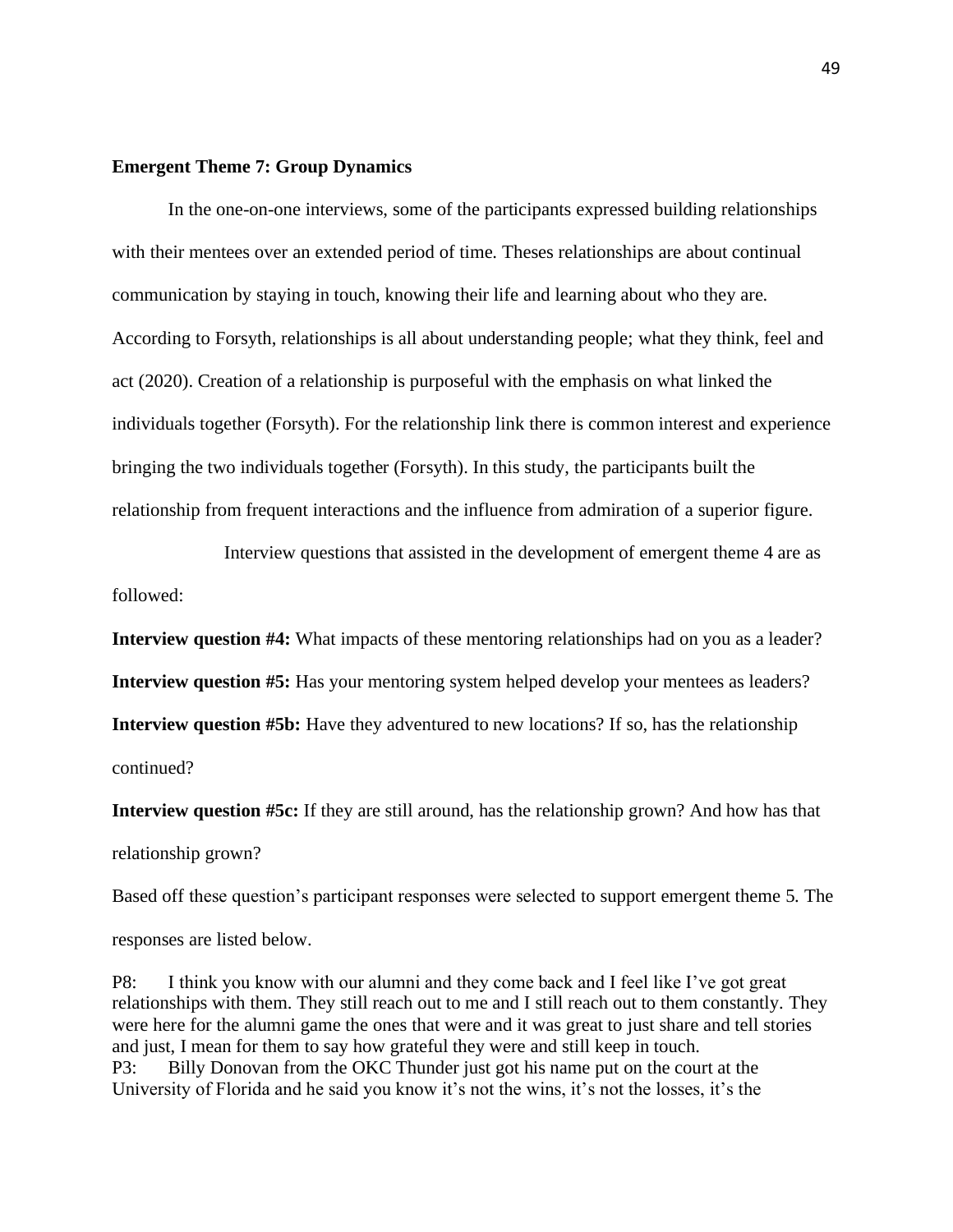**Emergent Theme 7: Group Dynamics**

In the one-on-one interviews, some of the participants expressed building relationships with their mentees over an extended period of time. Theses relationships are about continual communication by staying in touch, knowing their life and learning about who they are. According to Forsyth, relationships is all about understanding people; what they think, feel and act (2020). Creation of a relationship is purposeful with the emphasis on what linked the individuals together (Forsyth). For the relationship link there is common interest and experience bringing the two individuals together (Forsyth). In this study, the participants built the relationship from frequent interactions and the influence from admiration of a superior figure.

Interview questions that assisted in the development of emergent theme 4 are as followed:

**Interview question #4:** What impacts of these mentoring relationships had on you as a leader?

**Interview question #5:** Has your mentoring system helped develop your mentees as leaders?

**Interview question #5b:** Have they adventured to new locations? If so, has the relationship continued?

**Interview question #5c:** If they are still around, has the relationship grown? And how has that relationship grown?

Based off these question's participant responses were selected to support emergent theme 5. The responses are listed below.

P8: I think you know with our alumni and they come back and I feel like I've got great relationships with them. They still reach out to me and I still reach out to them constantly. They were here for the alumni game the ones that were and it was great to just share and tell stories and just, I mean for them to say how grateful they were and still keep in touch.

P3: Billy Donovan from the OKC Thunder just got his name put on the court at the University of Florida and he said you know it's not the wins, it's not the losses, it's the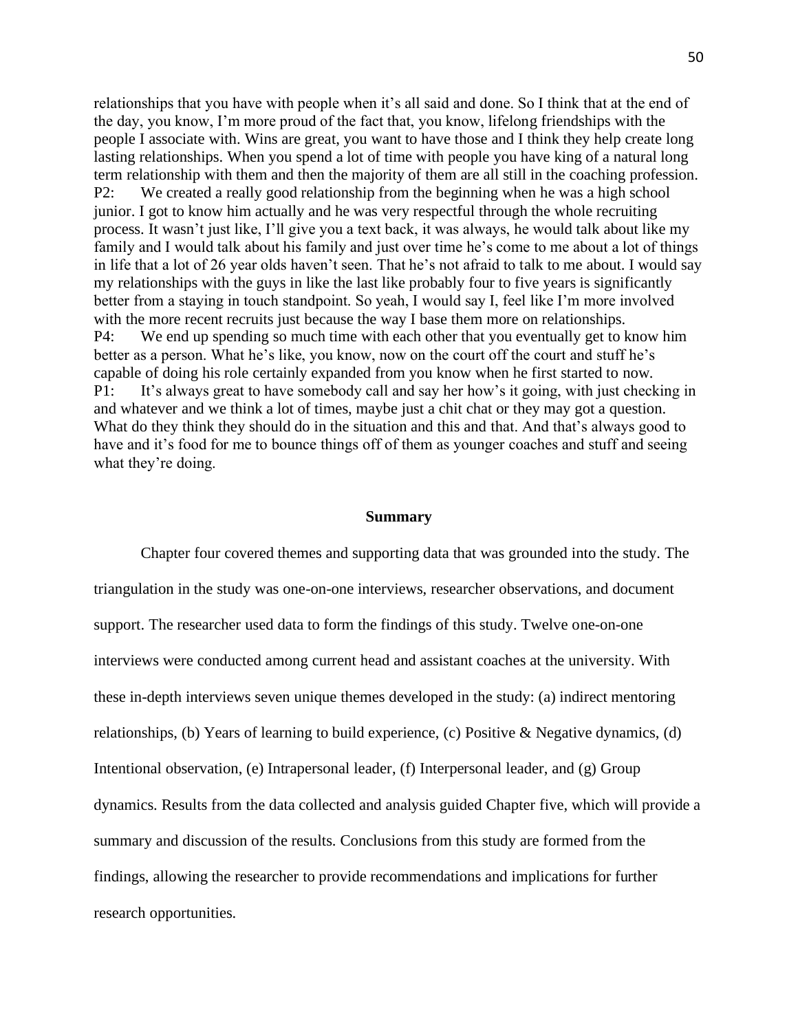relationships that you have with people when it's all said and done. So I think that at the end of the day, you know, I'm more proud of the fact that, you know, lifelong friendships with the people I associate with. Wins are great, you want to have those and I think they help create long lasting relationships. When you spend a lot of time with people you have king of a natural long term relationship with them and then the majority of them are all still in the coaching profession.

P2: We created a really good relationship from the beginning when he was a high school junior. I got to know him actually and he was very respectful through the whole recruiting process. It wasn't just like, I'll give you a text back, it was always, he would talk about like my family and I would talk about his family and just over time he's come to me about a lot of things in life that a lot of 26 year olds haven't seen. That he's not afraid to talk to me about. I would say my relationships with the guys in like the last like probably four to five years is significantly better from a staying in touch standpoint. So yeah, I would say I, feel like I'm more involved with the more recent recruits just because the way I base them more on relationships.

P4: We end up spending so much time with each other that you eventually get to know him better as a person. What he's like, you know, now on the court off the court and stuff he's capable of doing his role certainly expanded from you know when he first started to now.

P1: It's always great to have somebody call and say her how's it going, with just checking in and whatever and we think a lot of times, maybe just a chit chat or they may got a question. What do they think they should do in the situation and this and that. And that's always good to have and it's food for me to bounce things off of them as younger coaches and stuff and seeing what they're doing.

## Summary

Chapter four covered themes and supporting data that was grounded into the study. The triangulation in the study was one-on-one interviews, researcher observations, and document support. The researcher used data to form the findings of this study. Twelve one-on-one interviews were conducted among current head and assistant coaches at the university. With these in-depth interviews seven unique themes developed in the study: (a) indirect mentoring relationships, (b) Years of learning to build experience, (c) Positive & Negative dynamics, (d) Intentional observation, (e) Intrapersonal leader, (f) Interpersonal leader, and (g) Group dynamics. Results from the data collected and analysis guided Chapter five, which will provide a summary and discussion of the results. Conclusions from this study are formed from the findings, allowing the researcher to provide recommendations and implications for further research opportunities.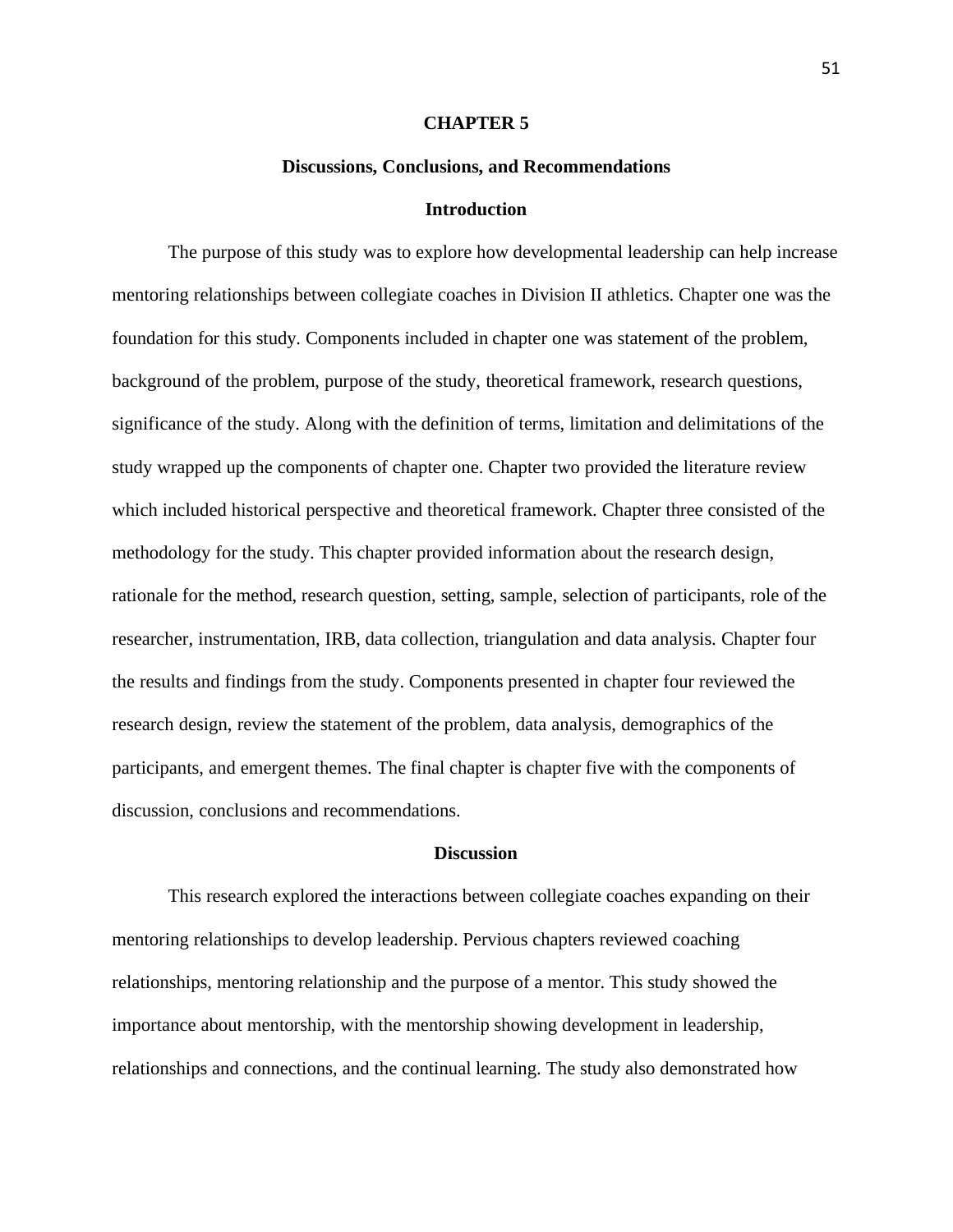# CHAPTER 5

## Discussions, Conclusions, and Recommendations

### Introduction

The purpose of this study was to explore how developmental leadership can help increase mentoring relationships between collegiate coaches in Division II athletics. Chapter one was the foundation for this study. Components included in chapter one was statement of the problem, background of the problem, purpose of the study, theoretical framework, research questions, significance of the study. Along with the definition of terms, limitation and delimitations of the study wrapped up the components of chapter one. Chapter two provided the literature review which included historical perspective and theoretical framework. Chapter three consisted of the methodology for the study. This chapter provided information about the research design, rationale for the method, research question, setting, sample, selection of participants, role of the researcher, instrumentation, IRB, data collection, triangulation and data analysis. Chapter four the results and findings from the study. Components presented in chapter four reviewed the research design, review the statement of the problem, data analysis, demographics of the participants, and emergent themes. The final chapter is chapter five with the components of discussion, conclusions and recommendations.

### Discussion

This research explored the interactions between collegiate coaches expanding on their mentoring relationships to develop leadership. Pervious chapters reviewed coaching relationships, mentoring relationship and the purpose of a mentor. This study showed the importance about mentorship, with the mentorship showing development in leadership, relationships and connections, and the continual learning. The study also demonstrated how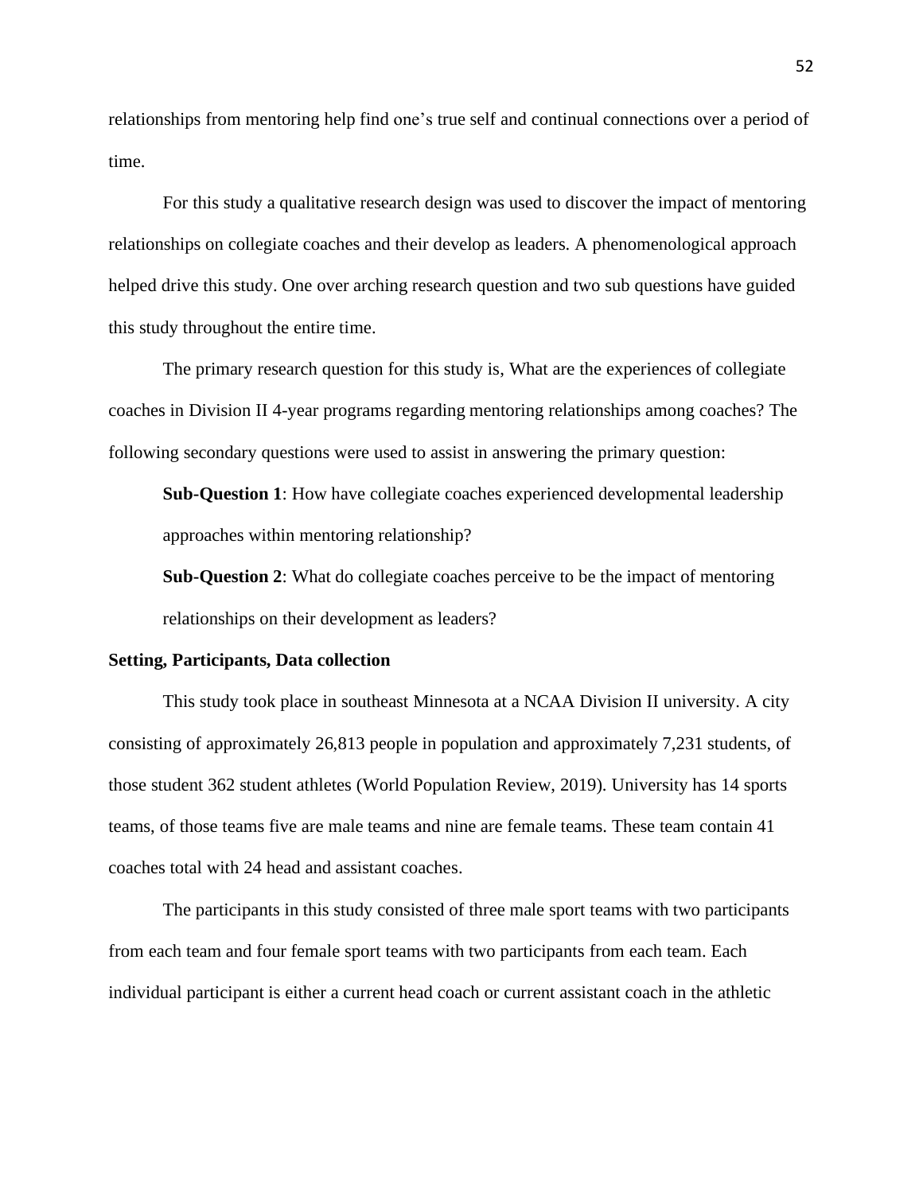relationships from mentoring help find one's true self and continual connections over a period of time.

For this study a qualitative research design was used to discover the impact of mentoring relationships on collegiate coaches and their develop as leaders. A phenomenological approach helped drive this study. One over arching research question and two sub questions have guided this study throughout the entire time.

The primary research question for this study is, What are the experiences of collegiate coaches in Division II 4-year programs regarding mentoring relationships among coaches? The following secondary questions were used to assist in answering the primary question:

**Sub-Question 1**: How have collegiate coaches experienced developmental leadership approaches within mentoring relationship?

**Sub-Question 2**: What do collegiate coaches perceive to be the impact of mentoring relationships on their development as leaders?

**Setting, Participants, Data collection**

This study took place in southeast Minnesota at a NCAA Division II university. A city consisting of approximately 26,813 people in population and approximately 7,231 students, of those student 362 student athletes (World Population Review, 2019). University has 14 sports teams, of those teams five are male teams and nine are female teams. These team contain 41 coaches total with 24 head and assistant coaches.

The participants in this study consisted of three male sport teams with two participants from each team and four female sport teams with two participants from each team. Each individual participant is either a current head coach or current assistant coach in the athletic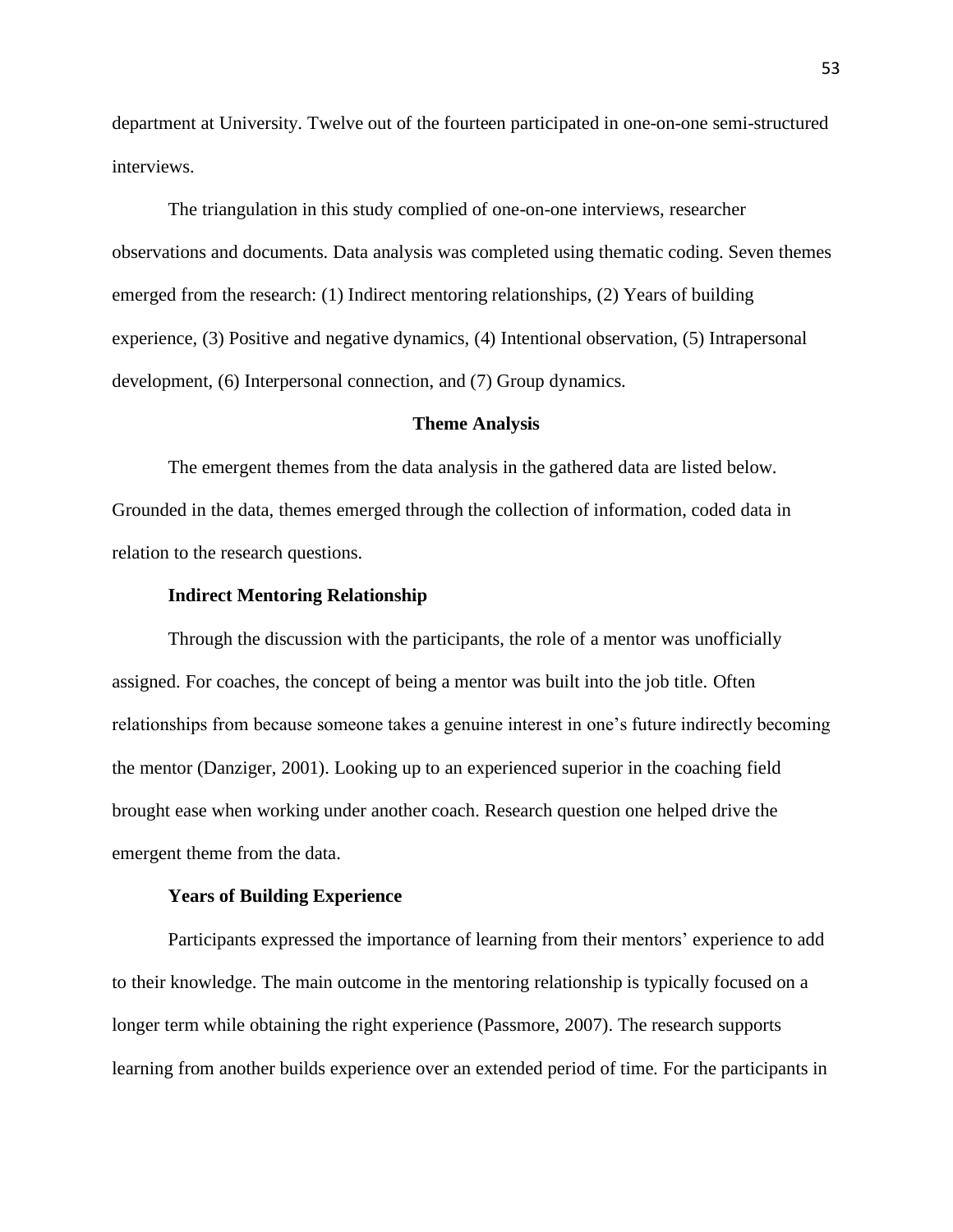department at University. Twelve out of the fourteen participated in one-on-one semi-structured interviews.

The triangulation in this study complied of one-on-one interviews, researcher observations and documents. Data analysis was completed using thematic coding. Seven themes emerged from the research: (1) Indirect mentoring relationships, (2) Years of building experience, (3) Positive and negative dynamics, (4) Intentional observation, (5) Intrapersonal development, (6) Interpersonal connection, and (7) Group dynamics.

## Theme Analysis

The emergent themes from the data analysis in the gathered data are listed below. Grounded in the data, themes emerged through the collection of information, coded data in relation to the research questions.

### Indirect Mentoring Relationship

Through the discussion with the participants, the role of a mentor was unofficially assigned. For coaches, the concept of being a mentor was built into the job title. Often relationships from because someone takes a genuine interest in one's future indirectly becoming the mentor (Danziger, 2001). Looking up to an experienced superior in the coaching field brought ease when working under another coach. Research question one helped drive the emergent theme from the data.

### Years of Building Experience

Participants expressed the importance of learning from their mentors' experience to add to their knowledge. The main outcome in the mentoring relationship is typically focused on a longer term while obtaining the right experience (Passmore, 2007). The research supports learning from another builds experience over an extended period of time. For the participants in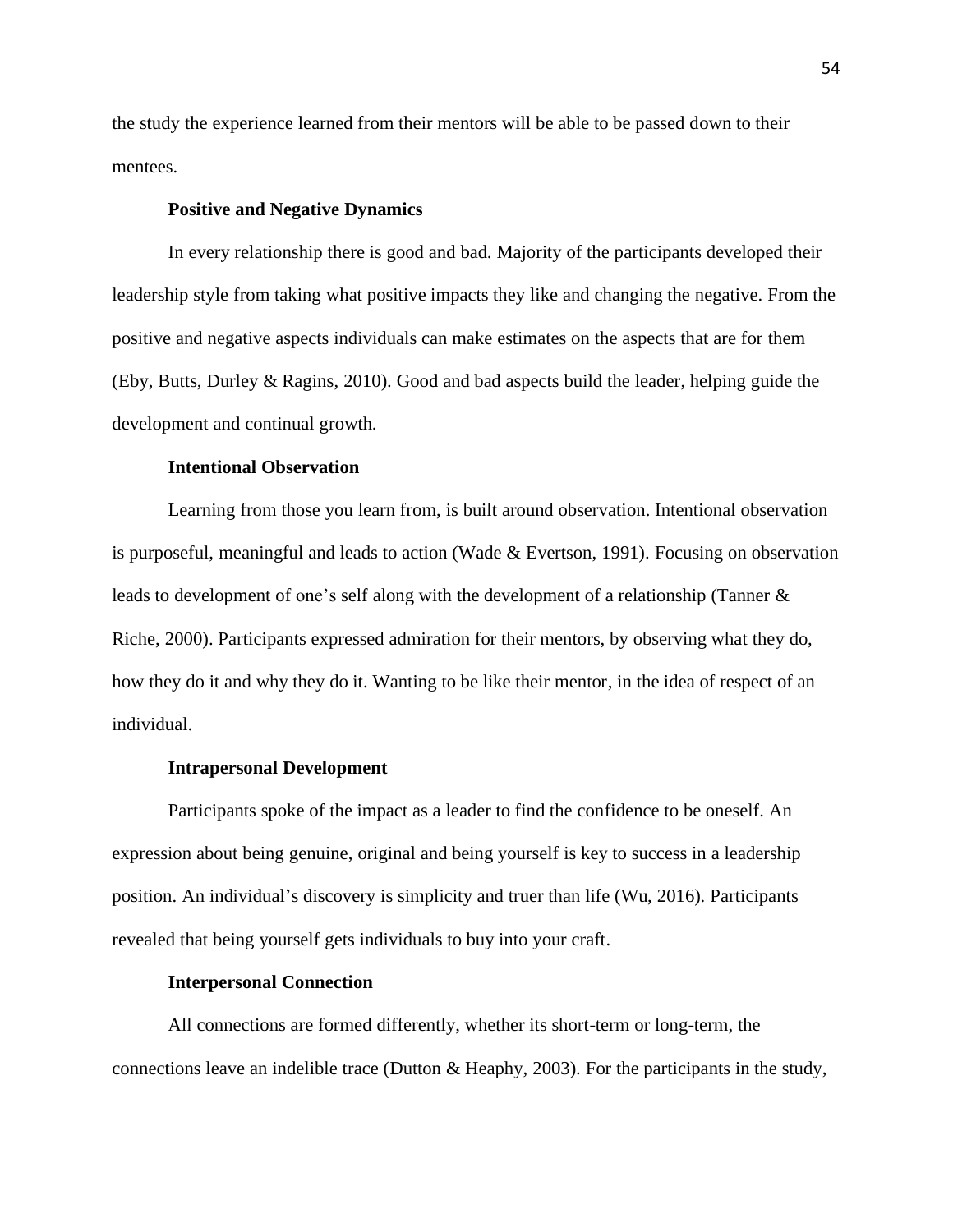the study the experience learned from their mentors will be able to be passed down to their mentees.

### Positive and Negative Dynamics

In every relationship there is good and bad. Majority of the participants developed their leadership style from taking what positive impacts they like and changing the negative. From the positive and negative aspects individuals can make estimates on the aspects that are for them (Eby, Butts, Durley & Ragins, 2010). Good and bad aspects build the leader, helping guide the development and continual growth.

### Intentional Observation

Learning from those you learn from, is built around observation. Intentional observation is purposeful, meaningful and leads to action (Wade & Evertson, 1991). Focusing on observation leads to development of one's self along with the development of a relationship (Tanner & Riche, 2000). Participants expressed admiration for their mentors, by observing what they do, how they do it and why they do it. Wanting to be like their mentor, in the idea of respect of an individual.

### Intrapersonal Development

Participants spoke of the impact as a leader to find the confidence to be oneself. An expression about being genuine, original and being yourself is key to success in a leadership position. An individual's discovery is simplicity and truer than life (Wu, 2016). Participants revealed that being yourself gets individuals to buy into your craft.

### Interpersonal Connection

All connections are formed differently, whether its short-term or long-term, the connections leave an indelible trace (Dutton & Heaphy, 2003). For the participants in the study,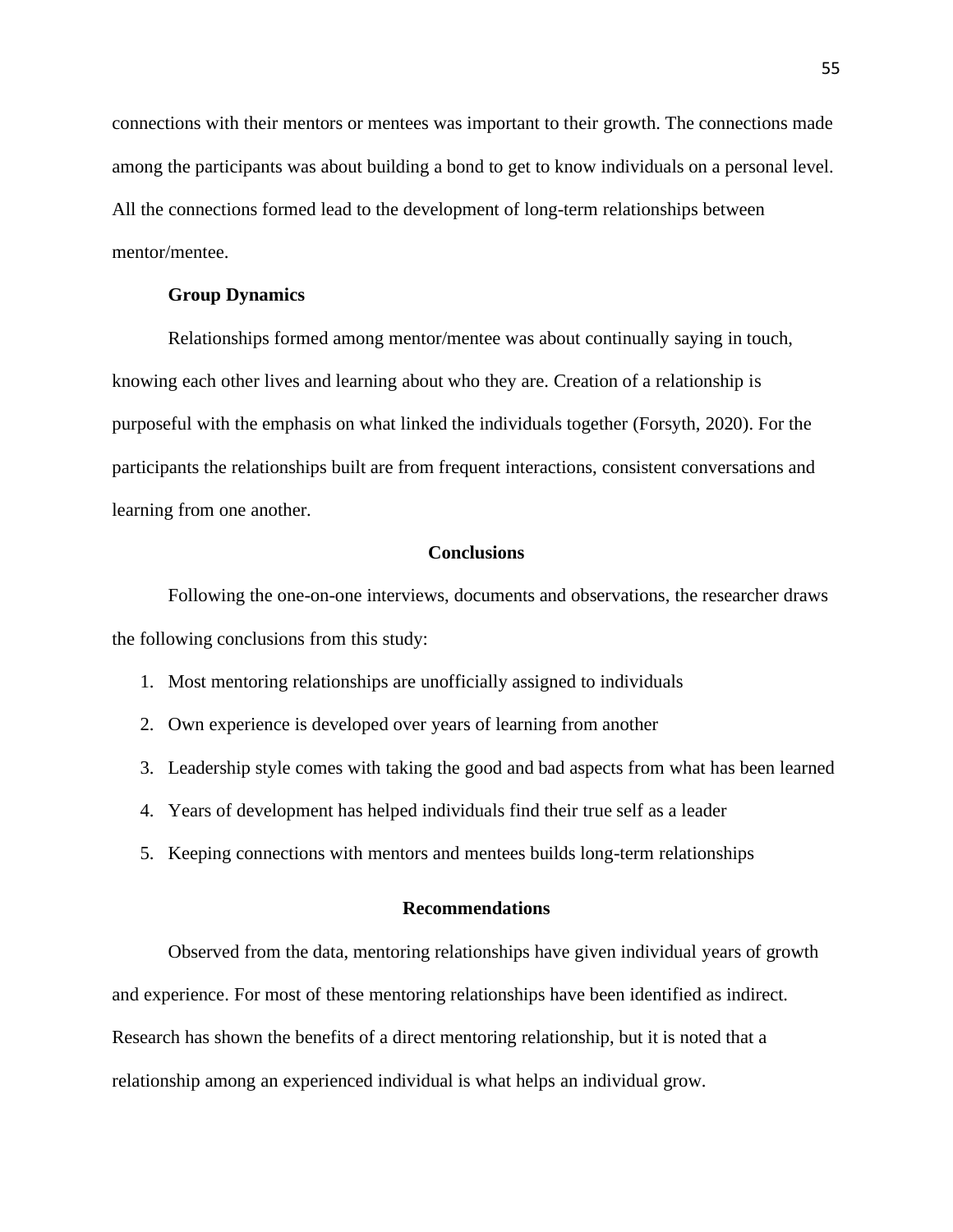connections with their mentors or mentees was important to their growth. The connections made among the participants was about building a bond to get to know individuals on a personal level. All the connections formed lead to the development of long-term relationships between mentor/mentee.

### Group Dynamics

Relationships formed among mentor/mentee was about continually saying in touch, knowing each other lives and learning about who they are. Creation of a relationship is purposeful with the emphasis on what linked the individuals together (Forsyth, 2020). For the participants the relationships built are from frequent interactions, consistent conversations and learning from one another.

## Conclusions

Following the one-on-one interviews, documents and observations, the researcher draws the following conclusions from this study:

1. Most mentoring relationships are unofficially assigned to individuals
2. Own experience is developed over years of learning from another
3. Leadership style comes with taking the good and bad aspects from what has been learned
4. Years of development has helped individuals find their true self as a leader
5. Keeping connections with mentors and mentees builds long-term relationships

## Recommendations

Observed from the data, mentoring relationships have given individual years of growth and experience. For most of these mentoring relationships have been identified as indirect. Research has shown the benefits of a direct mentoring relationship, but it is noted that a relationship among an experienced individual is what helps an individual grow.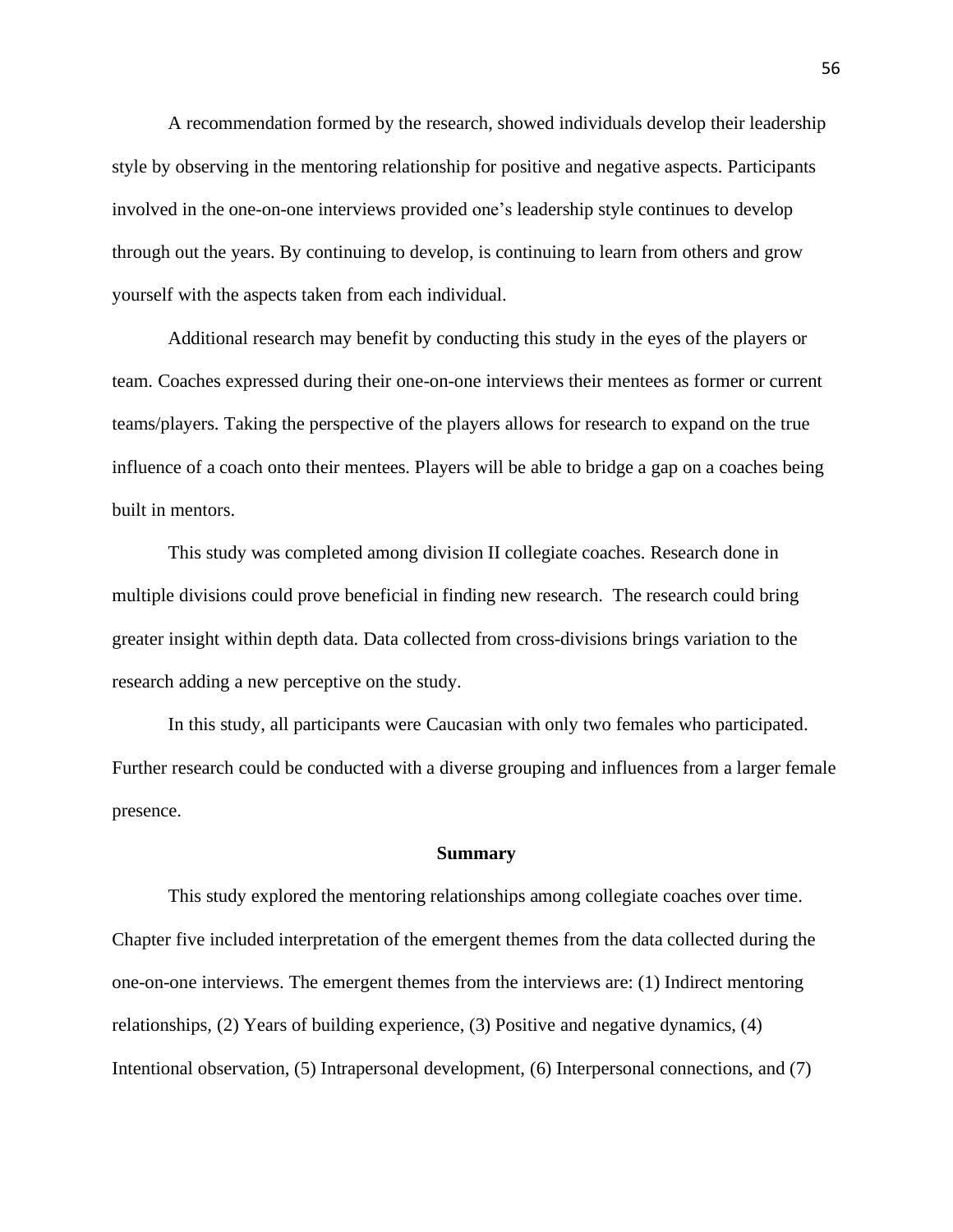A recommendation formed by the research, showed individuals develop their leadership style by observing in the mentoring relationship for positive and negative aspects. Participants involved in the one-on-one interviews provided one's leadership style continues to develop through out the years. By continuing to develop, is continuing to learn from others and grow yourself with the aspects taken from each individual.

Additional research may benefit by conducting this study in the eyes of the players or team. Coaches expressed during their one-on-one interviews their mentees as former or current teams/players. Taking the perspective of the players allows for research to expand on the true influence of a coach onto their mentees. Players will be able to bridge a gap on a coaches being built in mentors.

This study was completed among division II collegiate coaches. Research done in multiple divisions could prove beneficial in finding new research. The research could bring greater insight within depth data. Data collected from cross-divisions brings variation to the research adding a new perceptive on the study.

In this study, all participants were Caucasian with only two females who participated. Further research could be conducted with a diverse grouping and influences from a larger female presence.

## Summary

This study explored the mentoring relationships among collegiate coaches over time. Chapter five included interpretation of the emergent themes from the data collected during the one-on-one interviews. The emergent themes from the interviews are: (1) Indirect mentoring relationships, (2) Years of building experience, (3) Positive and negative dynamics, (4) Intentional observation, (5) Intrapersonal development, (6) Interpersonal connections, and (7)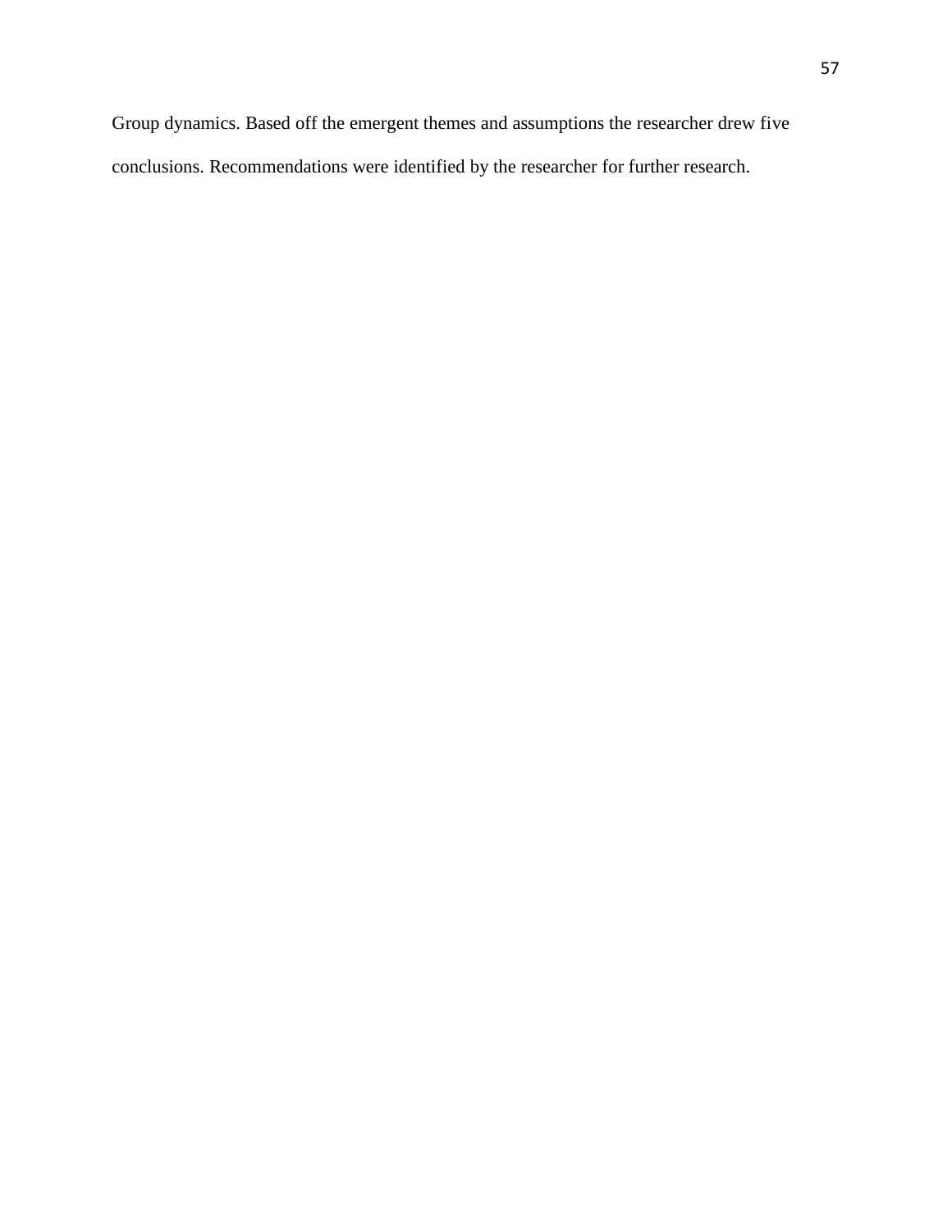Group dynamics. Based off the emergent themes and assumptions the researcher drew five conclusions. Recommendations were identified by the researcher for further research.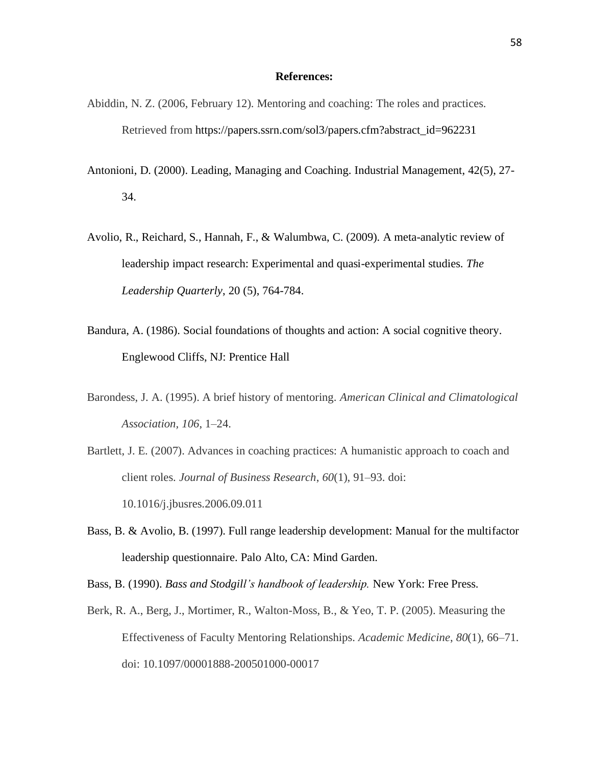**References:**

Abiddin, N. Z. (2006, February 12). Mentoring and coaching: The roles and practices. Retrieved from https://papers.ssrn.com/sol3/papers.cfm?abstract_id=962231

Antonioni, D. (2000). Leading, Managing and Coaching. Industrial Management, 42(5), 27-34.

Avolio, R., Reichard, S., Hannah, F., & Walumbwa, C. (2009). A meta-analytic review of leadership impact research: Experimental and quasi-experimental studies. *The Leadership Quarterly*, 20 (5), 764-784.

Bandura, A. (1986). Social foundations of thoughts and action: A social cognitive theory. Englewood Cliffs, NJ: Prentice Hall

Barondess, J. A. (1995). A brief history of mentoring. *American Clinical and Climatological Association*, *106*, 1–24.

Bartlett, J. E. (2007). Advances in coaching practices: A humanistic approach to coach and client roles. *Journal of Business Research*, *60*(1), 91–93. doi: 10.1016/j.jbusres.2006.09.011

Bass, B. & Avolio, B. (1997). Full range leadership development: Manual for the multifactor leadership questionnaire. Palo Alto, CA: Mind Garden.

Bass, B. (1990). *Bass and Stodgill's handbook of leadership.* New York: Free Press.

Berk, R. A., Berg, J., Mortimer, R., Walton-Moss, B., & Yeo, T. P. (2005). Measuring the Effectiveness of Faculty Mentoring Relationships. *Academic Medicine*, *80*(1), 66–71. doi: 10.1097/00001888-200501000-00017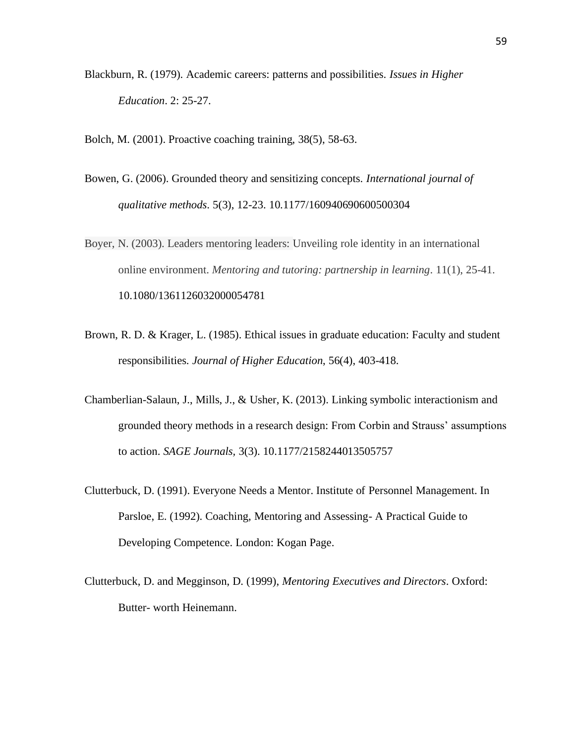Blackburn, R. (1979). Academic careers: patterns and possibilities. *Issues in Higher Education*. 2: 25-27.

Bolch, M. (2001). Proactive coaching training, 38(5), 58-63.

Bowen, G. (2006). Grounded theory and sensitizing concepts. *International journal of qualitative methods*. 5(3), 12-23. 10.1177/160940690600500304

Boyer, N. (2003). Leaders mentoring leaders: Unveiling role identity in an international online environment. *Mentoring and tutoring: partnership in learning*. 11(1), 25-41. 10.1080/1361126032000054781

Brown, R. D. & Krager, L. (1985). Ethical issues in graduate education: Faculty and student responsibilities. *Journal of Higher Education*, 56(4), 403-418.

Chamberlian-Salaun, J., Mills, J., & Usher, K. (2013). Linking symbolic interactionism and grounded theory methods in a research design: From Corbin and Strauss' assumptions to action. *SAGE Journals*, 3(3). 10.1177/2158244013505757

Clutterbuck, D. (1991). Everyone Needs a Mentor. Institute of Personnel Management. In Parsloe, E. (1992). Coaching, Mentoring and Assessing- A Practical Guide to Developing Competence. London: Kogan Page.

Clutterbuck, D. and Megginson, D. (1999), *Mentoring Executives and Directors*. Oxford: Butter- worth Heinemann.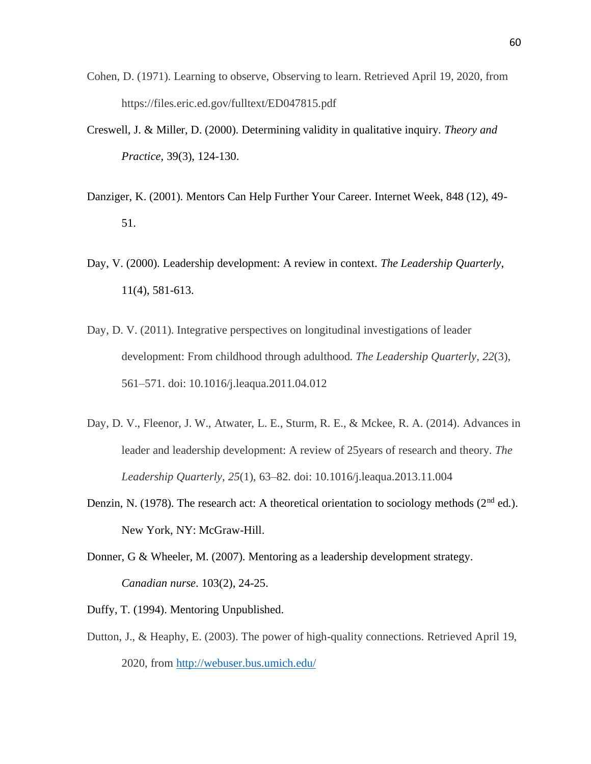Cohen, D. (1971). Learning to observe, Observing to learn. Retrieved April 19, 2020, from https://files.eric.ed.gov/fulltext/ED047815.pdf

Creswell, J. & Miller, D. (2000). Determining validity in qualitative inquiry. *Theory and Practice*, 39(3), 124-130.

Danziger, K. (2001). Mentors Can Help Further Your Career. Internet Week, 848 (12), 49-51.

Day, V. (2000). Leadership development: A review in context. *The Leadership Quarterly*, 11(4), 581-613.

Day, D. V. (2011). Integrative perspectives on longitudinal investigations of leader development: From childhood through adulthood. *The Leadership Quarterly*, *22*(3), 561–571. doi: 10.1016/j.leaqua.2011.04.012

Day, D. V., Fleenor, J. W., Atwater, L. E., Sturm, R. E., & Mckee, R. A. (2014). Advances in leader and leadership development: A review of 25years of research and theory. *The Leadership Quarterly*, *25*(1), 63–82. doi: 10.1016/j.leaqua.2013.11.004

Denzin, N. (1978). The research act: A theoretical orientation to sociology methods (2nd ed.). New York, NY: McGraw-Hill.

Donner, G & Wheeler, M. (2007). Mentoring as a leadership development strategy. *Canadian nurse*. 103(2), 24-25.

Duffy, T. (1994). Mentoring Unpublished.

Dutton, J., & Heaphy, E. (2003). The power of high-quality connections. Retrieved April 19, 2020, from [http://webuser.bus.umich.edu/](http://webuser.bus.umich.edu/)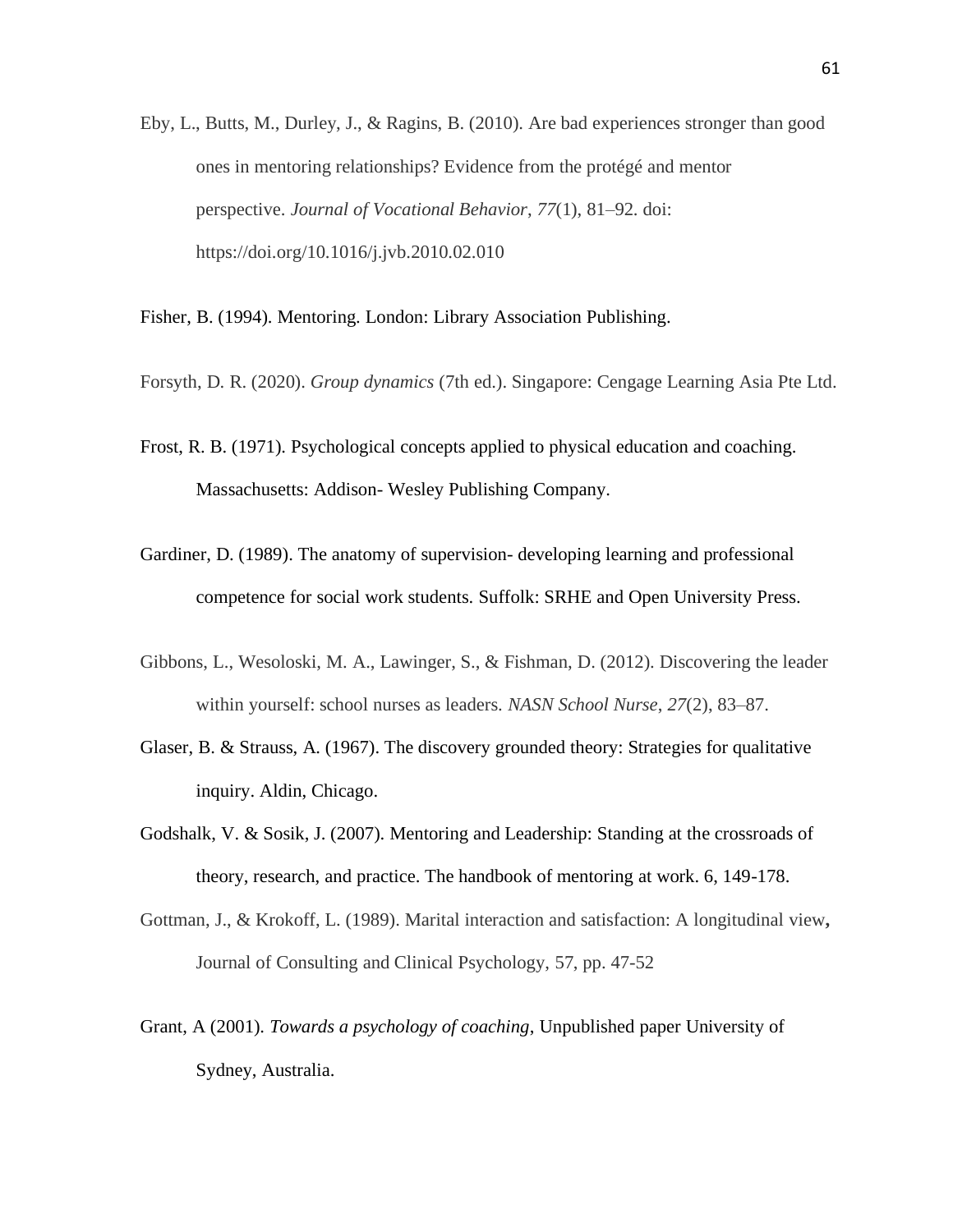Eby, L., Butts, M., Durley, J., & Ragins, B. (2010). Are bad experiences stronger than good ones in mentoring relationships? Evidence from the protégé and mentor perspective. *Journal of Vocational Behavior*, *77*(1), 81–92. doi: https://doi.org/10.1016/j.jvb.2010.02.010

Fisher, B. (1994). Mentoring. London: Library Association Publishing.

Forsyth, D. R. (2020). *Group dynamics* (7th ed.). Singapore: Cengage Learning Asia Pte Ltd.

Frost, R. B. (1971). Psychological concepts applied to physical education and coaching. Massachusetts: Addison- Wesley Publishing Company.

Gardiner, D. (1989). The anatomy of supervision- developing learning and professional competence for social work students. Suffolk: SRHE and Open University Press.

Gibbons, L., Wesoloski, M. A., Lawinger, S., & Fishman, D. (2012). Discovering the leader within yourself: school nurses as leaders. *NASN School Nurse*, *27*(2), 83–87.

Glaser, B. & Strauss, A. (1967). The discovery grounded theory: Strategies for qualitative inquiry. Aldin, Chicago.

Godshalk, V. & Sosik, J. (2007). Mentoring and Leadership: Standing at the crossroads of theory, research, and practice. The handbook of mentoring at work. 6, 149-178.

Gottman, J., & Krokoff, L. (1989). Marital interaction and satisfaction: A longitudinal view**,** Journal of Consulting and Clinical Psychology, 57, pp. 47-52

Grant, A (2001). *Towards a psychology of coaching*, Unpublished paper University of Sydney, Australia.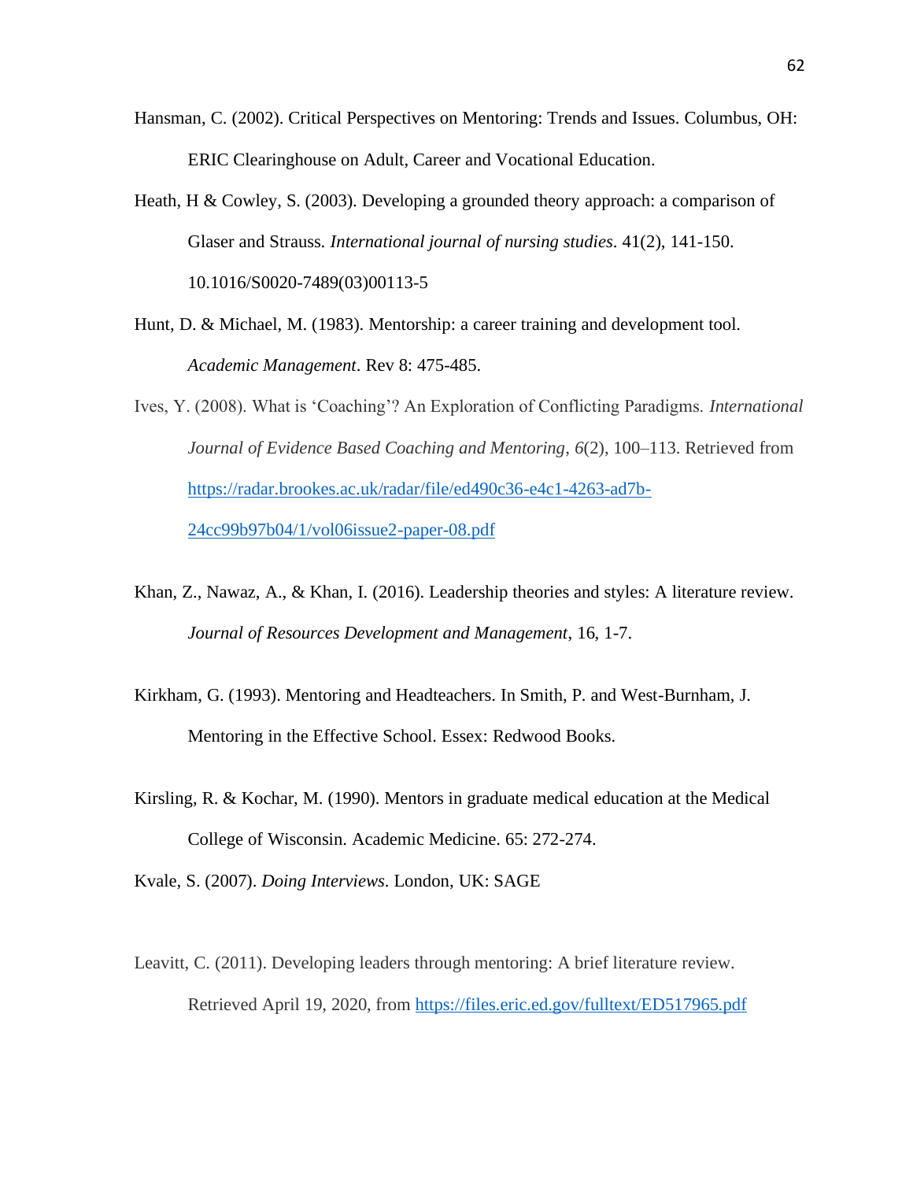Hansman, C. (2002). Critical Perspectives on Mentoring: Trends and Issues. Columbus, OH: ERIC Clearinghouse on Adult, Career and Vocational Education.

Heath, H & Cowley, S. (2003). Developing a grounded theory approach: a comparison of Glaser and Strauss. *International journal of nursing studies*. 41(2), 141-150. 10.1016/S0020-7489(03)00113-5

Hunt, D. & Michael, M. (1983). Mentorship: a career training and development tool. *Academic Management*. Rev 8: 475-485.

Ives, Y. (2008). What is 'Coaching'? An Exploration of Conflicting Paradigms. *International Journal of Evidence Based Coaching and Mentoring*, *6*(2), 100–113. Retrieved from https://radar.brookes.ac.uk/radar/file/ed490c36-e4c1-4263-ad7b-24cc99b97b04/1/vol06issue2-paper-08.pdf

Khan, Z., Nawaz, A., & Khan, I. (2016). Leadership theories and styles: A literature review. *Journal of Resources Development and Management*, 16, 1-7.

Kirkham, G. (1993). Mentoring and Headteachers. In Smith, P. and West-Burnham, J. Mentoring in the Effective School. Essex: Redwood Books.

Kirsling, R. & Kochar, M. (1990). Mentors in graduate medical education at the Medical College of Wisconsin. Academic Medicine. 65: 272-274.

Kvale, S. (2007). *Doing Interviews*. London, UK: SAGE

Leavitt, C. (2011). Developing leaders through mentoring: A brief literature review. Retrieved April 19, 2020, from https://files.eric.ed.gov/fulltext/ED517965.pdf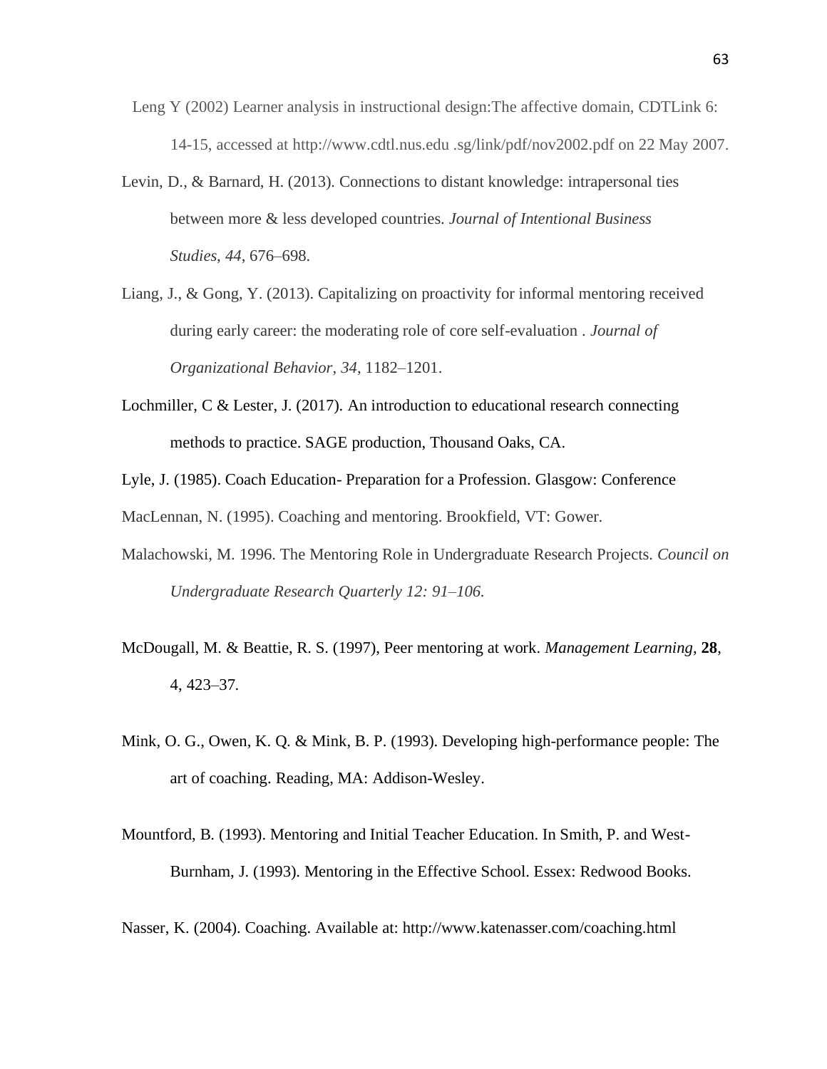Leng Y (2002) Learner analysis in instructional design:The affective domain, CDTLink 6: 14-15, accessed at http://www.cdtl.nus.edu .sg/link/pdf/nov2002.pdf on 22 May 2007.

Levin, D., & Barnard, H. (2013). Connections to distant knowledge: intrapersonal ties between more & less developed countries. *Journal of Intentional Business Studies*, *44*, 676–698.

Liang, J., & Gong, Y. (2013). Capitalizing on proactivity for informal mentoring received during early career: the moderating role of core self-evaluation . *Journal of Organizational Behavior*, *34*, 1182–1201.

Lochmiller, C & Lester, J. (2017). An introduction to educational research connecting methods to practice. SAGE production, Thousand Oaks, CA.

Lyle, J. (1985). Coach Education- Preparation for a Profession. Glasgow: Conference

MacLennan, N. (1995). Coaching and mentoring. Brookfield, VT: Gower.

Malachowski, M. 1996. The Mentoring Role in Undergraduate Research Projects. *Council on Undergraduate Research Quarterly 12: 91–106.*

McDougall, M. & Beattie, R. S. (1997), Peer mentoring at work. *Management Learning*, **28**, 4, 423–37.

Mink, O. G., Owen, K. Q. & Mink, B. P. (1993). Developing high-performance people: The art of coaching. Reading, MA: Addison-Wesley.

Mountford, B. (1993). Mentoring and Initial Teacher Education. In Smith, P. and West-Burnham, J. (1993). Mentoring in the Effective School. Essex: Redwood Books.

Nasser, K. (2004). Coaching. Available at: http://www.katenasser.com/coaching.html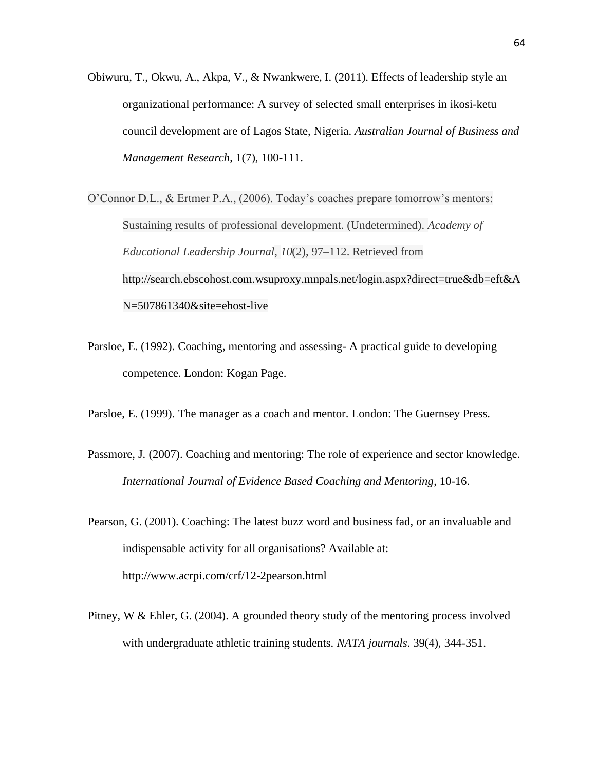Obiwuru, T., Okwu, A., Akpa, V., & Nwankwere, I. (2011). Effects of leadership style an organizational performance: A survey of selected small enterprises in ikosi-ketu council development are of Lagos State, Nigeria. *Australian Journal of Business and Management Research*, 1(7), 100-111.

O'Connor D.L., & Ertmer P.A., (2006). Today's coaches prepare tomorrow's mentors: Sustaining results of professional development. (Undetermined). *Academy of Educational Leadership Journal*, *10*(2), 97–112. Retrieved from http://search.ebscohost.com.wsuproxy.mnpals.net/login.aspx?direct=true&db=eft&AN=507861340&site=ehost-live

Parsloe, E. (1992). Coaching, mentoring and assessing- A practical guide to developing competence. London: Kogan Page.

Parsloe, E. (1999). The manager as a coach and mentor. London: The Guernsey Press.

Passmore, J. (2007). Coaching and mentoring: The role of experience and sector knowledge. *International Journal of Evidence Based Coaching and Mentoring*, 10-16.

Pearson, G. (2001). Coaching: The latest buzz word and business fad, or an invaluable and indispensable activity for all organisations? Available at: http://www.acrpi.com/crf/12-2pearson.html

Pitney, W & Ehler, G. (2004). A grounded theory study of the mentoring process involved with undergraduate athletic training students. *NATA journals*. 39(4), 344-351.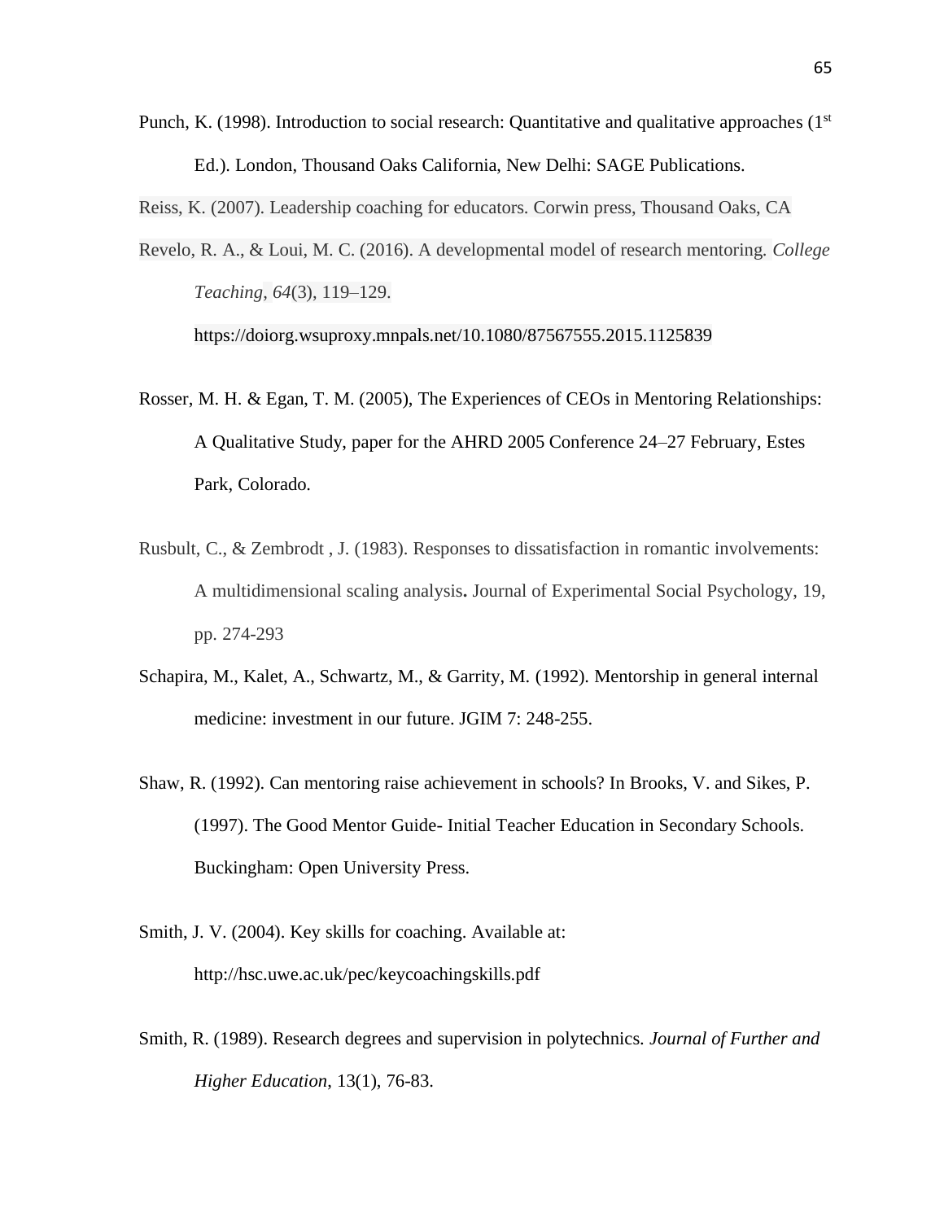Punch, K. (1998). Introduction to social research: Quantitative and qualitative approaches (1st Ed.). London, Thousand Oaks California, New Delhi: SAGE Publications.

Reiss, K. (2007). Leadership coaching for educators. Corwin press, Thousand Oaks, CA

Revelo, R. A., & Loui, M. C. (2016). A developmental model of research mentoring. *College Teaching*, *64*(3), 119–129. https://doiorg.wsuproxy.mnpals.net/10.1080/87567555.2015.1125839

Rosser, M. H. & Egan, T. M. (2005), The Experiences of CEOs in Mentoring Relationships: A Qualitative Study, paper for the AHRD 2005 Conference 24–27 February, Estes Park, Colorado.

Rusbult, C., & Zembrodt , J. (1983). Responses to dissatisfaction in romantic involvements: A multidimensional scaling analysis**.** Journal of Experimental Social Psychology, 19, pp. 274-293

Schapira, M., Kalet, A., Schwartz, M., & Garrity, M. (1992). Mentorship in general internal medicine: investment in our future. JGIM 7: 248-255.

Shaw, R. (1992). Can mentoring raise achievement in schools? In Brooks, V. and Sikes, P. (1997). The Good Mentor Guide- Initial Teacher Education in Secondary Schools. Buckingham: Open University Press.

Smith, J. V. (2004). Key skills for coaching. Available at: http://hsc.uwe.ac.uk/pec/keycoachingskills.pdf

Smith, R. (1989). Research degrees and supervision in polytechnics. *Journal of Further and Higher Education*, 13(1), 76-83.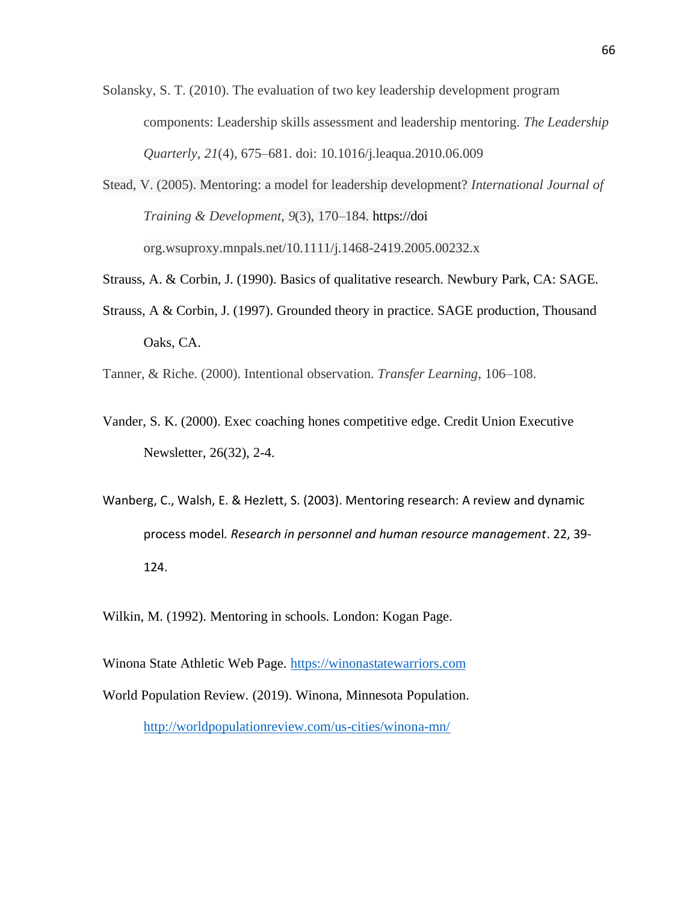Solansky, S. T. (2010). The evaluation of two key leadership development program components: Leadership skills assessment and leadership mentoring. *The Leadership Quarterly*, *21*(4), 675–681. doi: 10.1016/j.leaqua.2010.06.009

Stead, V. (2005). Mentoring: a model for leadership development? *International Journal of Training & Development*, *9*(3), 170–184. https://doi org.wsuproxy.mnpals.net/10.1111/j.1468-2419.2005.00232.x

Strauss, A. & Corbin, J. (1990). Basics of qualitative research. Newbury Park, CA: SAGE.

Strauss, A & Corbin, J. (1997). Grounded theory in practice. SAGE production, Thousand Oaks, CA.

Tanner, & Riche. (2000). Intentional observation. *Transfer Learning*, 106–108.

Vander, S. K. (2000). Exec coaching hones competitive edge. Credit Union Executive Newsletter, 26(32), 2-4.

Wanberg, C., Walsh, E. & Hezlett, S. (2003). Mentoring research: A review and dynamic process model. *Research in personnel and human resource management*. 22, 39-124.

Wilkin, M. (1992). Mentoring in schools. London: Kogan Page.

Winona State Athletic Web Page. https://winonastatewarriors.com

World Population Review. (2019). Winona, Minnesota Population. http://worldpopulationreview.com/us-cities/winona-mn/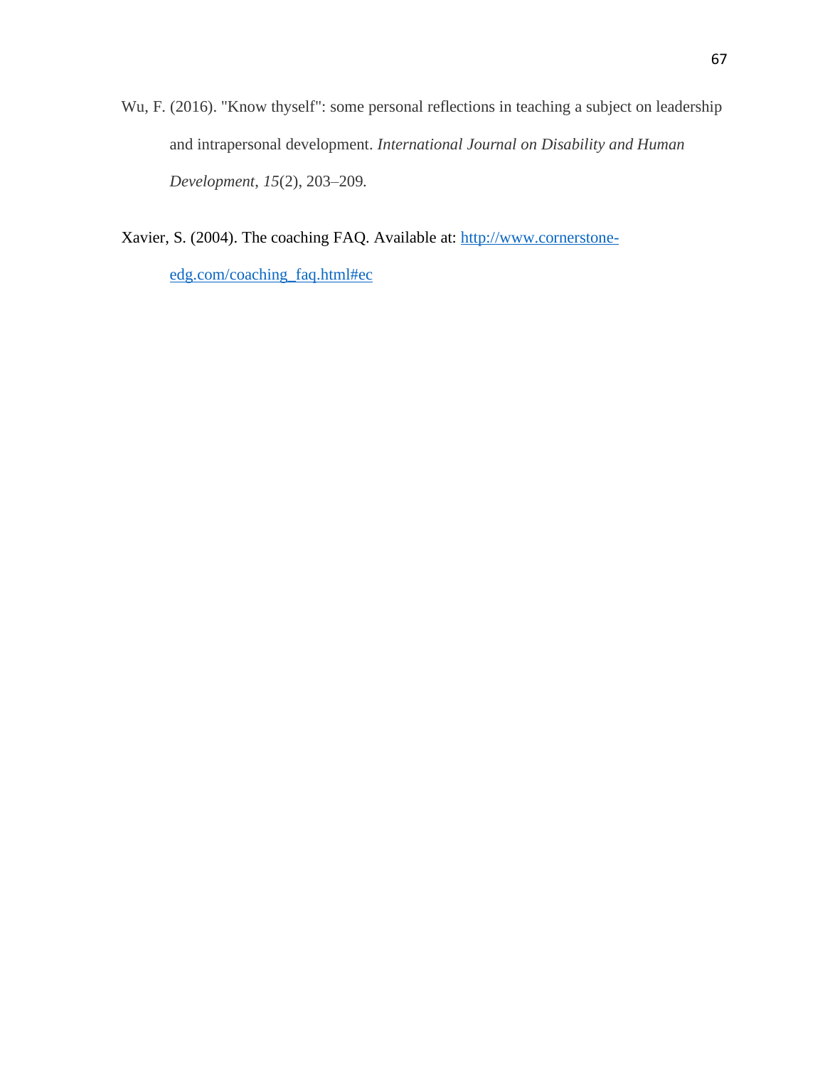Wu, F. (2016). "Know thyself": some personal reflections in teaching a subject on leadership and intrapersonal development. *International Journal on Disability and Human Development*, *15*(2), 203–209.

Xavier, S. (2004). The coaching FAQ. Available at: http://www.cornerstone-edg.com/coaching_faq.html#ec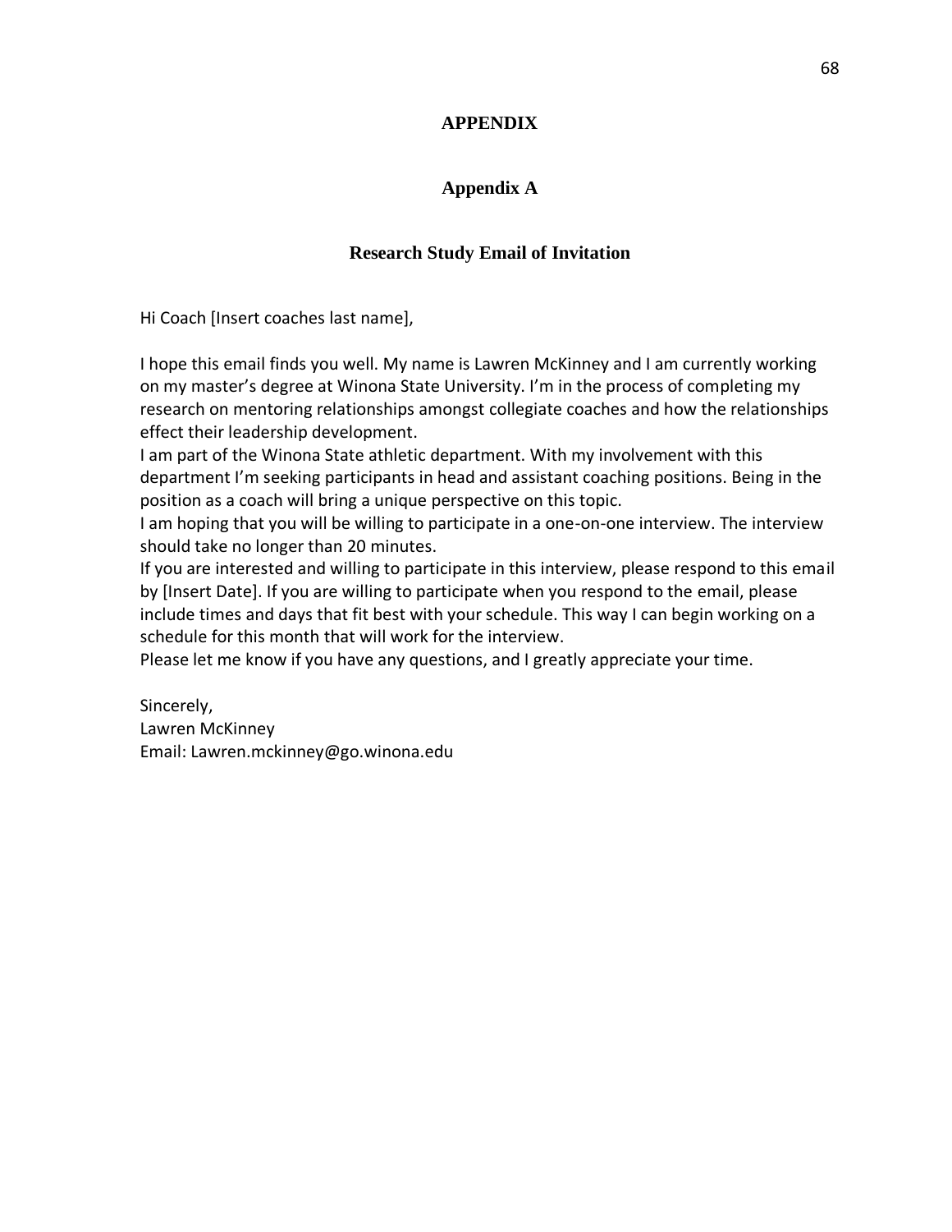# APPENDIX

## Appendix A

### Research Study Email of Invitation

Hi Coach [Insert coaches last name],

I hope this email finds you well. My name is Lawren McKinney and I am currently working on my master's degree at Winona State University. I'm in the process of completing my research on mentoring relationships amongst collegiate coaches and how the relationships effect their leadership development.
I am part of the Winona State athletic department. With my involvement with this department I'm seeking participants in head and assistant coaching positions. Being in the position as a coach will bring a unique perspective on this topic.
I am hoping that you will be willing to participate in a one-on-one interview. The interview should take no longer than 20 minutes.
If you are interested and willing to participate in this interview, please respond to this email by [Insert Date]. If you are willing to participate when you respond to the email, please include times and days that fit best with your schedule. This way I can begin working on a schedule for this month that will work for the interview.
Please let me know if you have any questions, and I greatly appreciate your time.

Sincerely,
Lawren McKinney
Email: Lawren.mckinney@go.winona.edu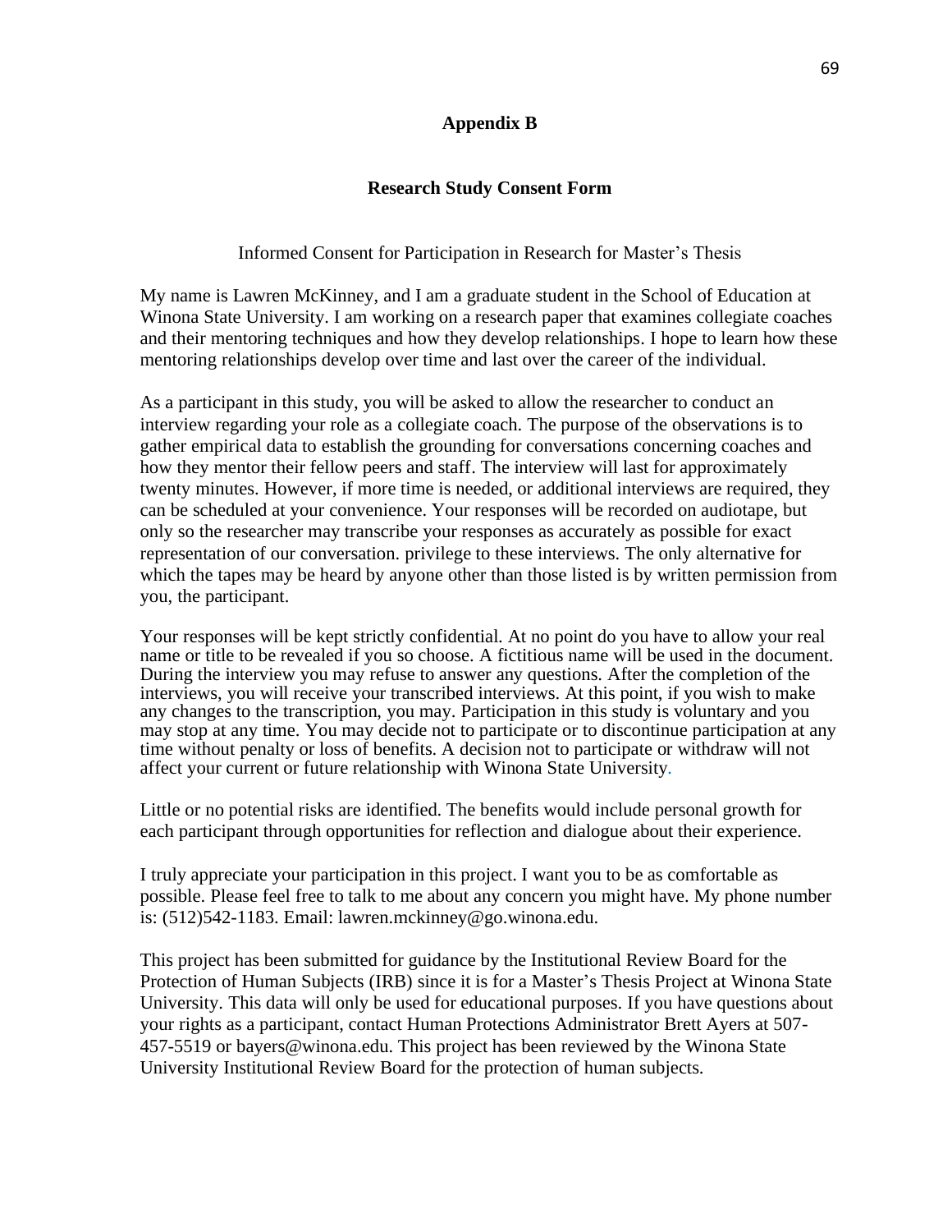# Appendix B

## Research Study Consent Form

Informed Consent for Participation in Research for Master's Thesis

My name is Lawren McKinney, and I am a graduate student in the School of Education at Winona State University. I am working on a research paper that examines collegiate coaches and their mentoring techniques and how they develop relationships. I hope to learn how these mentoring relationships develop over time and last over the career of the individual.

As a participant in this study, you will be asked to allow the researcher to conduct an interview regarding your role as a collegiate coach. The purpose of the observations is to gather empirical data to establish the grounding for conversations concerning coaches and how they mentor their fellow peers and staff. The interview will last for approximately twenty minutes. However, if more time is needed, or additional interviews are required, they can be scheduled at your convenience. Your responses will be recorded on audiotape, but only so the researcher may transcribe your responses as accurately as possible for exact representation of our conversation. privilege to these interviews. The only alternative for which the tapes may be heard by anyone other than those listed is by written permission from you, the participant.

Your responses will be kept strictly confidential. At no point do you have to allow your real name or title to be revealed if you so choose. A fictitious name will be used in the document. During the interview you may refuse to answer any questions. After the completion of the interviews, you will receive your transcribed interviews. At this point, if you wish to make any changes to the transcription, you may. Participation in this study is voluntary and you may stop at any time. You may decide not to participate or to discontinue participation at any time without penalty or loss of benefits. A decision not to participate or withdraw will not affect your current or future relationship with Winona State University.

Little or no potential risks are identified. The benefits would include personal growth for each participant through opportunities for reflection and dialogue about their experience.

I truly appreciate your participation in this project. I want you to be as comfortable as possible. Please feel free to talk to me about any concern you might have. My phone number is: (512)542-1183. Email: lawren.mckinney@go.winona.edu.

This project has been submitted for guidance by the Institutional Review Board for the Protection of Human Subjects (IRB) since it is for a Master's Thesis Project at Winona State University. This data will only be used for educational purposes. If you have questions about your rights as a participant, contact Human Protections Administrator Brett Ayers at 507-457-5519 or bayers@winona.edu. This project has been reviewed by the Winona State University Institutional Review Board for the protection of human subjects.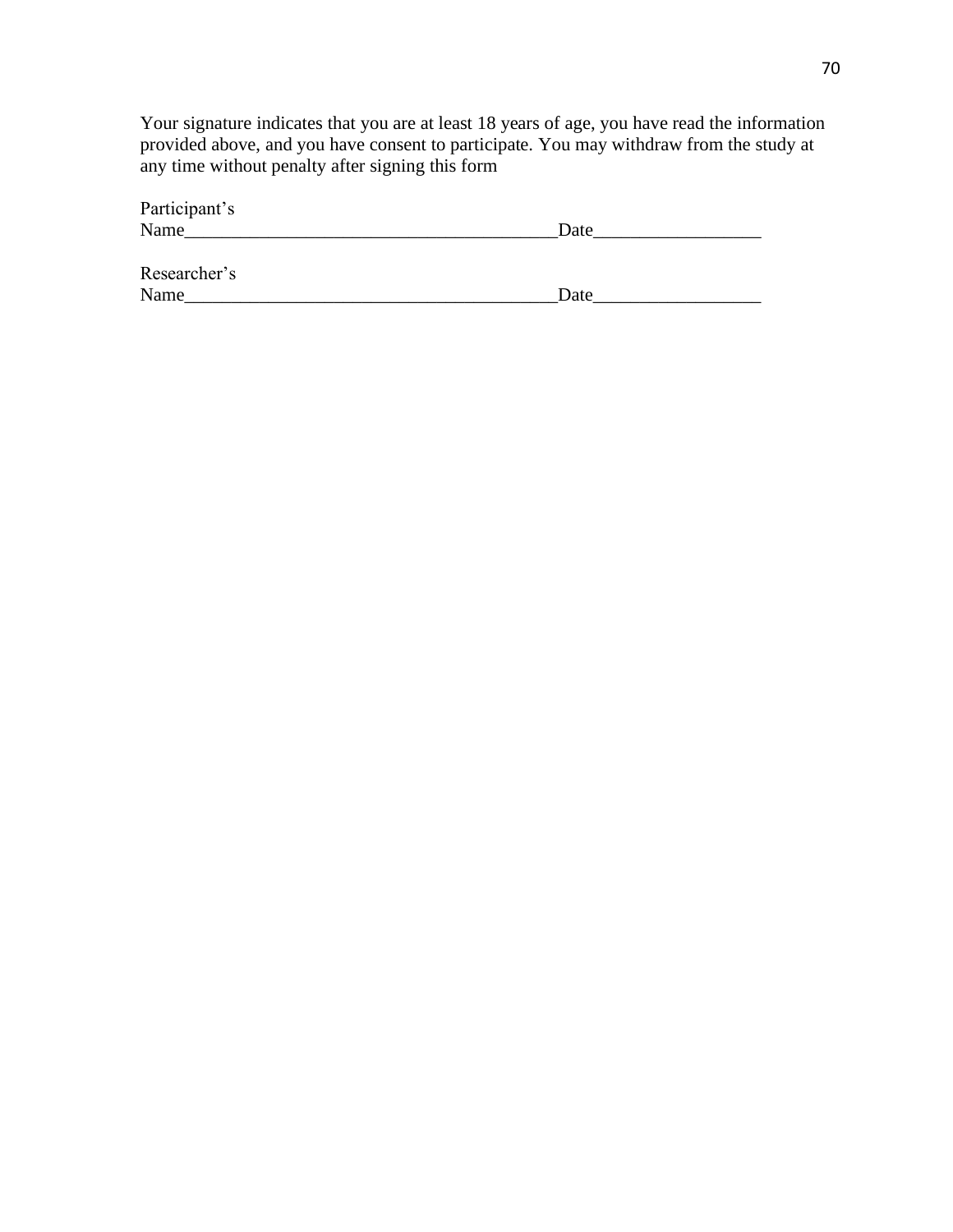Your signature indicates that you are at least 18 years of age, you have read the information provided above, and you have consent to participate. You may withdraw from the study at any time without penalty after signing this form

Participant's Name_______________________________________Date_________________

Researcher's Name_______________________________________Date_________________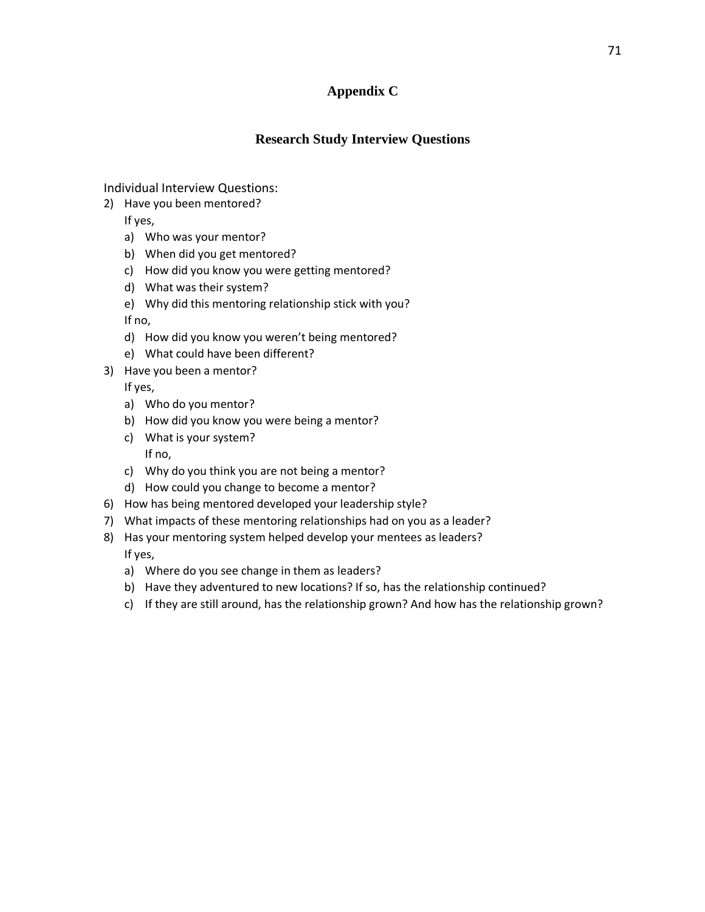# Appendix C

## Research Study Interview Questions

Individual Interview Questions:

2) Have you been mentored?

   If yes,

   a) Who was your mentor?
   b) When did you get mentored?
   c) How did you know you were getting mentored?
   d) What was their system?
   e) Why did this mentoring relationship stick with you?

   If no,

   d) How did you know you weren't being mentored?
   e) What could have been different?

3) Have you been a mentor?

   If yes,

   a) Who do you mentor?
   b) How did you know you were being a mentor?
   c) What is your system?

   If no,

   c) Why do you think you are not being a mentor?
   d) How could you change to become a mentor?

6) How has being mentored developed your leadership style?
7) What impacts of these mentoring relationships had on you as a leader?
8) Has your mentoring system helped develop your mentees as leaders?

   If yes,

   a) Where do you see change in them as leaders?
   b) Have they adventured to new locations? If so, has the relationship continued?
   c) If they are still around, has the relationship grown? And how has the relationship grown?